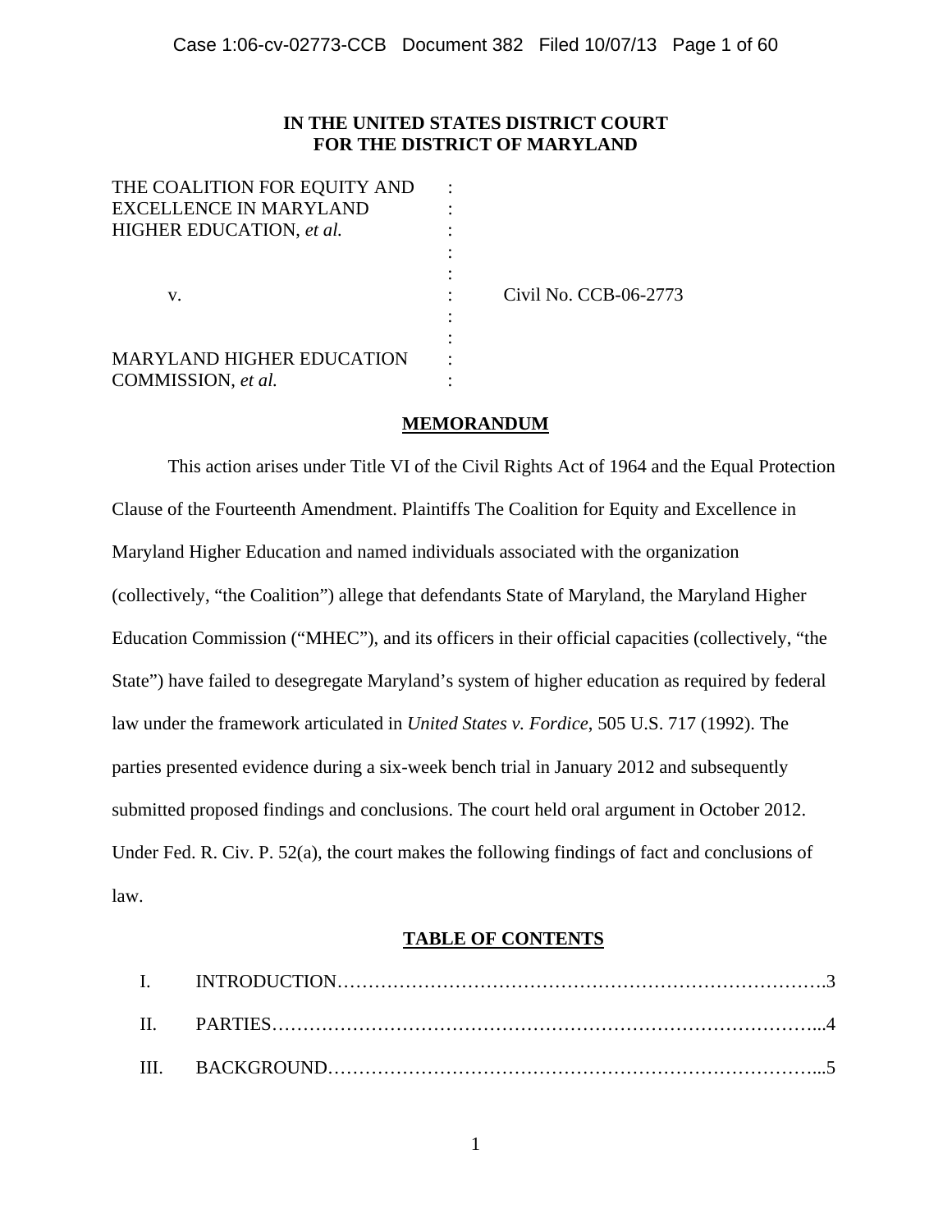**IN THE UNITED STATES DISTRICT COURT**
**FOR THE DISTRICT OF MARYLAND**

| | | |
|---|---|---|
| THE COALITION FOR EQUITY AND EXCELLENCE IN MARYLAND HIGHER EDUCATION, *et al.* | : | |
| v. | : | Civil No. CCB-06-2773 |
| MARYLAND HIGHER EDUCATION COMMISSION, *et al.* | : | |

## MEMORANDUM

This action arises under Title VI of the Civil Rights Act of 1964 and the Equal Protection Clause of the Fourteenth Amendment. Plaintiffs The Coalition for Equity and Excellence in Maryland Higher Education and named individuals associated with the organization (collectively, "the Coalition") allege that defendants State of Maryland, the Maryland Higher Education Commission ("MHEC"), and its officers in their official capacities (collectively, "the State") have failed to desegregate Maryland's system of higher education as required by federal law under the framework articulated in *United States v. Fordice*, 505 U.S. 717 (1992). The parties presented evidence during a six-week bench trial in January 2012 and subsequently submitted proposed findings and conclusions. The court held oral argument in October 2012. Under Fed. R. Civ. P. 52(a), the court makes the following findings of fact and conclusions of law.

## TABLE OF CONTENTS

I. INTRODUCTION……………………………………………………………………….3

II. PARTIES…………………………………………………………………………...4

III. BACKGROUND…………………………………………………………………...5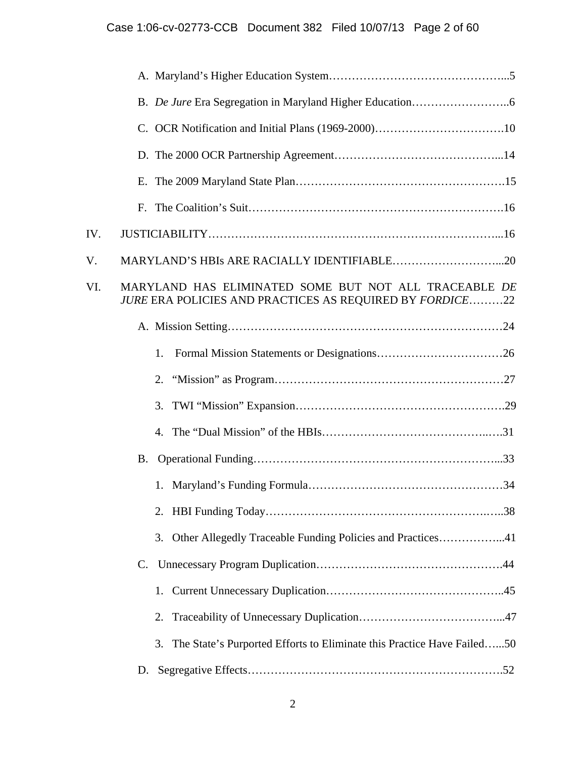A. Maryland's Higher Education System……………………………………...5

B. *De Jure* Era Segregation in Maryland Higher Education……………………..6

C. OCR Notification and Initial Plans (1969-2000)…………………………….10

D. The 2000 OCR Partnership Agreement……………………………………...14

E. The 2009 Maryland State Plan……………………………………………….15

F. The Coalition's Suit……………………………………………………….16

IV. JUSTICIABILITY………………………………………………………………...16

V. MARYLAND'S HBIs ARE RACIALLY IDENTIFIABLE………………………...20

VI. MARYLAND HAS ELIMINATED SOME BUT NOT ALL TRACEABLE *DE JURE* ERA POLICIES AND PRACTICES AS REQUIRED BY *FORDICE*………22

A. Mission Setting……………………………………………………………24

1. Formal Mission Statements or Designations……………………………26

2. "Mission" as Program…………………………………………………27

3. TWI "Mission" Expansion………………………………………………29

4. The "Dual Mission" of the HBIs……………………………………..….31

B. Operational Funding………………………………………………………...33

1. Maryland's Funding Formula…………………………………………34

2. HBI Funding Today…………………………………………………..38

3. Other Allegedly Traceable Funding Policies and Practices……………...41

C. Unnecessary Program Duplication…………………………………………44

1. Current Unnecessary Duplication………………………………………..45

2. Traceability of Unnecessary Duplication………………………………...47

3. The State's Purported Efforts to Eliminate this Practice Have Failed…...50

D. Segregative Effects………………………………………………………….52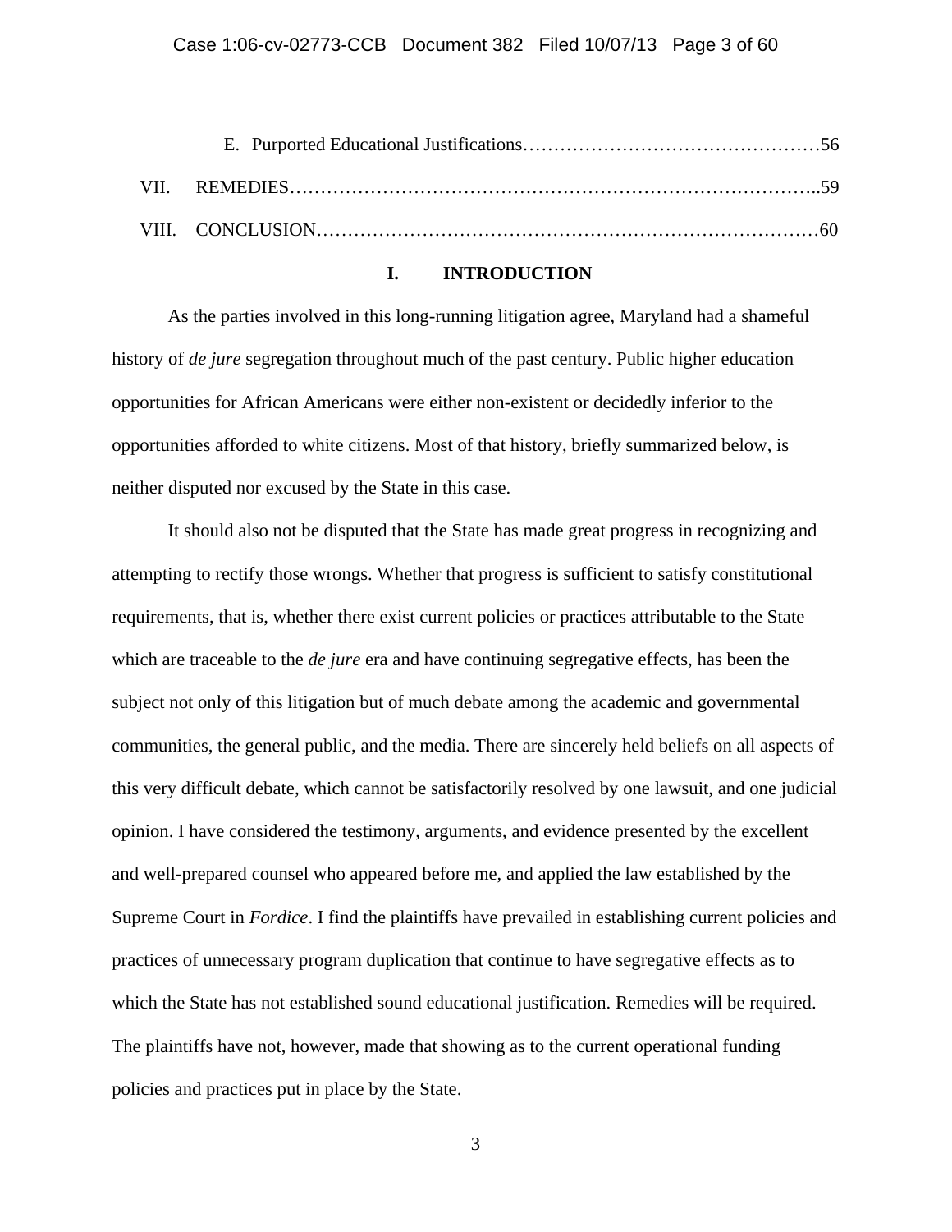E. Purported Educational Justifications……………………………………………56

VII. REMEDIES………………………………………………………………………..59

VIII. CONCLUSION……………………………………………………………………60

## I. INTRODUCTION

As the parties involved in this long-running litigation agree, Maryland had a shameful history of *de jure* segregation throughout much of the past century. Public higher education opportunities for African Americans were either non-existent or decidedly inferior to the opportunities afforded to white citizens. Most of that history, briefly summarized below, is neither disputed nor excused by the State in this case.

It should also not be disputed that the State has made great progress in recognizing and attempting to rectify those wrongs. Whether that progress is sufficient to satisfy constitutional requirements, that is, whether there exist current policies or practices attributable to the State which are traceable to the *de jure* era and have continuing segregative effects, has been the subject not only of this litigation but of much debate among the academic and governmental communities, the general public, and the media. There are sincerely held beliefs on all aspects of this very difficult debate, which cannot be satisfactorily resolved by one lawsuit, and one judicial opinion. I have considered the testimony, arguments, and evidence presented by the excellent and well-prepared counsel who appeared before me, and applied the law established by the Supreme Court in *Fordice*. I find the plaintiffs have prevailed in establishing current policies and practices of unnecessary program duplication that continue to have segregative effects as to which the State has not established sound educational justification. Remedies will be required. The plaintiffs have not, however, made that showing as to the current operational funding policies and practices put in place by the State.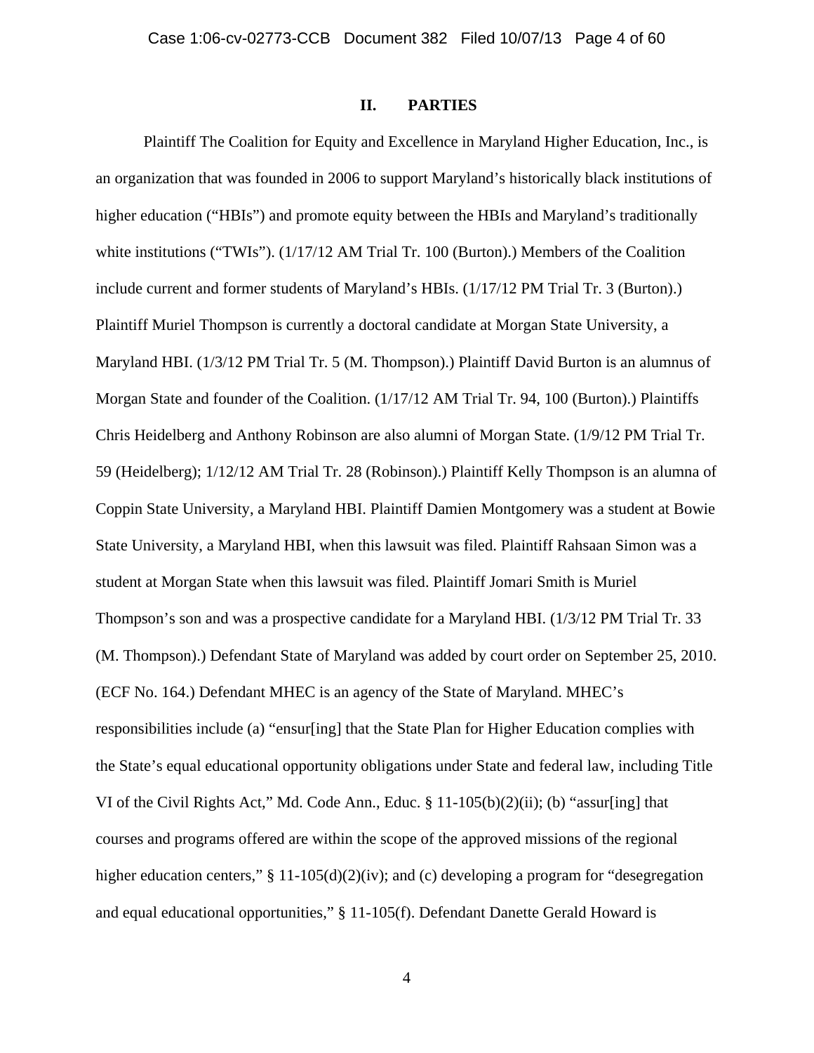## II. PARTIES

Plaintiff The Coalition for Equity and Excellence in Maryland Higher Education, Inc., is an organization that was founded in 2006 to support Maryland's historically black institutions of higher education ("HBIs") and promote equity between the HBIs and Maryland's traditionally white institutions ("TWIs"). (1/17/12 AM Trial Tr. 100 (Burton).) Members of the Coalition include current and former students of Maryland's HBIs. (1/17/12 PM Trial Tr. 3 (Burton).) Plaintiff Muriel Thompson is currently a doctoral candidate at Morgan State University, a Maryland HBI. (1/3/12 PM Trial Tr. 5 (M. Thompson).) Plaintiff David Burton is an alumnus of Morgan State and founder of the Coalition. (1/17/12 AM Trial Tr. 94, 100 (Burton).) Plaintiffs Chris Heidelberg and Anthony Robinson are also alumni of Morgan State. (1/9/12 PM Trial Tr. 59 (Heidelberg); 1/12/12 AM Trial Tr. 28 (Robinson).) Plaintiff Kelly Thompson is an alumna of Coppin State University, a Maryland HBI. Plaintiff Damien Montgomery was a student at Bowie State University, a Maryland HBI, when this lawsuit was filed. Plaintiff Rahsaan Simon was a student at Morgan State when this lawsuit was filed. Plaintiff Jomari Smith is Muriel Thompson's son and was a prospective candidate for a Maryland HBI. (1/3/12 PM Trial Tr. 33 (M. Thompson).) Defendant State of Maryland was added by court order on September 25, 2010. (ECF No. 164.) Defendant MHEC is an agency of the State of Maryland. MHEC's responsibilities include (a) "ensur[ing] that the State Plan for Higher Education complies with the State's equal educational opportunity obligations under State and federal law, including Title VI of the Civil Rights Act," Md. Code Ann., Educ. § 11-105(b)(2)(ii); (b) "assur[ing] that courses and programs offered are within the scope of the approved missions of the regional higher education centers," § 11-105(d)(2)(iv); and (c) developing a program for "desegregation and equal educational opportunities," § 11-105(f). Defendant Danette Gerald Howard is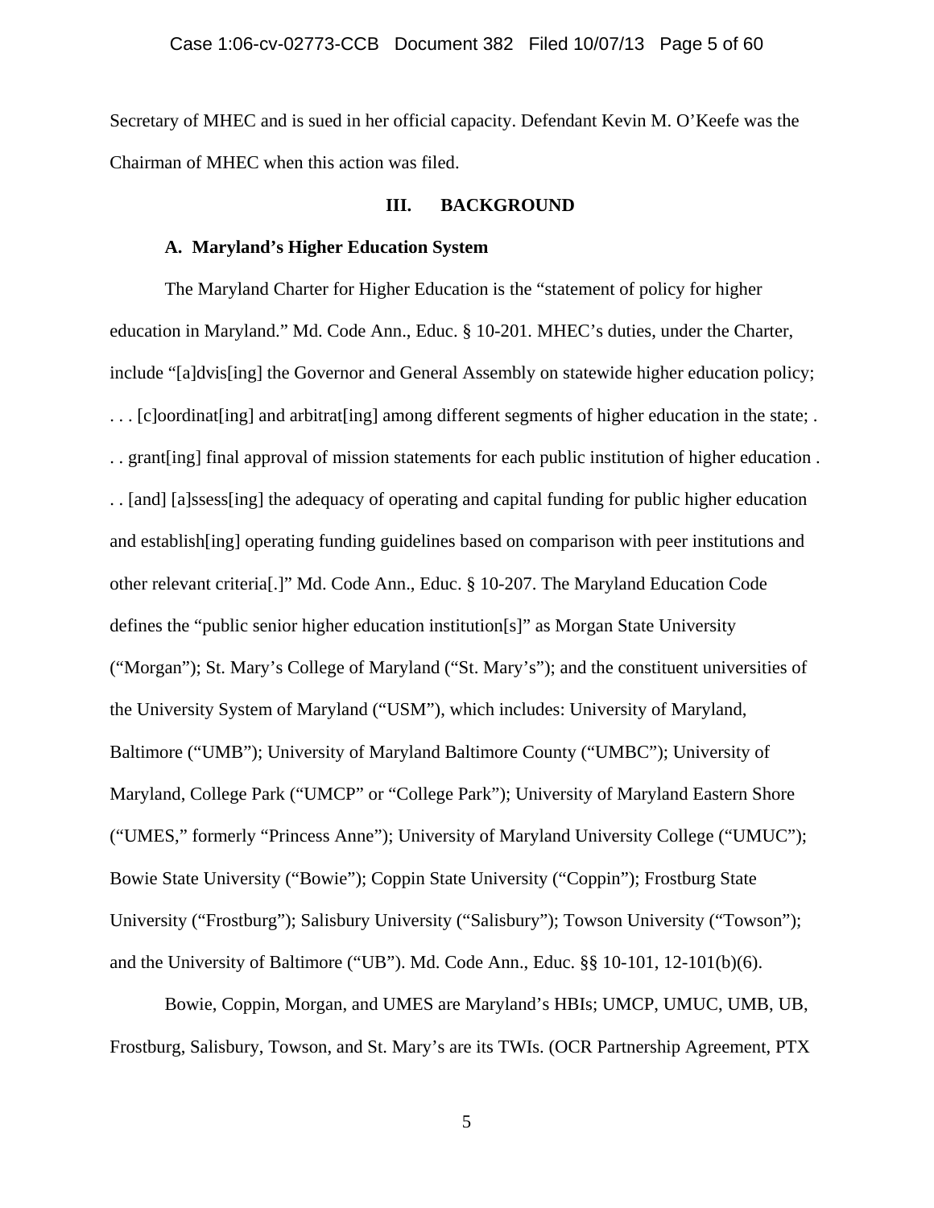Secretary of MHEC and is sued in her official capacity. Defendant Kevin M. O'Keefe was the Chairman of MHEC when this action was filed.

## III. BACKGROUND

### A. Maryland's Higher Education System

The Maryland Charter for Higher Education is the "statement of policy for higher education in Maryland." Md. Code Ann., Educ. § 10-201. MHEC's duties, under the Charter, include "[a]dvis[ing] the Governor and General Assembly on statewide higher education policy; . . . [c]oordinat[ing] and arbitrat[ing] among different segments of higher education in the state; . . . grant[ing] final approval of mission statements for each public institution of higher education . . . [and] [a]ssess[ing] the adequacy of operating and capital funding for public higher education and establish[ing] operating funding guidelines based on comparison with peer institutions and other relevant criteria[.]" Md. Code Ann., Educ. § 10-207. The Maryland Education Code defines the "public senior higher education institution[s]" as Morgan State University ("Morgan"); St. Mary's College of Maryland ("St. Mary's"); and the constituent universities of the University System of Maryland ("USM"), which includes: University of Maryland, Baltimore ("UMB"); University of Maryland Baltimore County ("UMBC"); University of Maryland, College Park ("UMCP" or "College Park"); University of Maryland Eastern Shore ("UMES," formerly "Princess Anne"); University of Maryland University College ("UMUC"); Bowie State University ("Bowie"); Coppin State University ("Coppin"); Frostburg State University ("Frostburg"); Salisbury University ("Salisbury"); Towson University ("Towson"); and the University of Baltimore ("UB"). Md. Code Ann., Educ. §§ 10-101, 12-101(b)(6).

Bowie, Coppin, Morgan, and UMES are Maryland's HBIs; UMCP, UMUC, UMB, UB, Frostburg, Salisbury, Towson, and St. Mary's are its TWIs. (OCR Partnership Agreement, PTX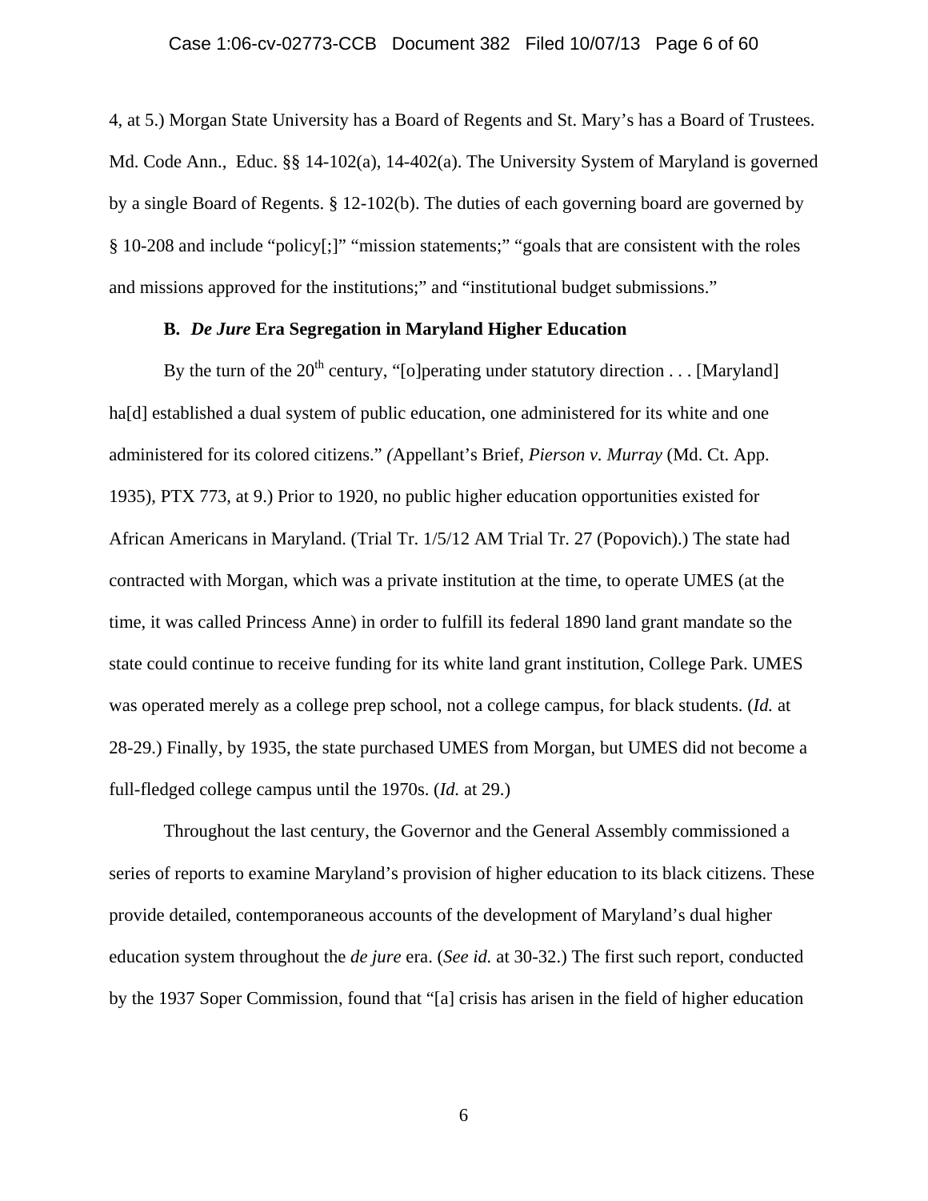4, at 5.) Morgan State University has a Board of Regents and St. Mary's has a Board of Trustees. Md. Code Ann., Educ. §§ 14-102(a), 14-402(a). The University System of Maryland is governed by a single Board of Regents. § 12-102(b). The duties of each governing board are governed by § 10-208 and include "policy[;]" "mission statements;" "goals that are consistent with the roles and missions approved for the institutions;" and "institutional budget submissions."

**B. *De Jure* Era Segregation in Maryland Higher Education**

By the turn of the 20th century, "[o]perating under statutory direction . . . [Maryland] ha[d] established a dual system of public education, one administered for its white and one administered for its colored citizens." (Appellant's Brief, *Pierson v. Murray* (Md. Ct. App. 1935), PTX 773, at 9.) Prior to 1920, no public higher education opportunities existed for African Americans in Maryland. (Trial Tr. 1/5/12 AM Trial Tr. 27 (Popovich).) The state had contracted with Morgan, which was a private institution at the time, to operate UMES (at the time, it was called Princess Anne) in order to fulfill its federal 1890 land grant mandate so the state could continue to receive funding for its white land grant institution, College Park. UMES was operated merely as a college prep school, not a college campus, for black students. (*Id.* at 28-29.) Finally, by 1935, the state purchased UMES from Morgan, but UMES did not become a full-fledged college campus until the 1970s. (*Id.* at 29.)

Throughout the last century, the Governor and the General Assembly commissioned a series of reports to examine Maryland's provision of higher education to its black citizens. These provide detailed, contemporaneous accounts of the development of Maryland's dual higher education system throughout the *de jure* era. (*See id.* at 30-32.) The first such report, conducted by the 1937 Soper Commission, found that "[a] crisis has arisen in the field of higher education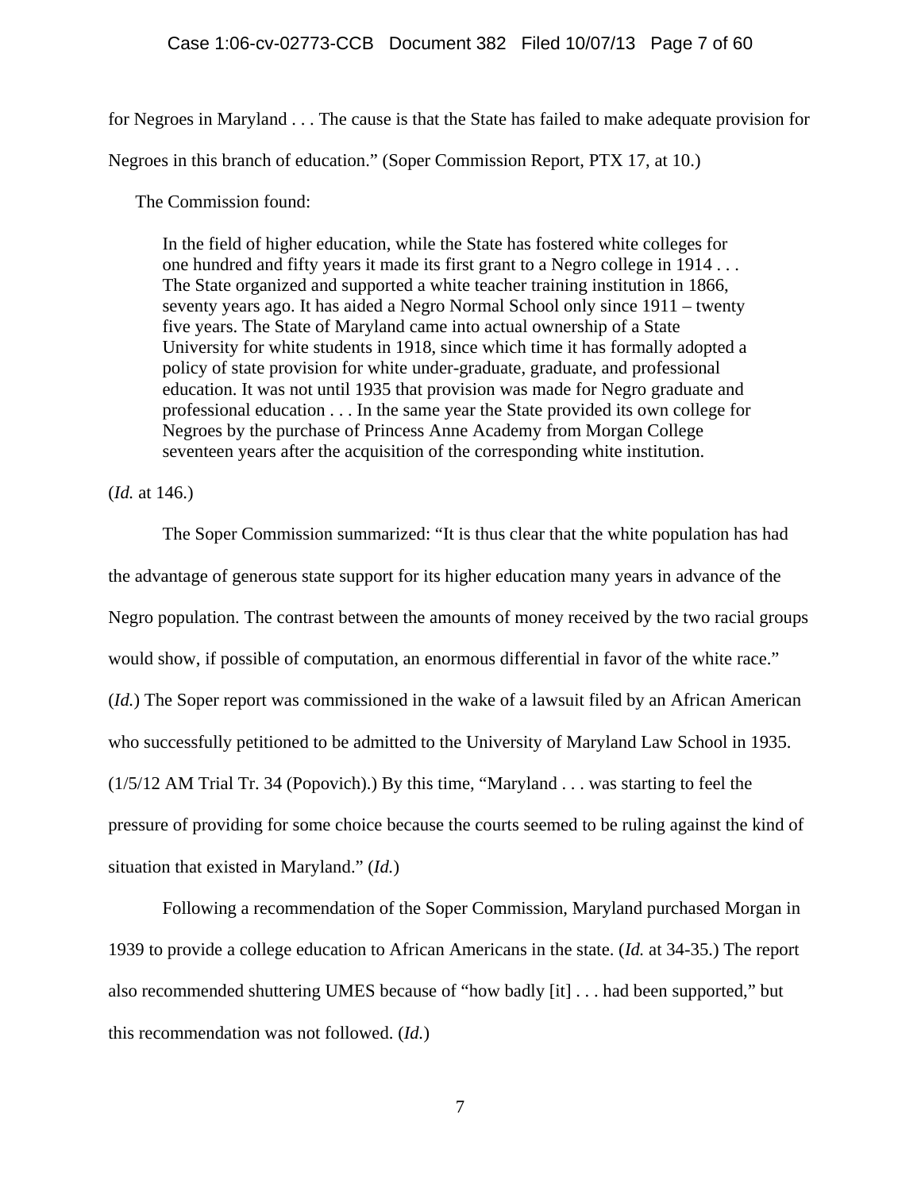for Negroes in Maryland . . . The cause is that the State has failed to make adequate provision for Negroes in this branch of education." (Soper Commission Report, PTX 17, at 10.)

The Commission found:

> In the field of higher education, while the State has fostered white colleges for one hundred and fifty years it made its first grant to a Negro college in 1914 . . . The State organized and supported a white teacher training institution in 1866, seventy years ago. It has aided a Negro Normal School only since 1911 – twenty five years. The State of Maryland came into actual ownership of a State University for white students in 1918, since which time it has formally adopted a policy of state provision for white under-graduate, graduate, and professional education. It was not until 1935 that provision was made for Negro graduate and professional education . . . In the same year the State provided its own college for Negroes by the purchase of Princess Anne Academy from Morgan College seventeen years after the acquisition of the corresponding white institution.

(*Id.* at 146.)

The Soper Commission summarized: "It is thus clear that the white population has had the advantage of generous state support for its higher education many years in advance of the Negro population. The contrast between the amounts of money received by the two racial groups would show, if possible of computation, an enormous differential in favor of the white race." (*Id.*) The Soper report was commissioned in the wake of a lawsuit filed by an African American who successfully petitioned to be admitted to the University of Maryland Law School in 1935. (1/5/12 AM Trial Tr. 34 (Popovich).) By this time, "Maryland . . . was starting to feel the pressure of providing for some choice because the courts seemed to be ruling against the kind of situation that existed in Maryland." (*Id.*)

Following a recommendation of the Soper Commission, Maryland purchased Morgan in 1939 to provide a college education to African Americans in the state. (*Id.* at 34-35.) The report also recommended shuttering UMES because of "how badly [it] . . . had been supported," but this recommendation was not followed. (*Id.*)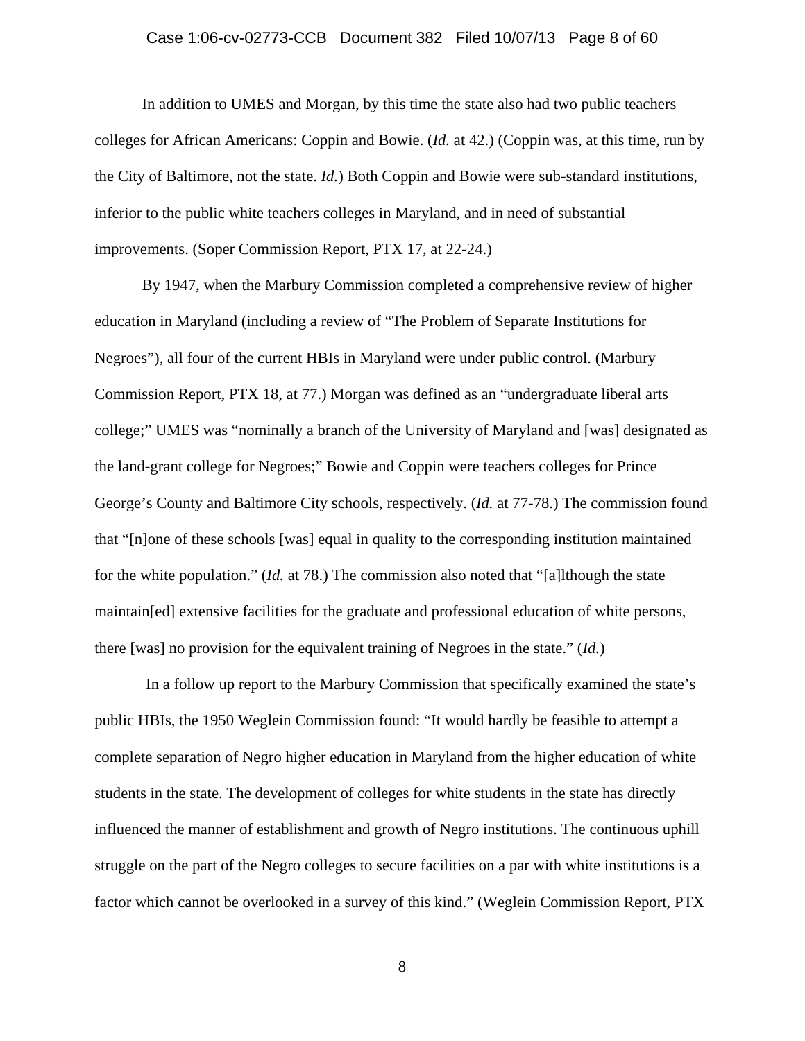In addition to UMES and Morgan, by this time the state also had two public teachers colleges for African Americans: Coppin and Bowie. (*Id.* at 42.) (Coppin was, at this time, run by the City of Baltimore, not the state. *Id.*) Both Coppin and Bowie were sub-standard institutions, inferior to the public white teachers colleges in Maryland, and in need of substantial improvements. (Soper Commission Report, PTX 17, at 22-24.)

By 1947, when the Marbury Commission completed a comprehensive review of higher education in Maryland (including a review of "The Problem of Separate Institutions for Negroes"), all four of the current HBIs in Maryland were under public control. (Marbury Commission Report, PTX 18, at 77.) Morgan was defined as an "undergraduate liberal arts college;" UMES was "nominally a branch of the University of Maryland and [was] designated as the land-grant college for Negroes;" Bowie and Coppin were teachers colleges for Prince George's County and Baltimore City schools, respectively. (*Id.* at 77-78.) The commission found that "[n]one of these schools [was] equal in quality to the corresponding institution maintained for the white population." (*Id.* at 78.) The commission also noted that "[a]lthough the state maintain[ed] extensive facilities for the graduate and professional education of white persons, there [was] no provision for the equivalent training of Negroes in the state." (*Id.*)

In a follow up report to the Marbury Commission that specifically examined the state's public HBIs, the 1950 Weglein Commission found: "It would hardly be feasible to attempt a complete separation of Negro higher education in Maryland from the higher education of white students in the state. The development of colleges for white students in the state has directly influenced the manner of establishment and growth of Negro institutions. The continuous uphill struggle on the part of the Negro colleges to secure facilities on a par with white institutions is a factor which cannot be overlooked in a survey of this kind." (Weglein Commission Report, PTX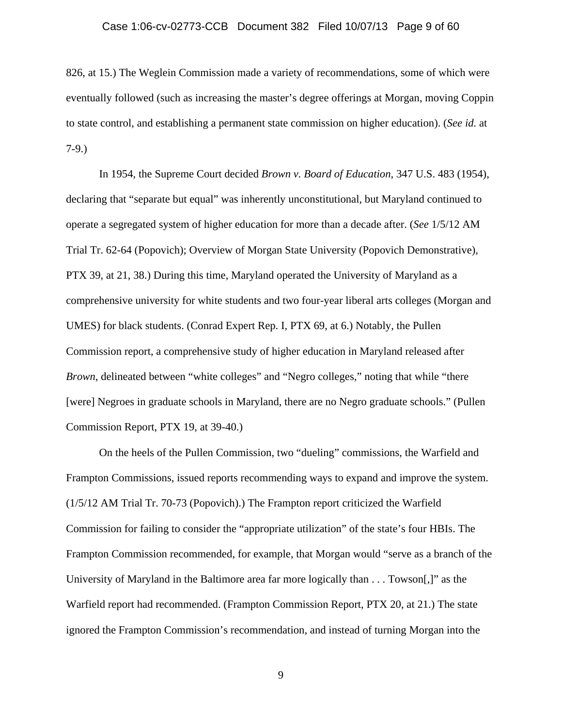826, at 15.) The Weglein Commission made a variety of recommendations, some of which were eventually followed (such as increasing the master's degree offerings at Morgan, moving Coppin to state control, and establishing a permanent state commission on higher education). (*See id.* at 7-9.)

In 1954, the Supreme Court decided *Brown v. Board of Education*, 347 U.S. 483 (1954), declaring that "separate but equal" was inherently unconstitutional, but Maryland continued to operate a segregated system of higher education for more than a decade after. (*See* 1/5/12 AM Trial Tr. 62-64 (Popovich); Overview of Morgan State University (Popovich Demonstrative), PTX 39, at 21, 38.) During this time, Maryland operated the University of Maryland as a comprehensive university for white students and two four-year liberal arts colleges (Morgan and UMES) for black students. (Conrad Expert Rep. I, PTX 69, at 6.) Notably, the Pullen Commission report, a comprehensive study of higher education in Maryland released after *Brown*, delineated between "white colleges" and "Negro colleges," noting that while "there [were] Negroes in graduate schools in Maryland, there are no Negro graduate schools." (Pullen Commission Report, PTX 19, at 39-40.)

On the heels of the Pullen Commission, two "dueling" commissions, the Warfield and Frampton Commissions, issued reports recommending ways to expand and improve the system. (1/5/12 AM Trial Tr. 70-73 (Popovich).) The Frampton report criticized the Warfield Commission for failing to consider the "appropriate utilization" of the state's four HBIs. The Frampton Commission recommended, for example, that Morgan would "serve as a branch of the University of Maryland in the Baltimore area far more logically than . . . Towson[,]" as the Warfield report had recommended. (Frampton Commission Report, PTX 20, at 21.) The state ignored the Frampton Commission's recommendation, and instead of turning Morgan into the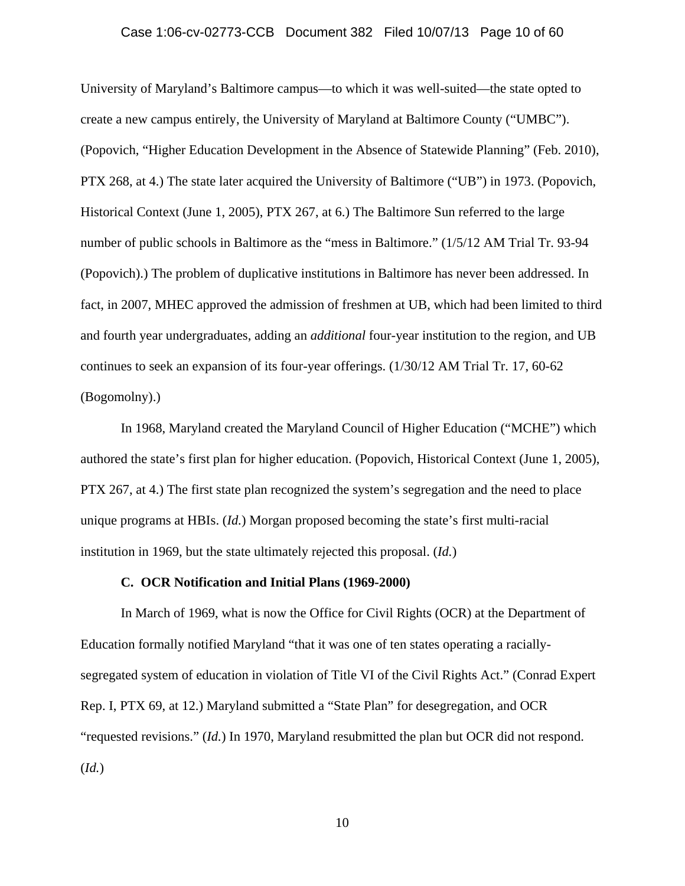University of Maryland's Baltimore campus—to which it was well-suited—the state opted to create a new campus entirely, the University of Maryland at Baltimore County ("UMBC"). (Popovich, "Higher Education Development in the Absence of Statewide Planning" (Feb. 2010), PTX 268, at 4.) The state later acquired the University of Baltimore ("UB") in 1973. (Popovich, Historical Context (June 1, 2005), PTX 267, at 6.) The Baltimore Sun referred to the large number of public schools in Baltimore as the "mess in Baltimore." (1/5/12 AM Trial Tr. 93-94 (Popovich).) The problem of duplicative institutions in Baltimore has never been addressed. In fact, in 2007, MHEC approved the admission of freshmen at UB, which had been limited to third and fourth year undergraduates, adding an *additional* four-year institution to the region, and UB continues to seek an expansion of its four-year offerings. (1/30/12 AM Trial Tr. 17, 60-62 (Bogomolny).)

In 1968, Maryland created the Maryland Council of Higher Education ("MCHE") which authored the state's first plan for higher education. (Popovich, Historical Context (June 1, 2005), PTX 267, at 4.) The first state plan recognized the system's segregation and the need to place unique programs at HBIs. (*Id.*) Morgan proposed becoming the state's first multi-racial institution in 1969, but the state ultimately rejected this proposal. (*Id.*)

### C. OCR Notification and Initial Plans (1969-2000)

In March of 1969, what is now the Office for Civil Rights (OCR) at the Department of Education formally notified Maryland "that it was one of ten states operating a racially-segregated system of education in violation of Title VI of the Civil Rights Act." (Conrad Expert Rep. I, PTX 69, at 12.) Maryland submitted a "State Plan" for desegregation, and OCR "requested revisions." (*Id.*) In 1970, Maryland resubmitted the plan but OCR did not respond. (*Id.*)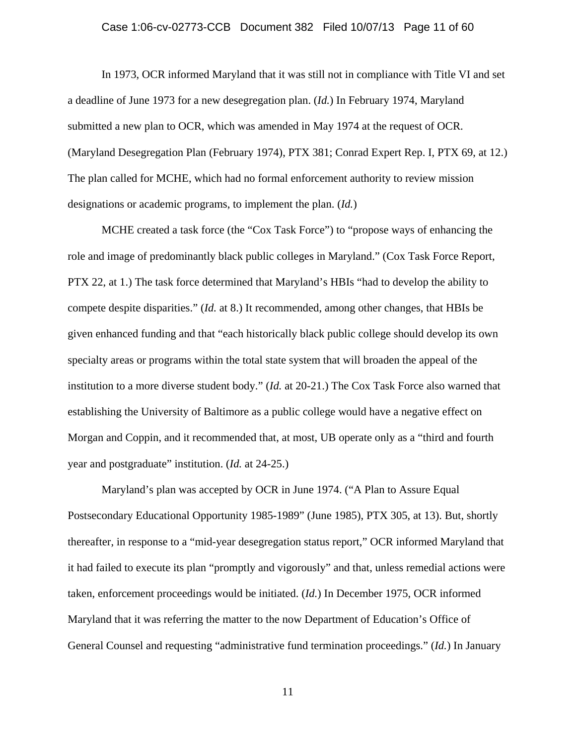In 1973, OCR informed Maryland that it was still not in compliance with Title VI and set a deadline of June 1973 for a new desegregation plan. (*Id.*) In February 1974, Maryland submitted a new plan to OCR, which was amended in May 1974 at the request of OCR. (Maryland Desegregation Plan (February 1974), PTX 381; Conrad Expert Rep. I, PTX 69, at 12.) The plan called for MCHE, which had no formal enforcement authority to review mission designations or academic programs, to implement the plan. (*Id.*)

MCHE created a task force (the "Cox Task Force") to "propose ways of enhancing the role and image of predominantly black public colleges in Maryland." (Cox Task Force Report, PTX 22, at 1.) The task force determined that Maryland's HBIs "had to develop the ability to compete despite disparities." (*Id.* at 8.) It recommended, among other changes, that HBIs be given enhanced funding and that "each historically black public college should develop its own specialty areas or programs within the total state system that will broaden the appeal of the institution to a more diverse student body." (*Id.* at 20-21.) The Cox Task Force also warned that establishing the University of Baltimore as a public college would have a negative effect on Morgan and Coppin, and it recommended that, at most, UB operate only as a "third and fourth year and postgraduate" institution. (*Id.* at 24-25.)

Maryland's plan was accepted by OCR in June 1974. ("A Plan to Assure Equal Postsecondary Educational Opportunity 1985-1989" (June 1985), PTX 305, at 13). But, shortly thereafter, in response to a "mid-year desegregation status report," OCR informed Maryland that it had failed to execute its plan "promptly and vigorously" and that, unless remedial actions were taken, enforcement proceedings would be initiated. (*Id.*) In December 1975, OCR informed Maryland that it was referring the matter to the now Department of Education's Office of General Counsel and requesting "administrative fund termination proceedings." (*Id.*) In January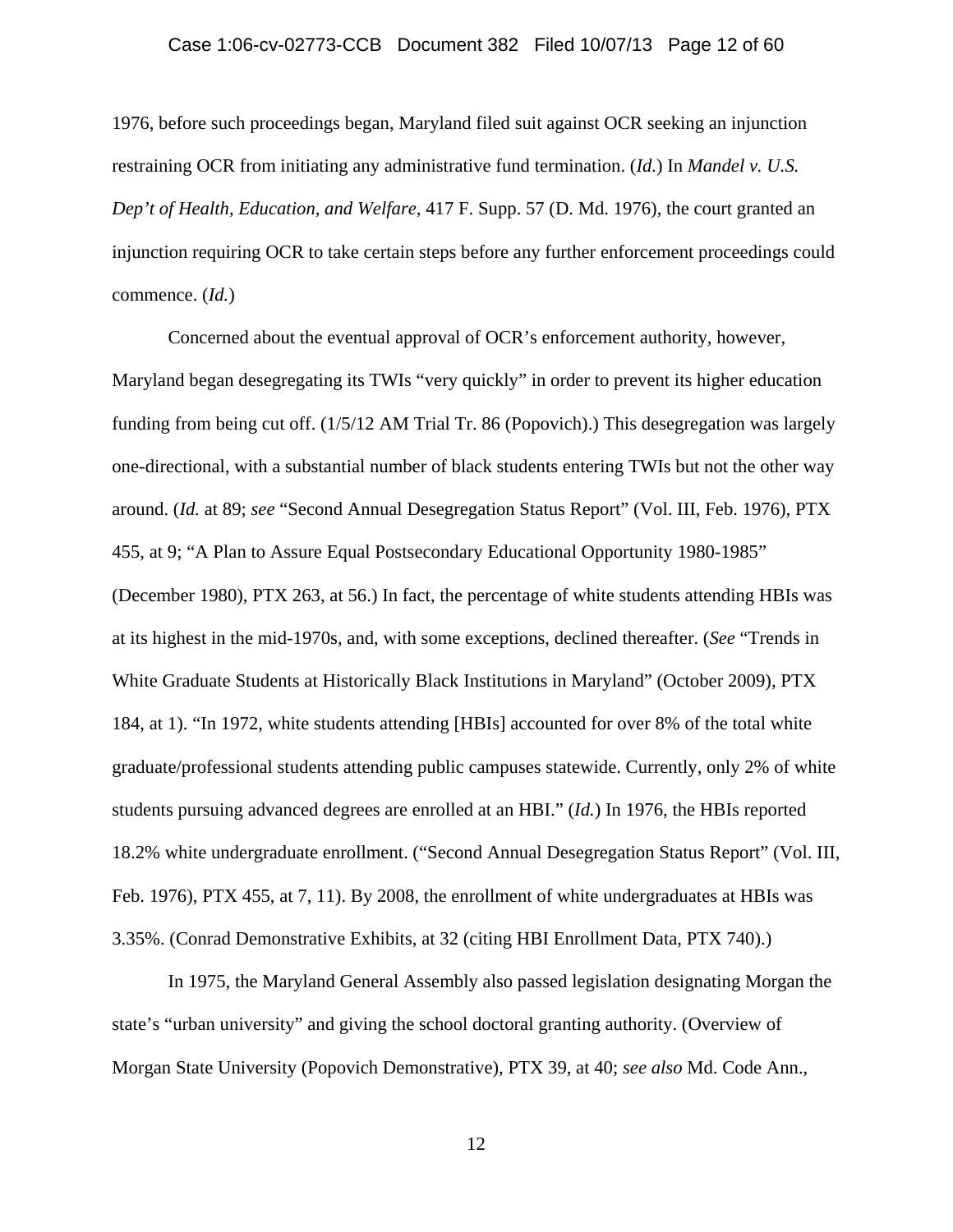1976, before such proceedings began, Maryland filed suit against OCR seeking an injunction restraining OCR from initiating any administrative fund termination. (*Id.*) In *Mandel v. U.S. Dep't of Health, Education, and Welfare*, 417 F. Supp. 57 (D. Md. 1976), the court granted an injunction requiring OCR to take certain steps before any further enforcement proceedings could commence. (*Id.*)

Concerned about the eventual approval of OCR's enforcement authority, however, Maryland began desegregating its TWIs "very quickly" in order to prevent its higher education funding from being cut off. (1/5/12 AM Trial Tr. 86 (Popovich).) This desegregation was largely one-directional, with a substantial number of black students entering TWIs but not the other way around. (*Id.* at 89; *see* "Second Annual Desegregation Status Report" (Vol. III, Feb. 1976), PTX 455, at 9; "A Plan to Assure Equal Postsecondary Educational Opportunity 1980-1985" (December 1980), PTX 263, at 56.) In fact, the percentage of white students attending HBIs was at its highest in the mid-1970s, and, with some exceptions, declined thereafter. (*See* "Trends in White Graduate Students at Historically Black Institutions in Maryland" (October 2009), PTX 184, at 1). "In 1972, white students attending [HBIs] accounted for over 8% of the total white graduate/professional students attending public campuses statewide. Currently, only 2% of white students pursuing advanced degrees are enrolled at an HBI." (*Id.*) In 1976, the HBIs reported 18.2% white undergraduate enrollment. ("Second Annual Desegregation Status Report" (Vol. III, Feb. 1976), PTX 455, at 7, 11). By 2008, the enrollment of white undergraduates at HBIs was 3.35%. (Conrad Demonstrative Exhibits, at 32 (citing HBI Enrollment Data, PTX 740).)

In 1975, the Maryland General Assembly also passed legislation designating Morgan the state's "urban university" and giving the school doctoral granting authority. (Overview of Morgan State University (Popovich Demonstrative), PTX 39, at 40; *see also* Md. Code Ann.,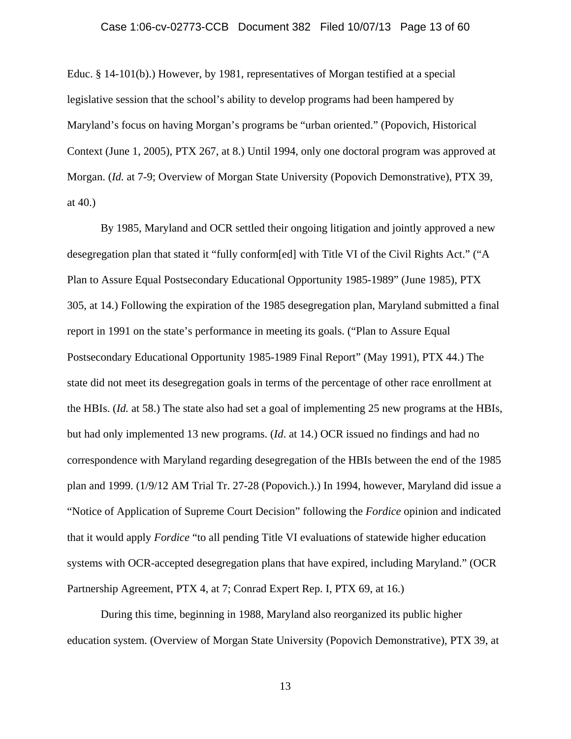Educ. § 14-101(b).) However, by 1981, representatives of Morgan testified at a special legislative session that the school's ability to develop programs had been hampered by Maryland's focus on having Morgan's programs be "urban oriented." (Popovich, Historical Context (June 1, 2005), PTX 267, at 8.) Until 1994, only one doctoral program was approved at Morgan. (*Id.* at 7-9; Overview of Morgan State University (Popovich Demonstrative), PTX 39, at 40.)

By 1985, Maryland and OCR settled their ongoing litigation and jointly approved a new desegregation plan that stated it "fully conform[ed] with Title VI of the Civil Rights Act." ("A Plan to Assure Equal Postsecondary Educational Opportunity 1985-1989" (June 1985), PTX 305, at 14.) Following the expiration of the 1985 desegregation plan, Maryland submitted a final report in 1991 on the state's performance in meeting its goals. ("Plan to Assure Equal Postsecondary Educational Opportunity 1985-1989 Final Report" (May 1991), PTX 44.) The state did not meet its desegregation goals in terms of the percentage of other race enrollment at the HBIs. (*Id.* at 58.) The state also had set a goal of implementing 25 new programs at the HBIs, but had only implemented 13 new programs. (*Id*. at 14.) OCR issued no findings and had no correspondence with Maryland regarding desegregation of the HBIs between the end of the 1985 plan and 1999. (1/9/12 AM Trial Tr. 27-28 (Popovich.).) In 1994, however, Maryland did issue a "Notice of Application of Supreme Court Decision" following the *Fordice* opinion and indicated that it would apply *Fordice* "to all pending Title VI evaluations of statewide higher education systems with OCR-accepted desegregation plans that have expired, including Maryland." (OCR Partnership Agreement, PTX 4, at 7; Conrad Expert Rep. I, PTX 69, at 16.)

During this time, beginning in 1988, Maryland also reorganized its public higher education system. (Overview of Morgan State University (Popovich Demonstrative), PTX 39, at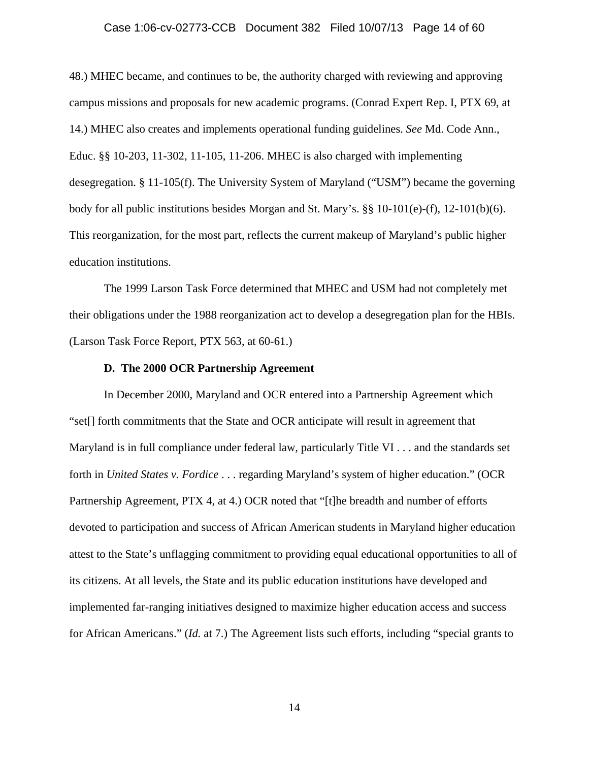48.) MHEC became, and continues to be, the authority charged with reviewing and approving campus missions and proposals for new academic programs. (Conrad Expert Rep. I, PTX 69, at 14.) MHEC also creates and implements operational funding guidelines. *See* Md. Code Ann., Educ. §§ 10-203, 11-302, 11-105, 11-206. MHEC is also charged with implementing desegregation. § 11-105(f). The University System of Maryland ("USM") became the governing body for all public institutions besides Morgan and St. Mary's. §§ 10-101(e)-(f), 12-101(b)(6). This reorganization, for the most part, reflects the current makeup of Maryland's public higher education institutions.

The 1999 Larson Task Force determined that MHEC and USM had not completely met their obligations under the 1988 reorganization act to develop a desegregation plan for the HBIs. (Larson Task Force Report, PTX 563, at 60-61.)

### D. The 2000 OCR Partnership Agreement

In December 2000, Maryland and OCR entered into a Partnership Agreement which "set[] forth commitments that the State and OCR anticipate will result in agreement that Maryland is in full compliance under federal law, particularly Title VI . . . and the standards set forth in *United States v. Fordice* . . . regarding Maryland's system of higher education." (OCR Partnership Agreement, PTX 4, at 4.) OCR noted that "[t]he breadth and number of efforts devoted to participation and success of African American students in Maryland higher education attest to the State's unflagging commitment to providing equal educational opportunities to all of its citizens. At all levels, the State and its public education institutions have developed and implemented far-ranging initiatives designed to maximize higher education access and success for African Americans." (*Id.* at 7.) The Agreement lists such efforts, including "special grants to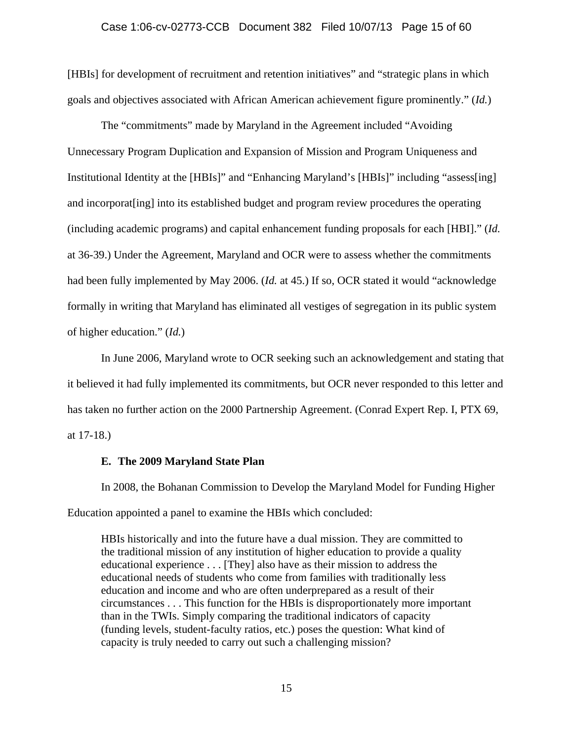[HBIs] for development of recruitment and retention initiatives" and "strategic plans in which goals and objectives associated with African American achievement figure prominently." (*Id.*)

The "commitments" made by Maryland in the Agreement included "Avoiding Unnecessary Program Duplication and Expansion of Mission and Program Uniqueness and Institutional Identity at the [HBIs]" and "Enhancing Maryland's [HBIs]" including "assess[ing] and incorporat[ing] into its established budget and program review procedures the operating (including academic programs) and capital enhancement funding proposals for each [HBI]." (*Id.* at 36-39.) Under the Agreement, Maryland and OCR were to assess whether the commitments had been fully implemented by May 2006. (*Id.* at 45.) If so, OCR stated it would "acknowledge formally in writing that Maryland has eliminated all vestiges of segregation in its public system of higher education." (*Id.*)

In June 2006, Maryland wrote to OCR seeking such an acknowledgement and stating that it believed it had fully implemented its commitments, but OCR never responded to this letter and has taken no further action on the 2000 Partnership Agreement. (Conrad Expert Rep. I, PTX 69, at 17-18.)

### E. The 2009 Maryland State Plan

In 2008, the Bohanan Commission to Develop the Maryland Model for Funding Higher Education appointed a panel to examine the HBIs which concluded:

> HBIs historically and into the future have a dual mission. They are committed to the traditional mission of any institution of higher education to provide a quality educational experience . . . [They] also have as their mission to address the educational needs of students who come from families with traditionally less education and income and who are often underprepared as a result of their circumstances . . . This function for the HBIs is disproportionately more important than in the TWIs. Simply comparing the traditional indicators of capacity (funding levels, student-faculty ratios, etc.) poses the question: What kind of capacity is truly needed to carry out such a challenging mission?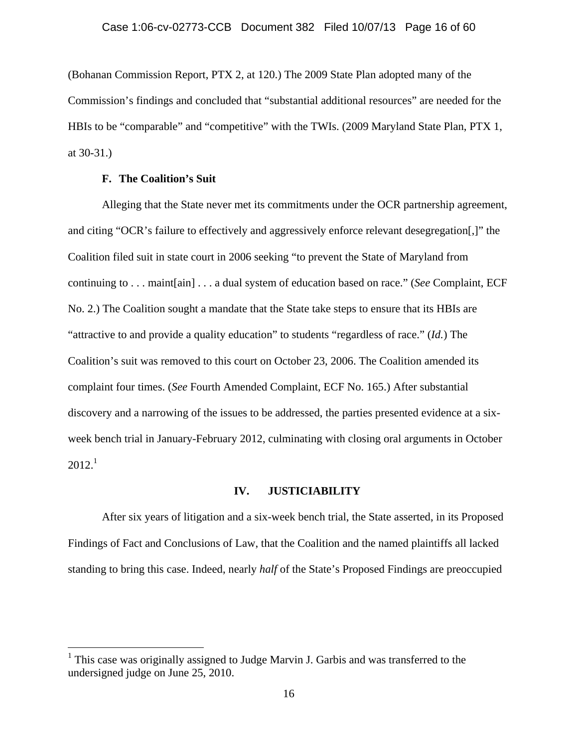(Bohanan Commission Report, PTX 2, at 120.) The 2009 State Plan adopted many of the Commission's findings and concluded that "substantial additional resources" are needed for the HBIs to be "comparable" and "competitive" with the TWIs. (2009 Maryland State Plan, PTX 1, at 30-31.)

### F. The Coalition's Suit

Alleging that the State never met its commitments under the OCR partnership agreement, and citing "OCR's failure to effectively and aggressively enforce relevant desegregation[,]" the Coalition filed suit in state court in 2006 seeking "to prevent the State of Maryland from continuing to . . . maint[ain] . . . a dual system of education based on race." (*See* Complaint, ECF No. 2.) The Coalition sought a mandate that the State take steps to ensure that its HBIs are "attractive to and provide a quality education" to students "regardless of race." (*Id.*) The Coalition's suit was removed to this court on October 23, 2006. The Coalition amended its complaint four times. (*See* Fourth Amended Complaint, ECF No. 165.) After substantial discovery and a narrowing of the issues to be addressed, the parties presented evidence at a six-week bench trial in January-February 2012, culminating with closing oral arguments in October 2012.[1]

## IV. JUSTICIABILITY

After six years of litigation and a six-week bench trial, the State asserted, in its Proposed Findings of Fact and Conclusions of Law, that the Coalition and the named plaintiffs all lacked standing to bring this case. Indeed, nearly *half* of the State's Proposed Findings are preoccupied

[1] This case was originally assigned to Judge Marvin J. Garbis and was transferred to the undersigned judge on June 25, 2010.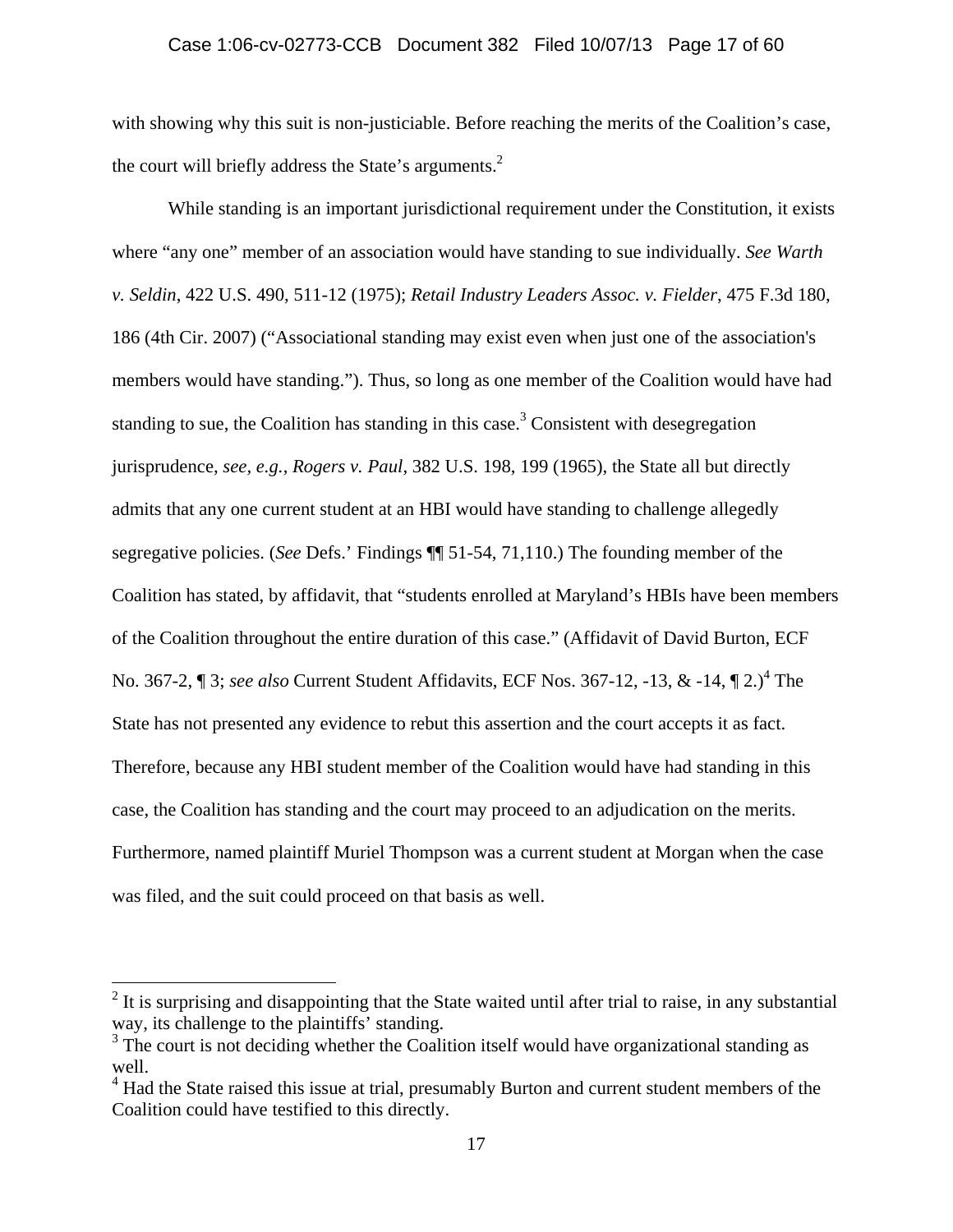with showing why this suit is non-justiciable. Before reaching the merits of the Coalition's case, the court will briefly address the State's arguments.[2]

While standing is an important jurisdictional requirement under the Constitution, it exists where "any one" member of an association would have standing to sue individually. *See Warth v. Seldin*, 422 U.S. 490, 511-12 (1975); *Retail Industry Leaders Assoc. v. Fielder*, 475 F.3d 180, 186 (4th Cir. 2007) ("Associational standing may exist even when just one of the association's members would have standing."). Thus, so long as one member of the Coalition would have had standing to sue, the Coalition has standing in this case.[3] Consistent with desegregation jurisprudence, *see, e.g.*, *Rogers v. Paul*, 382 U.S. 198, 199 (1965), the State all but directly admits that any one current student at an HBI would have standing to challenge allegedly segregative policies. (*See* Defs.' Findings ¶¶ 51-54, 71,110.) The founding member of the Coalition has stated, by affidavit, that "students enrolled at Maryland's HBIs have been members of the Coalition throughout the entire duration of this case." (Affidavit of David Burton, ECF No. 367-2, ¶ 3; *see also* Current Student Affidavits, ECF Nos. 367-12, -13, & -14, ¶ 2.)[4] The State has not presented any evidence to rebut this assertion and the court accepts it as fact. Therefore, because any HBI student member of the Coalition would have had standing in this case, the Coalition has standing and the court may proceed to an adjudication on the merits. Furthermore, named plaintiff Muriel Thompson was a current student at Morgan when the case was filed, and the suit could proceed on that basis as well.

---

[2] It is surprising and disappointing that the State waited until after trial to raise, in any substantial way, its challenge to the plaintiffs' standing.

[3] The court is not deciding whether the Coalition itself would have organizational standing as well.

[4] Had the State raised this issue at trial, presumably Burton and current student members of the Coalition could have testified to this directly.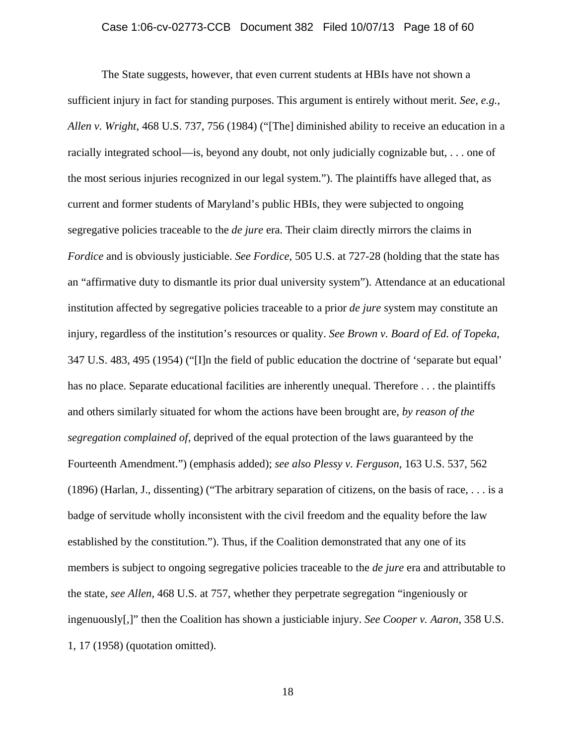The State suggests, however, that even current students at HBIs have not shown a sufficient injury in fact for standing purposes. This argument is entirely without merit. *See, e.g.*, *Allen v. Wright*, 468 U.S. 737, 756 (1984) ("[The] diminished ability to receive an education in a racially integrated school—is, beyond any doubt, not only judicially cognizable but, . . . one of the most serious injuries recognized in our legal system."). The plaintiffs have alleged that, as current and former students of Maryland's public HBIs, they were subjected to ongoing segregative policies traceable to the *de jure* era. Their claim directly mirrors the claims in *Fordice* and is obviously justiciable. *See Fordice*, 505 U.S. at 727-28 (holding that the state has an "affirmative duty to dismantle its prior dual university system"). Attendance at an educational institution affected by segregative policies traceable to a prior *de jure* system may constitute an injury, regardless of the institution's resources or quality. *See Brown v. Board of Ed. of Topeka*, 347 U.S. 483, 495 (1954) ("[I]n the field of public education the doctrine of 'separate but equal' has no place. Separate educational facilities are inherently unequal. Therefore . . . the plaintiffs and others similarly situated for whom the actions have been brought are, *by reason of the segregation complained of*, deprived of the equal protection of the laws guaranteed by the Fourteenth Amendment.") (emphasis added); *see also Plessy v. Ferguson*, 163 U.S. 537, 562 (1896) (Harlan, J., dissenting) ("The arbitrary separation of citizens, on the basis of race, . . . is a badge of servitude wholly inconsistent with the civil freedom and the equality before the law established by the constitution."). Thus, if the Coalition demonstrated that any one of its members is subject to ongoing segregative policies traceable to the *de jure* era and attributable to the state, *see Allen*, 468 U.S. at 757, whether they perpetrate segregation "ingeniously or ingenuously[,]" then the Coalition has shown a justiciable injury. *See Cooper v. Aaron*, 358 U.S. 1, 17 (1958) (quotation omitted).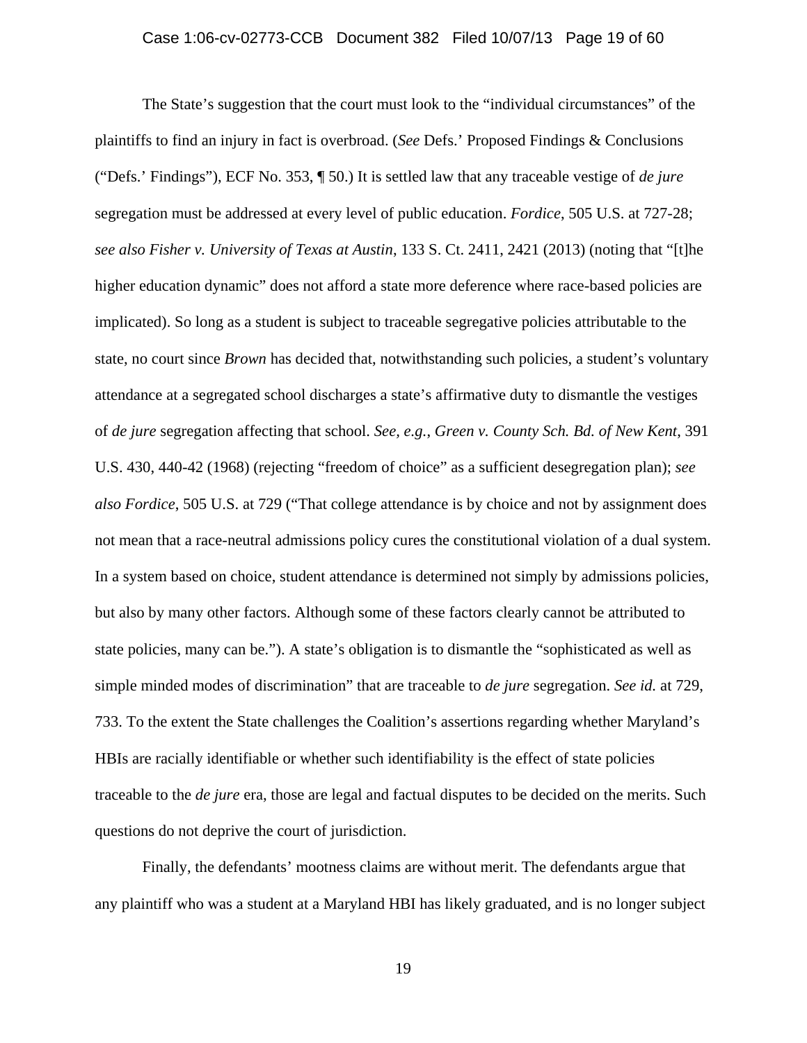The State's suggestion that the court must look to the "individual circumstances" of the plaintiffs to find an injury in fact is overbroad. (*See* Defs.' Proposed Findings & Conclusions ("Defs.' Findings"), ECF No. 353, ¶ 50.) It is settled law that any traceable vestige of *de jure* segregation must be addressed at every level of public education. *Fordice*, 505 U.S. at 727-28; *see also Fisher v. University of Texas at Austin*, 133 S. Ct. 2411, 2421 (2013) (noting that "[t]he higher education dynamic" does not afford a state more deference where race-based policies are implicated). So long as a student is subject to traceable segregative policies attributable to the state, no court since *Brown* has decided that, notwithstanding such policies, a student's voluntary attendance at a segregated school discharges a state's affirmative duty to dismantle the vestiges of *de jure* segregation affecting that school. *See, e.g.*, *Green v. County Sch. Bd. of New Kent*, 391 U.S. 430, 440-42 (1968) (rejecting "freedom of choice" as a sufficient desegregation plan); *see also Fordice*, 505 U.S. at 729 ("That college attendance is by choice and not by assignment does not mean that a race-neutral admissions policy cures the constitutional violation of a dual system. In a system based on choice, student attendance is determined not simply by admissions policies, but also by many other factors. Although some of these factors clearly cannot be attributed to state policies, many can be."). A state's obligation is to dismantle the "sophisticated as well as simple minded modes of discrimination" that are traceable to *de jure* segregation. *See id.* at 729, 733. To the extent the State challenges the Coalition's assertions regarding whether Maryland's HBIs are racially identifiable or whether such identifiability is the effect of state policies traceable to the *de jure* era, those are legal and factual disputes to be decided on the merits. Such questions do not deprive the court of jurisdiction.

Finally, the defendants' mootness claims are without merit. The defendants argue that any plaintiff who was a student at a Maryland HBI has likely graduated, and is no longer subject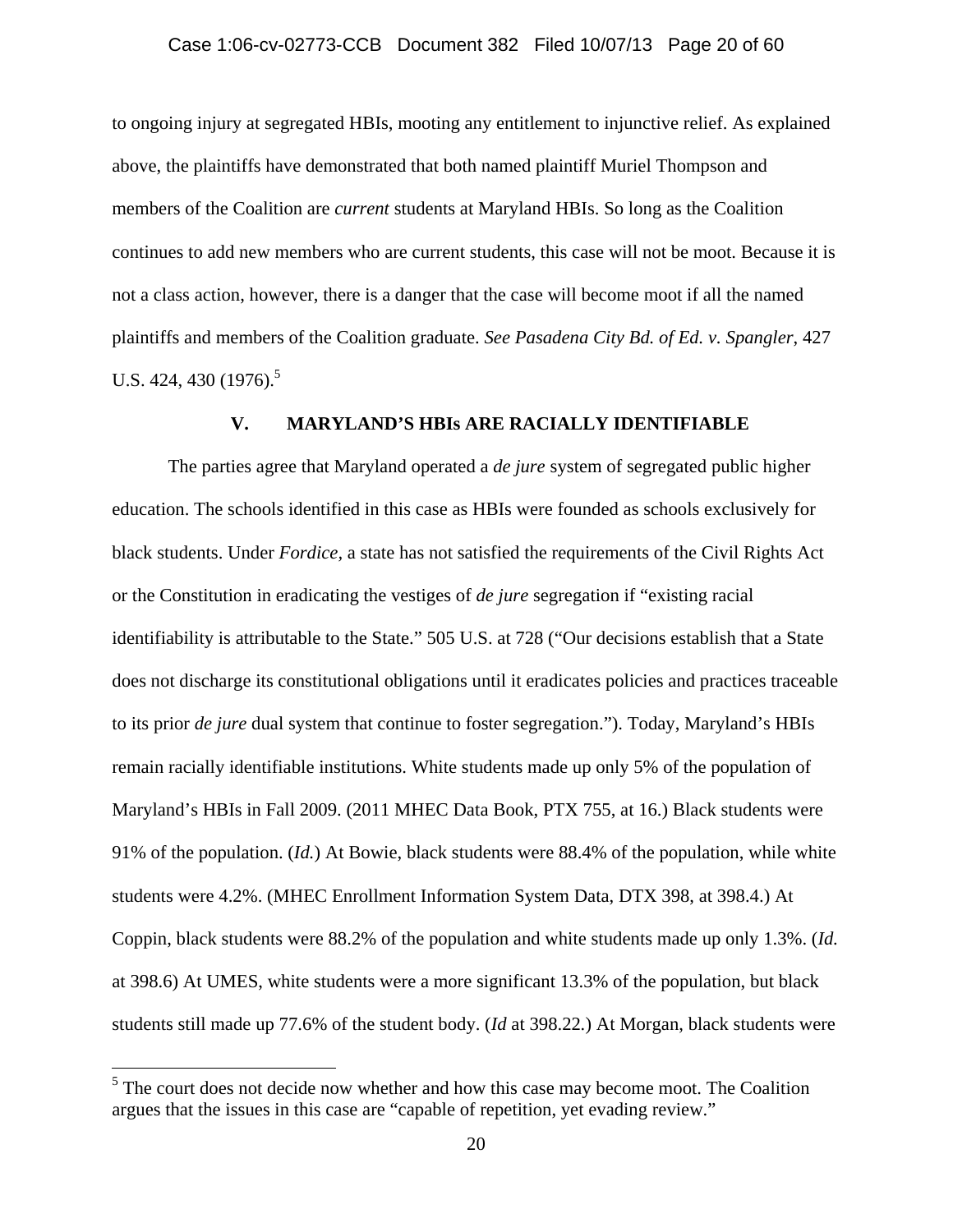to ongoing injury at segregated HBIs, mooting any entitlement to injunctive relief. As explained above, the plaintiffs have demonstrated that both named plaintiff Muriel Thompson and members of the Coalition are *current* students at Maryland HBIs. So long as the Coalition continues to add new members who are current students, this case will not be moot. Because it is not a class action, however, there is a danger that the case will become moot if all the named plaintiffs and members of the Coalition graduate. *See Pasadena City Bd. of Ed. v. Spangler*, 427 U.S. 424, 430 (1976).[5]

## V. MARYLAND'S HBIs ARE RACIALLY IDENTIFIABLE

The parties agree that Maryland operated a *de jure* system of segregated public higher education. The schools identified in this case as HBIs were founded as schools exclusively for black students. Under *Fordice*, a state has not satisfied the requirements of the Civil Rights Act or the Constitution in eradicating the vestiges of *de jure* segregation if "existing racial identifiability is attributable to the State." 505 U.S. at 728 ("Our decisions establish that a State does not discharge its constitutional obligations until it eradicates policies and practices traceable to its prior *de jure* dual system that continue to foster segregation."). Today, Maryland's HBIs remain racially identifiable institutions. White students made up only 5% of the population of Maryland's HBIs in Fall 2009. (2011 MHEC Data Book, PTX 755, at 16.) Black students were 91% of the population. (*Id.*) At Bowie, black students were 88.4% of the population, while white students were 4.2%. (MHEC Enrollment Information System Data, DTX 398, at 398.4.) At Coppin, black students were 88.2% of the population and white students made up only 1.3%. (*Id.* at 398.6) At UMES, white students were a more significant 13.3% of the population, but black students still made up 77.6% of the student body. (*Id* at 398.22.) At Morgan, black students were

---

[5] The court does not decide now whether and how this case may become moot. The Coalition argues that the issues in this case are "capable of repetition, yet evading review."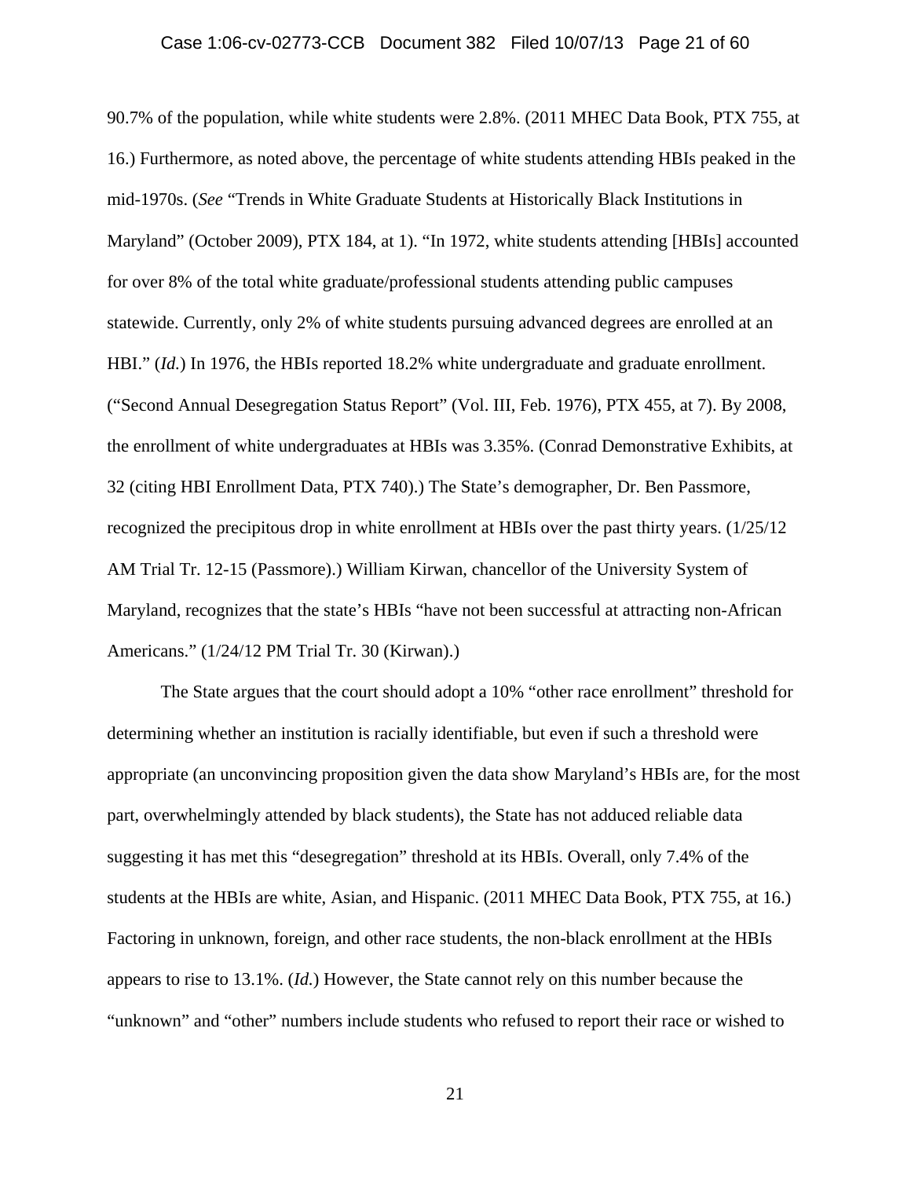90.7% of the population, while white students were 2.8%. (2011 MHEC Data Book, PTX 755, at 16.) Furthermore, as noted above, the percentage of white students attending HBIs peaked in the mid-1970s. (*See* "Trends in White Graduate Students at Historically Black Institutions in Maryland" (October 2009), PTX 184, at 1). "In 1972, white students attending [HBIs] accounted for over 8% of the total white graduate/professional students attending public campuses statewide. Currently, only 2% of white students pursuing advanced degrees are enrolled at an HBI." (*Id.*) In 1976, the HBIs reported 18.2% white undergraduate and graduate enrollment. ("Second Annual Desegregation Status Report" (Vol. III, Feb. 1976), PTX 455, at 7). By 2008, the enrollment of white undergraduates at HBIs was 3.35%. (Conrad Demonstrative Exhibits, at 32 (citing HBI Enrollment Data, PTX 740).) The State's demographer, Dr. Ben Passmore, recognized the precipitous drop in white enrollment at HBIs over the past thirty years. (1/25/12 AM Trial Tr. 12-15 (Passmore).) William Kirwan, chancellor of the University System of Maryland, recognizes that the state's HBIs "have not been successful at attracting non-African Americans." (1/24/12 PM Trial Tr. 30 (Kirwan).)

The State argues that the court should adopt a 10% "other race enrollment" threshold for determining whether an institution is racially identifiable, but even if such a threshold were appropriate (an unconvincing proposition given the data show Maryland's HBIs are, for the most part, overwhelmingly attended by black students), the State has not adduced reliable data suggesting it has met this "desegregation" threshold at its HBIs. Overall, only 7.4% of the students at the HBIs are white, Asian, and Hispanic. (2011 MHEC Data Book, PTX 755, at 16.) Factoring in unknown, foreign, and other race students, the non-black enrollment at the HBIs appears to rise to 13.1%. (*Id.*) However, the State cannot rely on this number because the "unknown" and "other" numbers include students who refused to report their race or wished to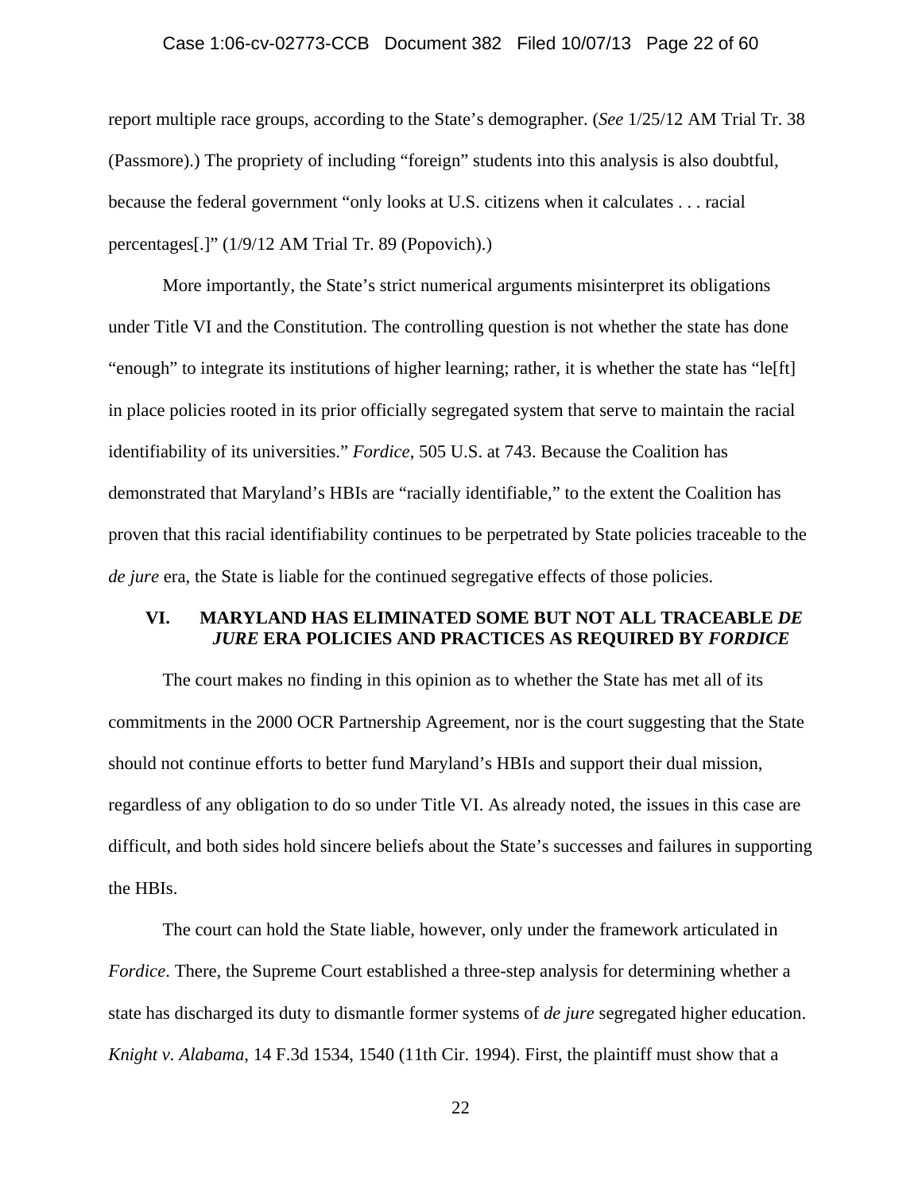report multiple race groups, according to the State's demographer. (*See* 1/25/12 AM Trial Tr. 38 (Passmore).) The propriety of including "foreign" students into this analysis is also doubtful, because the federal government "only looks at U.S. citizens when it calculates . . . racial percentages[.]" (1/9/12 AM Trial Tr. 89 (Popovich).)

More importantly, the State's strict numerical arguments misinterpret its obligations under Title VI and the Constitution. The controlling question is not whether the state has done "enough" to integrate its institutions of higher learning; rather, it is whether the state has "le[ft] in place policies rooted in its prior officially segregated system that serve to maintain the racial identifiability of its universities." *Fordice*, 505 U.S. at 743. Because the Coalition has demonstrated that Maryland's HBIs are "racially identifiable," to the extent the Coalition has proven that this racial identifiability continues to be perpetrated by State policies traceable to the *de jure* era, the State is liable for the continued segregative effects of those policies.

## VI. MARYLAND HAS ELIMINATED SOME BUT NOT ALL TRACEABLE *DE JURE* ERA POLICIES AND PRACTICES AS REQUIRED BY *FORDICE*

The court makes no finding in this opinion as to whether the State has met all of its commitments in the 2000 OCR Partnership Agreement, nor is the court suggesting that the State should not continue efforts to better fund Maryland's HBIs and support their dual mission, regardless of any obligation to do so under Title VI. As already noted, the issues in this case are difficult, and both sides hold sincere beliefs about the State's successes and failures in supporting the HBIs.

The court can hold the State liable, however, only under the framework articulated in *Fordice*. There, the Supreme Court established a three-step analysis for determining whether a state has discharged its duty to dismantle former systems of *de jure* segregated higher education. *Knight v. Alabama*, 14 F.3d 1534, 1540 (11th Cir. 1994). First, the plaintiff must show that a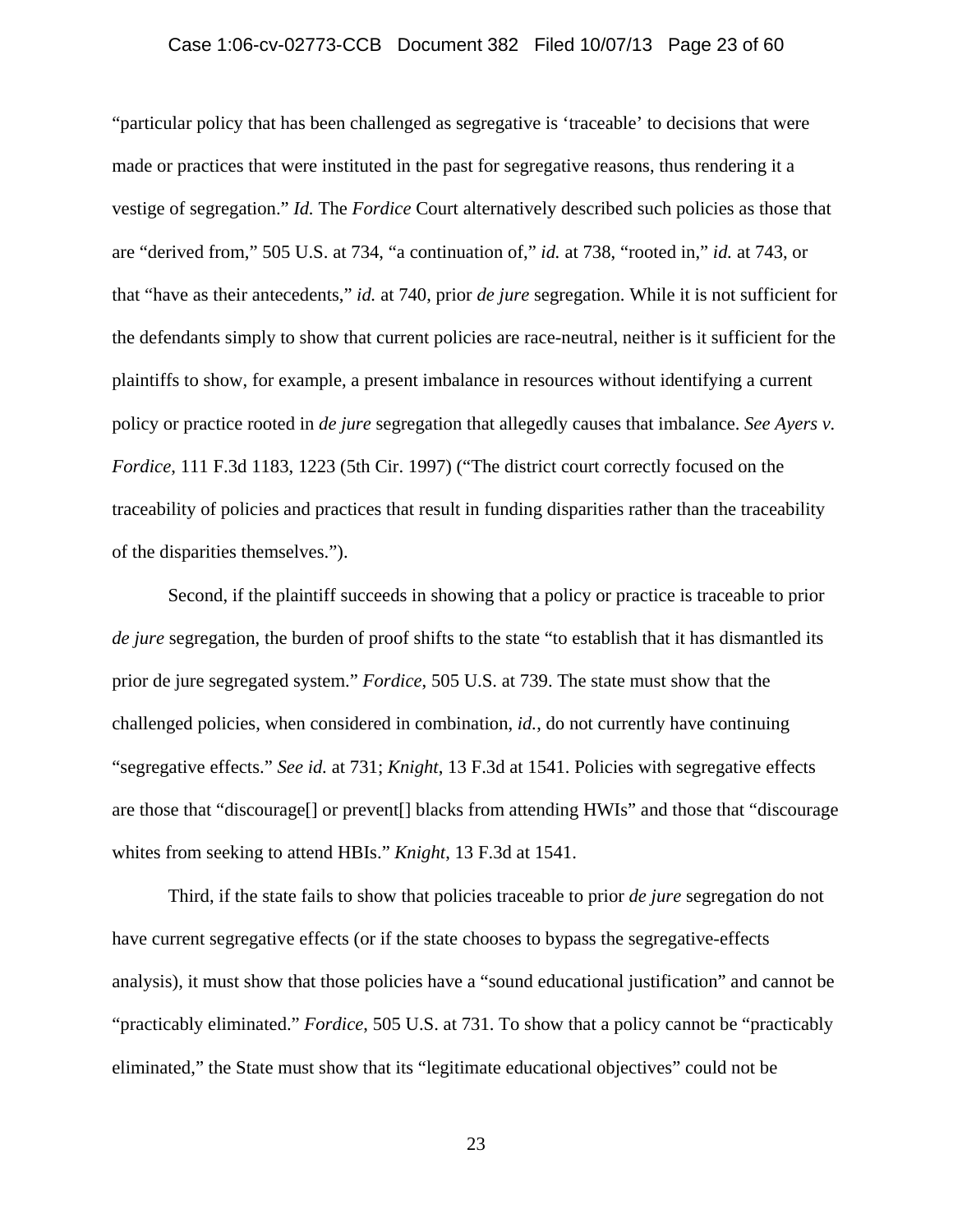"particular policy that has been challenged as segregative is 'traceable' to decisions that were made or practices that were instituted in the past for segregative reasons, thus rendering it a vestige of segregation." *Id.* The *Fordice* Court alternatively described such policies as those that are "derived from," 505 U.S. at 734, "a continuation of," *id.* at 738, "rooted in," *id.* at 743, or that "have as their antecedents," *id.* at 740, prior *de jure* segregation. While it is not sufficient for the defendants simply to show that current policies are race-neutral, neither is it sufficient for the plaintiffs to show, for example, a present imbalance in resources without identifying a current policy or practice rooted in *de jure* segregation that allegedly causes that imbalance. *See Ayers v. Fordice*, 111 F.3d 1183, 1223 (5th Cir. 1997) ("The district court correctly focused on the traceability of policies and practices that result in funding disparities rather than the traceability of the disparities themselves.").

Second, if the plaintiff succeeds in showing that a policy or practice is traceable to prior *de jure* segregation, the burden of proof shifts to the state "to establish that it has dismantled its prior de jure segregated system." *Fordice*, 505 U.S. at 739. The state must show that the challenged policies, when considered in combination, *id.*, do not currently have continuing "segregative effects." *See id.* at 731; *Knight*, 13 F.3d at 1541. Policies with segregative effects are those that "discourage[] or prevent[] blacks from attending HWIs" and those that "discourage whites from seeking to attend HBIs." *Knight*, 13 F.3d at 1541.

Third, if the state fails to show that policies traceable to prior *de jure* segregation do not have current segregative effects (or if the state chooses to bypass the segregative-effects analysis), it must show that those policies have a "sound educational justification" and cannot be "practicably eliminated." *Fordice*, 505 U.S. at 731. To show that a policy cannot be "practicably eliminated," the State must show that its "legitimate educational objectives" could not be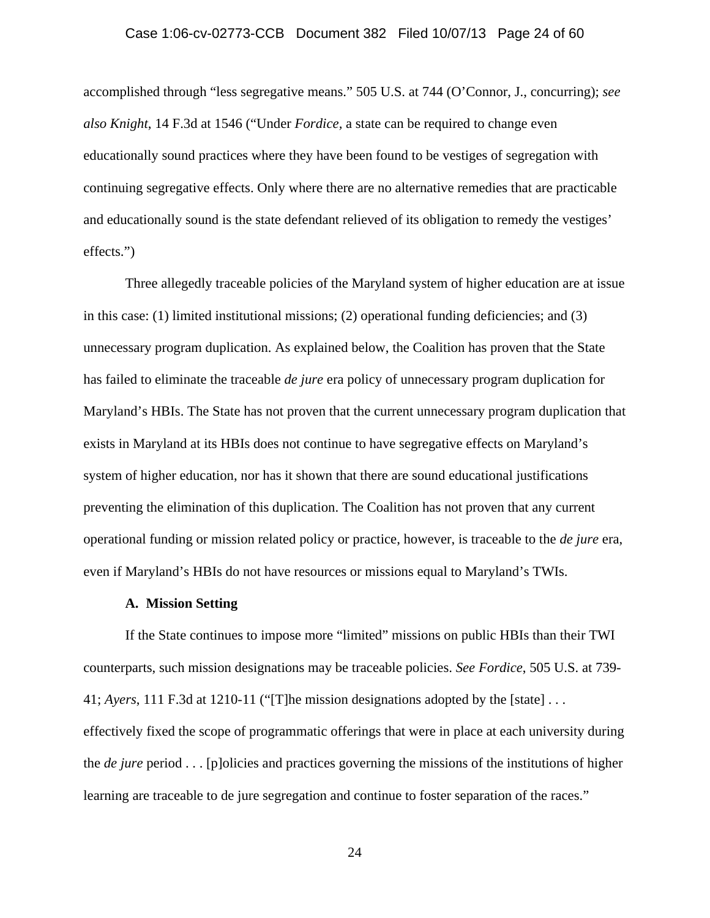accomplished through "less segregative means." 505 U.S. at 744 (O'Connor, J., concurring); *see also Knight*, 14 F.3d at 1546 ("Under *Fordice*, a state can be required to change even educationally sound practices where they have been found to be vestiges of segregation with continuing segregative effects. Only where there are no alternative remedies that are practicable and educationally sound is the state defendant relieved of its obligation to remedy the vestiges' effects.")

Three allegedly traceable policies of the Maryland system of higher education are at issue in this case: (1) limited institutional missions; (2) operational funding deficiencies; and (3) unnecessary program duplication. As explained below, the Coalition has proven that the State has failed to eliminate the traceable *de jure* era policy of unnecessary program duplication for Maryland's HBIs. The State has not proven that the current unnecessary program duplication that exists in Maryland at its HBIs does not continue to have segregative effects on Maryland's system of higher education, nor has it shown that there are sound educational justifications preventing the elimination of this duplication. The Coalition has not proven that any current operational funding or mission related policy or practice, however, is traceable to the *de jure* era, even if Maryland's HBIs do not have resources or missions equal to Maryland's TWIs.

**A. Mission Setting**

If the State continues to impose more "limited" missions on public HBIs than their TWI counterparts, such mission designations may be traceable policies. *See Fordice*, 505 U.S. at 739-41; *Ayers*, 111 F.3d at 1210-11 ("[T]he mission designations adopted by the [state] . . . effectively fixed the scope of programmatic offerings that were in place at each university during the *de jure* period . . . [p]olicies and practices governing the missions of the institutions of higher learning are traceable to de jure segregation and continue to foster separation of the races."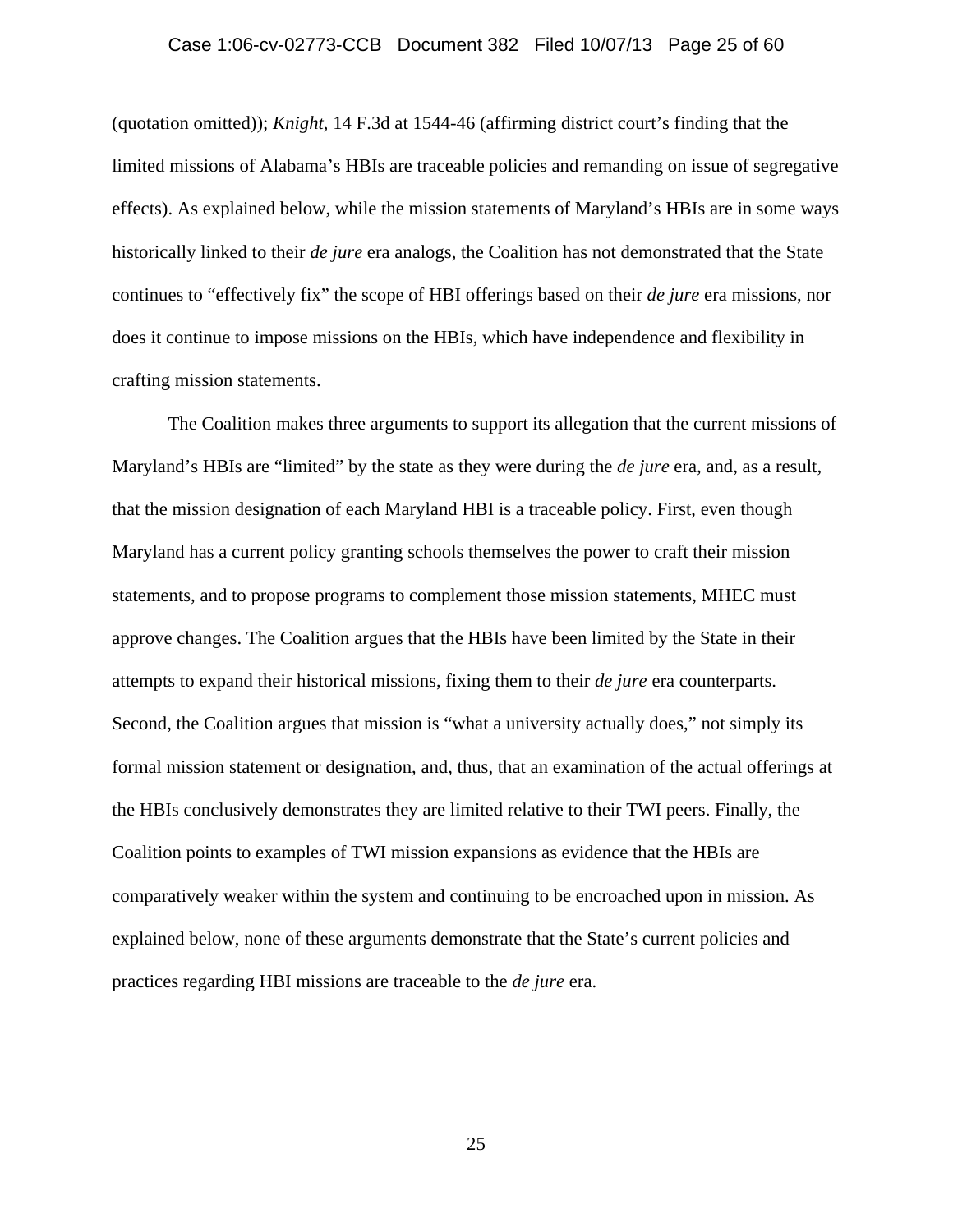(quotation omitted)); *Knight*, 14 F.3d at 1544-46 (affirming district court's finding that the limited missions of Alabama's HBIs are traceable policies and remanding on issue of segregative effects). As explained below, while the mission statements of Maryland's HBIs are in some ways historically linked to their *de jure* era analogs, the Coalition has not demonstrated that the State continues to "effectively fix" the scope of HBI offerings based on their *de jure* era missions, nor does it continue to impose missions on the HBIs, which have independence and flexibility in crafting mission statements.

The Coalition makes three arguments to support its allegation that the current missions of Maryland's HBIs are "limited" by the state as they were during the *de jure* era, and, as a result, that the mission designation of each Maryland HBI is a traceable policy. First, even though Maryland has a current policy granting schools themselves the power to craft their mission statements, and to propose programs to complement those mission statements, MHEC must approve changes. The Coalition argues that the HBIs have been limited by the State in their attempts to expand their historical missions, fixing them to their *de jure* era counterparts. Second, the Coalition argues that mission is "what a university actually does," not simply its formal mission statement or designation, and, thus, that an examination of the actual offerings at the HBIs conclusively demonstrates they are limited relative to their TWI peers. Finally, the Coalition points to examples of TWI mission expansions as evidence that the HBIs are comparatively weaker within the system and continuing to be encroached upon in mission. As explained below, none of these arguments demonstrate that the State's current policies and practices regarding HBI missions are traceable to the *de jure* era.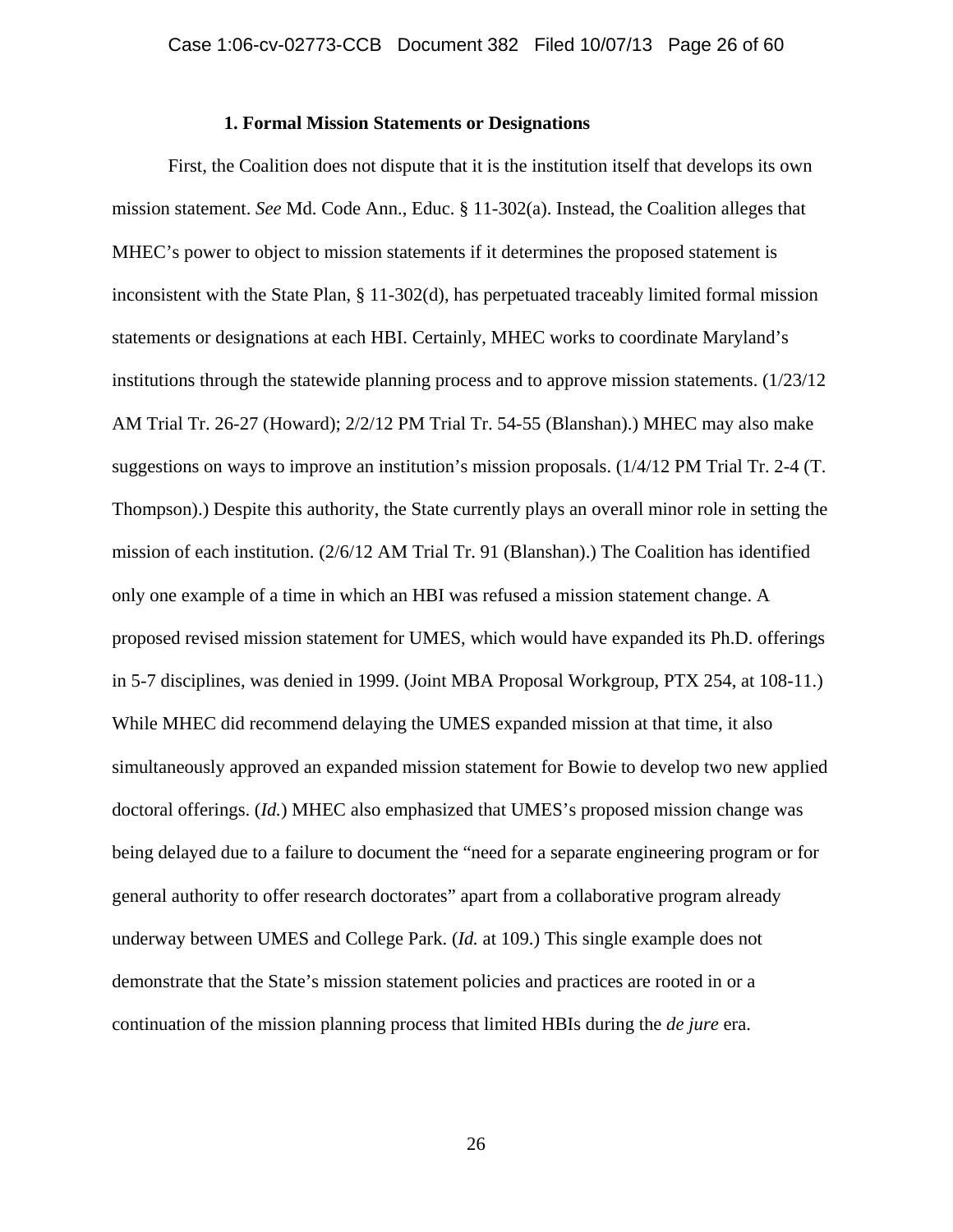### 1. Formal Mission Statements or Designations

First, the Coalition does not dispute that it is the institution itself that develops its own mission statement. *See* Md. Code Ann., Educ. § 11-302(a). Instead, the Coalition alleges that MHEC's power to object to mission statements if it determines the proposed statement is inconsistent with the State Plan, § 11-302(d), has perpetuated traceably limited formal mission statements or designations at each HBI. Certainly, MHEC works to coordinate Maryland's institutions through the statewide planning process and to approve mission statements. (1/23/12 AM Trial Tr. 26-27 (Howard); 2/2/12 PM Trial Tr. 54-55 (Blanshan).) MHEC may also make suggestions on ways to improve an institution's mission proposals. (1/4/12 PM Trial Tr. 2-4 (T. Thompson).) Despite this authority, the State currently plays an overall minor role in setting the mission of each institution. (2/6/12 AM Trial Tr. 91 (Blanshan).) The Coalition has identified only one example of a time in which an HBI was refused a mission statement change. A proposed revised mission statement for UMES, which would have expanded its Ph.D. offerings in 5-7 disciplines, was denied in 1999. (Joint MBA Proposal Workgroup, PTX 254, at 108-11.) While MHEC did recommend delaying the UMES expanded mission at that time, it also simultaneously approved an expanded mission statement for Bowie to develop two new applied doctoral offerings. (*Id.*) MHEC also emphasized that UMES's proposed mission change was being delayed due to a failure to document the "need for a separate engineering program or for general authority to offer research doctorates" apart from a collaborative program already underway between UMES and College Park. (*Id.* at 109.) This single example does not demonstrate that the State's mission statement policies and practices are rooted in or a continuation of the mission planning process that limited HBIs during the *de jure* era.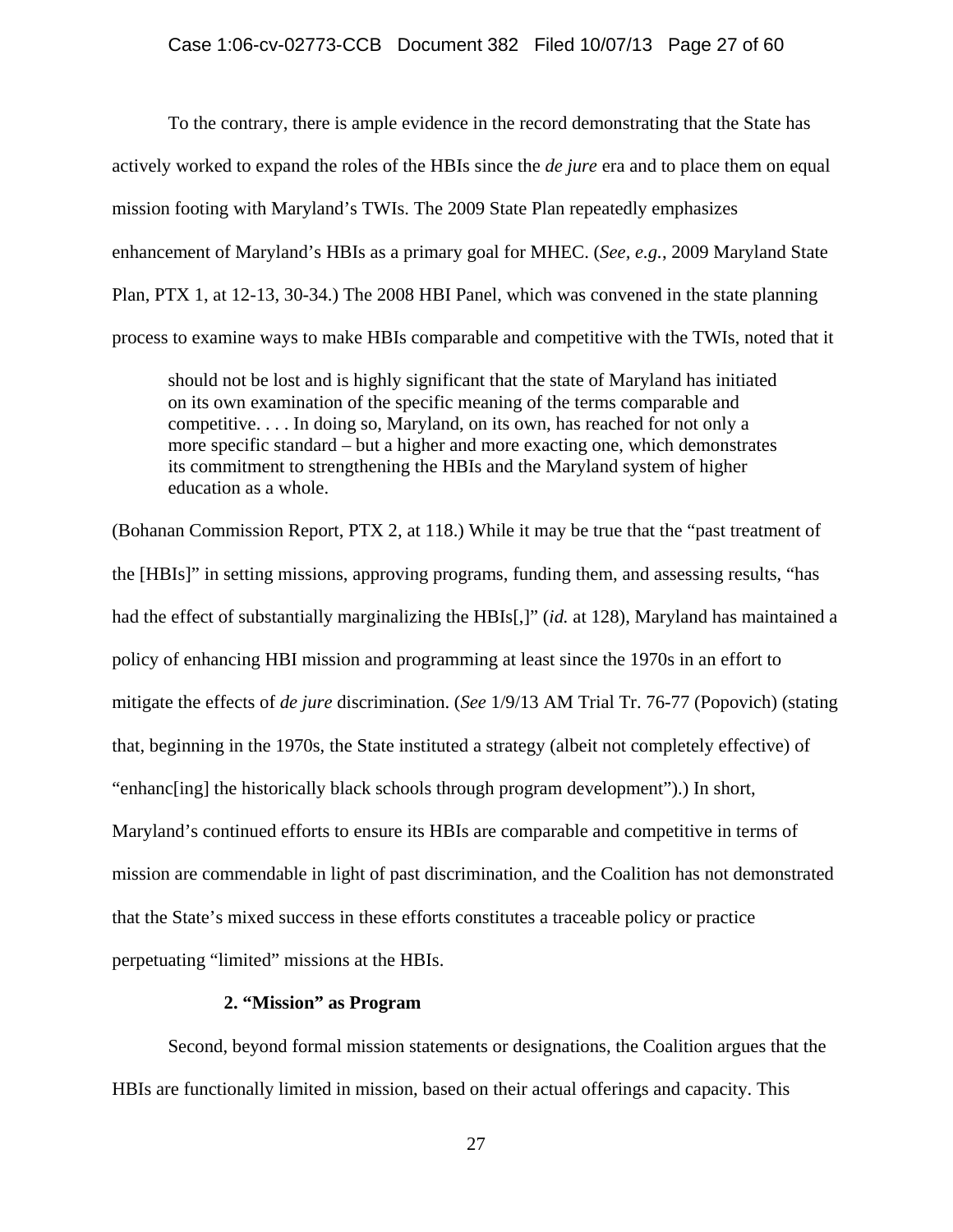To the contrary, there is ample evidence in the record demonstrating that the State has actively worked to expand the roles of the HBIs since the *de jure* era and to place them on equal mission footing with Maryland's TWIs. The 2009 State Plan repeatedly emphasizes enhancement of Maryland's HBIs as a primary goal for MHEC. (*See, e.g.*, 2009 Maryland State Plan, PTX 1, at 12-13, 30-34.) The 2008 HBI Panel, which was convened in the state planning process to examine ways to make HBIs comparable and competitive with the TWIs, noted that it

> should not be lost and is highly significant that the state of Maryland has initiated on its own examination of the specific meaning of the terms comparable and competitive. . . . In doing so, Maryland, on its own, has reached for not only a more specific standard – but a higher and more exacting one, which demonstrates its commitment to strengthening the HBIs and the Maryland system of higher education as a whole.

(Bohanan Commission Report, PTX 2, at 118.) While it may be true that the "past treatment of the [HBIs]" in setting missions, approving programs, funding them, and assessing results, "has had the effect of substantially marginalizing the HBIs[,]" (*id.* at 128), Maryland has maintained a policy of enhancing HBI mission and programming at least since the 1970s in an effort to mitigate the effects of *de jure* discrimination. (*See* 1/9/13 AM Trial Tr. 76-77 (Popovich) (stating that, beginning in the 1970s, the State instituted a strategy (albeit not completely effective) of "enhanc[ing] the historically black schools through program development").) In short, Maryland's continued efforts to ensure its HBIs are comparable and competitive in terms of mission are commendable in light of past discrimination, and the Coalition has not demonstrated that the State's mixed success in these efforts constitutes a traceable policy or practice perpetuating "limited" missions at the HBIs.

**2. "Mission" as Program**

Second, beyond formal mission statements or designations, the Coalition argues that the HBIs are functionally limited in mission, based on their actual offerings and capacity. This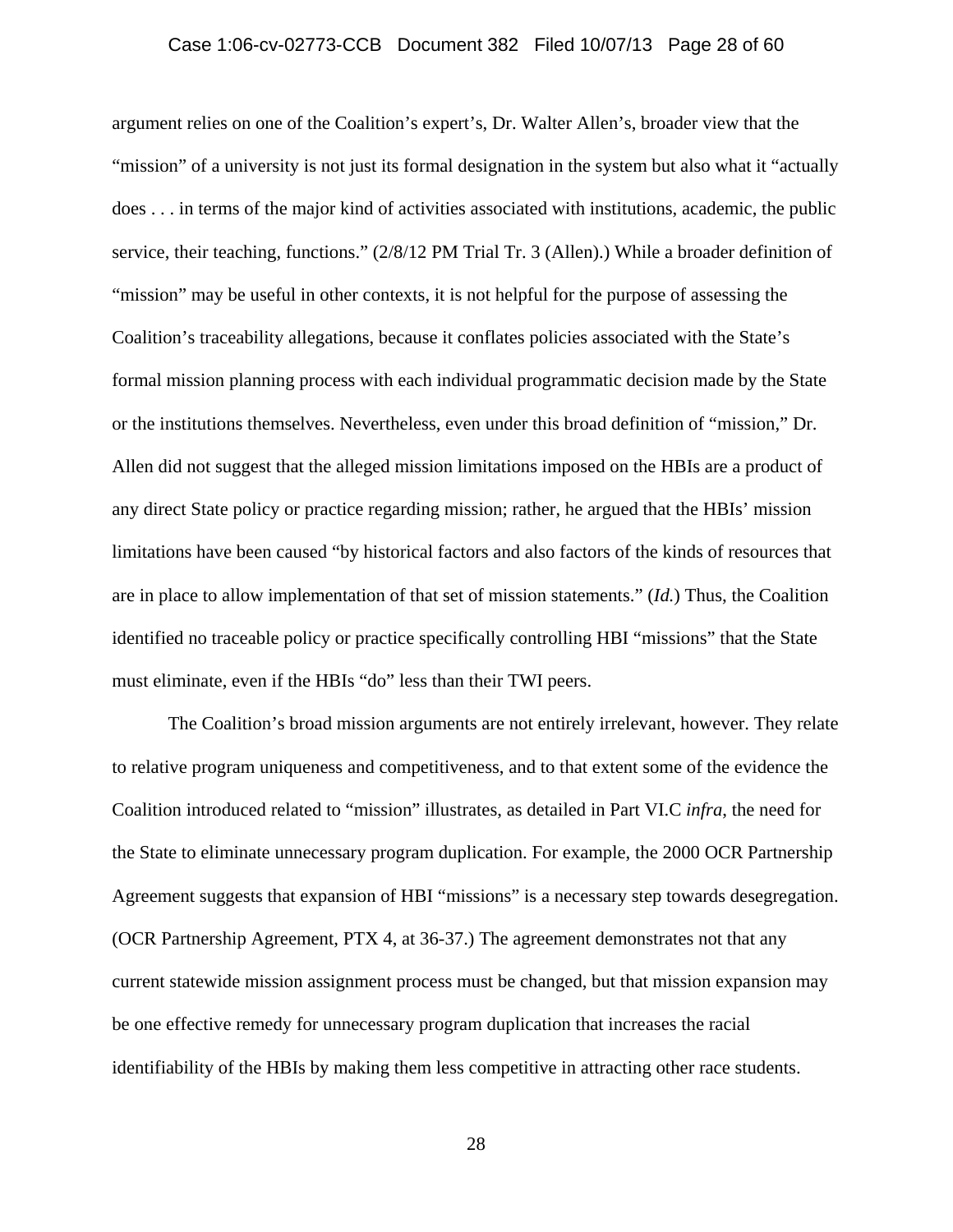argument relies on one of the Coalition's expert's, Dr. Walter Allen's, broader view that the "mission" of a university is not just its formal designation in the system but also what it "actually does . . . in terms of the major kind of activities associated with institutions, academic, the public service, their teaching, functions." (2/8/12 PM Trial Tr. 3 (Allen).) While a broader definition of "mission" may be useful in other contexts, it is not helpful for the purpose of assessing the Coalition's traceability allegations, because it conflates policies associated with the State's formal mission planning process with each individual programmatic decision made by the State or the institutions themselves. Nevertheless, even under this broad definition of "mission," Dr. Allen did not suggest that the alleged mission limitations imposed on the HBIs are a product of any direct State policy or practice regarding mission; rather, he argued that the HBIs' mission limitations have been caused "by historical factors and also factors of the kinds of resources that are in place to allow implementation of that set of mission statements." (*Id.*) Thus, the Coalition identified no traceable policy or practice specifically controlling HBI "missions" that the State must eliminate, even if the HBIs "do" less than their TWI peers.

The Coalition's broad mission arguments are not entirely irrelevant, however. They relate to relative program uniqueness and competitiveness, and to that extent some of the evidence the Coalition introduced related to "mission" illustrates, as detailed in Part VI.C *infra*, the need for the State to eliminate unnecessary program duplication. For example, the 2000 OCR Partnership Agreement suggests that expansion of HBI "missions" is a necessary step towards desegregation. (OCR Partnership Agreement, PTX 4, at 36-37.) The agreement demonstrates not that any current statewide mission assignment process must be changed, but that mission expansion may be one effective remedy for unnecessary program duplication that increases the racial identifiability of the HBIs by making them less competitive in attracting other race students.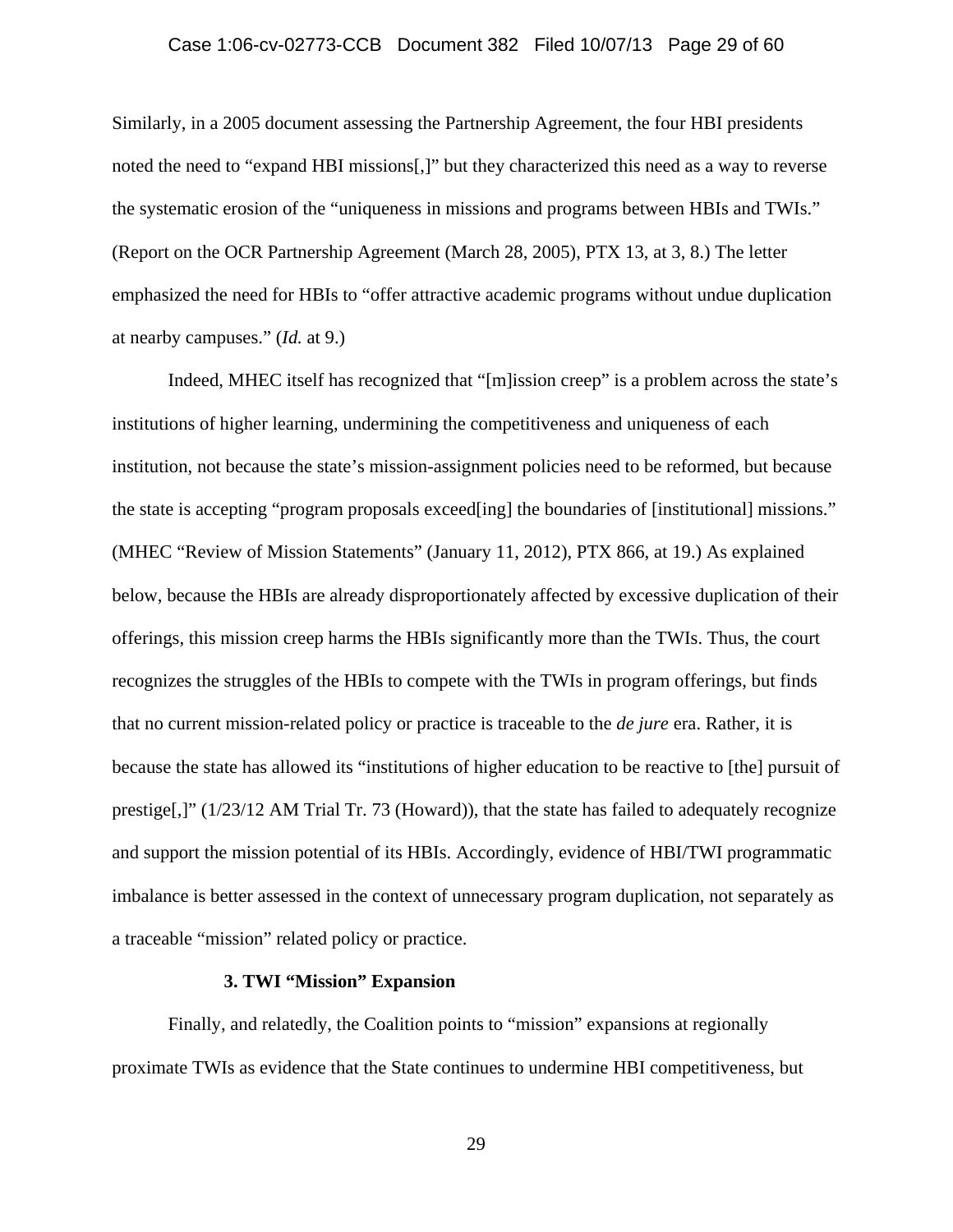Similarly, in a 2005 document assessing the Partnership Agreement, the four HBI presidents noted the need to "expand HBI missions[,]" but they characterized this need as a way to reverse the systematic erosion of the "uniqueness in missions and programs between HBIs and TWIs." (Report on the OCR Partnership Agreement (March 28, 2005), PTX 13, at 3, 8.) The letter emphasized the need for HBIs to "offer attractive academic programs without undue duplication at nearby campuses." (*Id.* at 9.)

Indeed, MHEC itself has recognized that "[m]ission creep" is a problem across the state's institutions of higher learning, undermining the competitiveness and uniqueness of each institution, not because the state's mission-assignment policies need to be reformed, but because the state is accepting "program proposals exceed[ing] the boundaries of [institutional] missions." (MHEC "Review of Mission Statements" (January 11, 2012), PTX 866, at 19.) As explained below, because the HBIs are already disproportionately affected by excessive duplication of their offerings, this mission creep harms the HBIs significantly more than the TWIs. Thus, the court recognizes the struggles of the HBIs to compete with the TWIs in program offerings, but finds that no current mission-related policy or practice is traceable to the *de jure* era. Rather, it is because the state has allowed its "institutions of higher education to be reactive to [the] pursuit of prestige[,]" (1/23/12 AM Trial Tr. 73 (Howard)), that the state has failed to adequately recognize and support the mission potential of its HBIs. Accordingly, evidence of HBI/TWI programmatic imbalance is better assessed in the context of unnecessary program duplication, not separately as a traceable "mission" related policy or practice.

**3. TWI "Mission" Expansion**

Finally, and relatedly, the Coalition points to "mission" expansions at regionally proximate TWIs as evidence that the State continues to undermine HBI competitiveness, but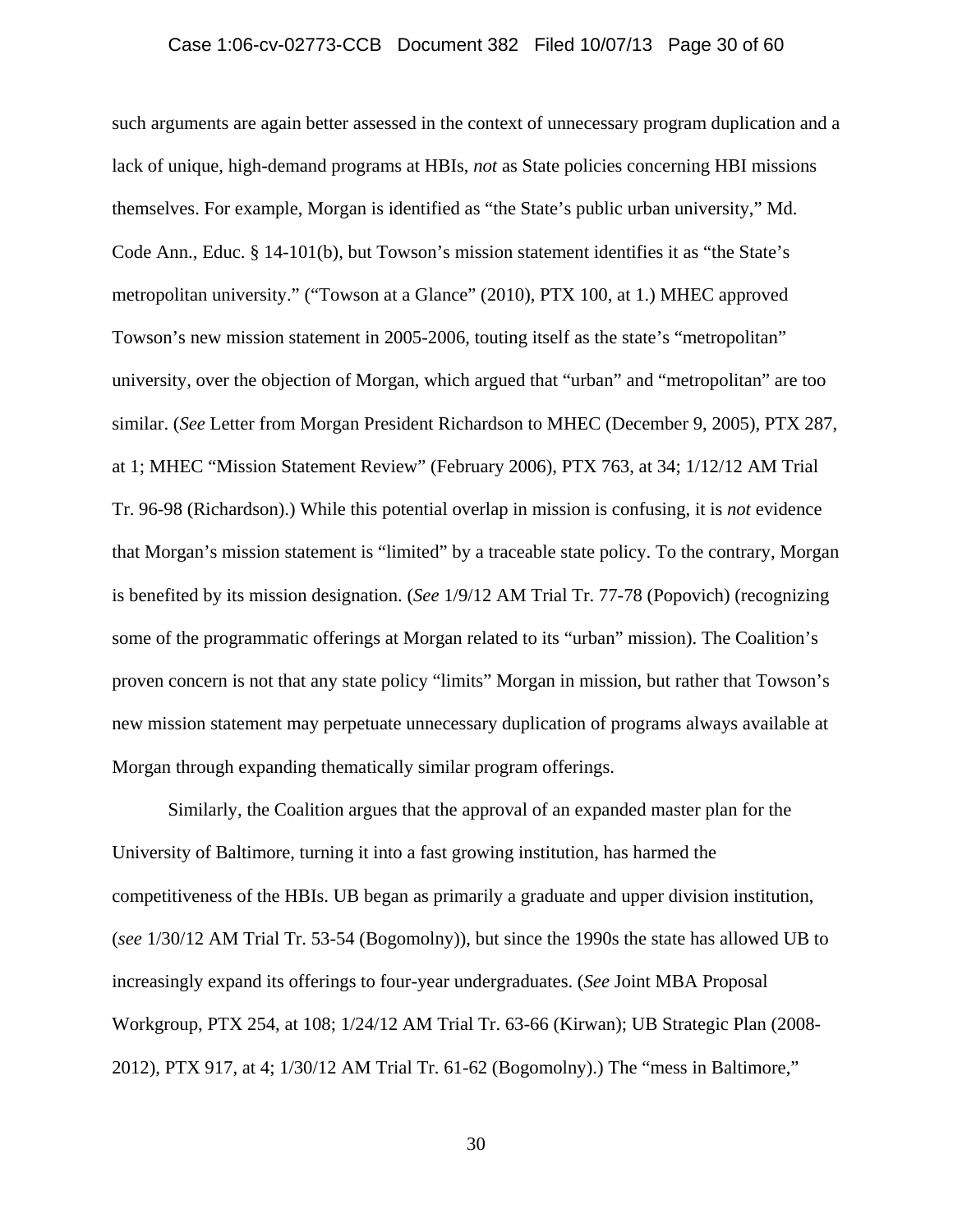such arguments are again better assessed in the context of unnecessary program duplication and a lack of unique, high-demand programs at HBIs, *not* as State policies concerning HBI missions themselves. For example, Morgan is identified as "the State's public urban university," Md. Code Ann., Educ. § 14-101(b), but Towson's mission statement identifies it as "the State's metropolitan university." ("Towson at a Glance" (2010), PTX 100, at 1.) MHEC approved Towson's new mission statement in 2005-2006, touting itself as the state's "metropolitan" university, over the objection of Morgan, which argued that "urban" and "metropolitan" are too similar. (*See* Letter from Morgan President Richardson to MHEC (December 9, 2005), PTX 287, at 1; MHEC "Mission Statement Review" (February 2006), PTX 763, at 34; 1/12/12 AM Trial Tr. 96-98 (Richardson).) While this potential overlap in mission is confusing, it is *not* evidence that Morgan's mission statement is "limited" by a traceable state policy. To the contrary, Morgan is benefited by its mission designation. (*See* 1/9/12 AM Trial Tr. 77-78 (Popovich) (recognizing some of the programmatic offerings at Morgan related to its "urban" mission). The Coalition's proven concern is not that any state policy "limits" Morgan in mission, but rather that Towson's new mission statement may perpetuate unnecessary duplication of programs always available at Morgan through expanding thematically similar program offerings.

Similarly, the Coalition argues that the approval of an expanded master plan for the University of Baltimore, turning it into a fast growing institution, has harmed the competitiveness of the HBIs. UB began as primarily a graduate and upper division institution, (*see* 1/30/12 AM Trial Tr. 53-54 (Bogomolny)), but since the 1990s the state has allowed UB to increasingly expand its offerings to four-year undergraduates. (*See* Joint MBA Proposal Workgroup, PTX 254, at 108; 1/24/12 AM Trial Tr. 63-66 (Kirwan); UB Strategic Plan (2008-2012), PTX 917, at 4; 1/30/12 AM Trial Tr. 61-62 (Bogomolny).) The "mess in Baltimore,"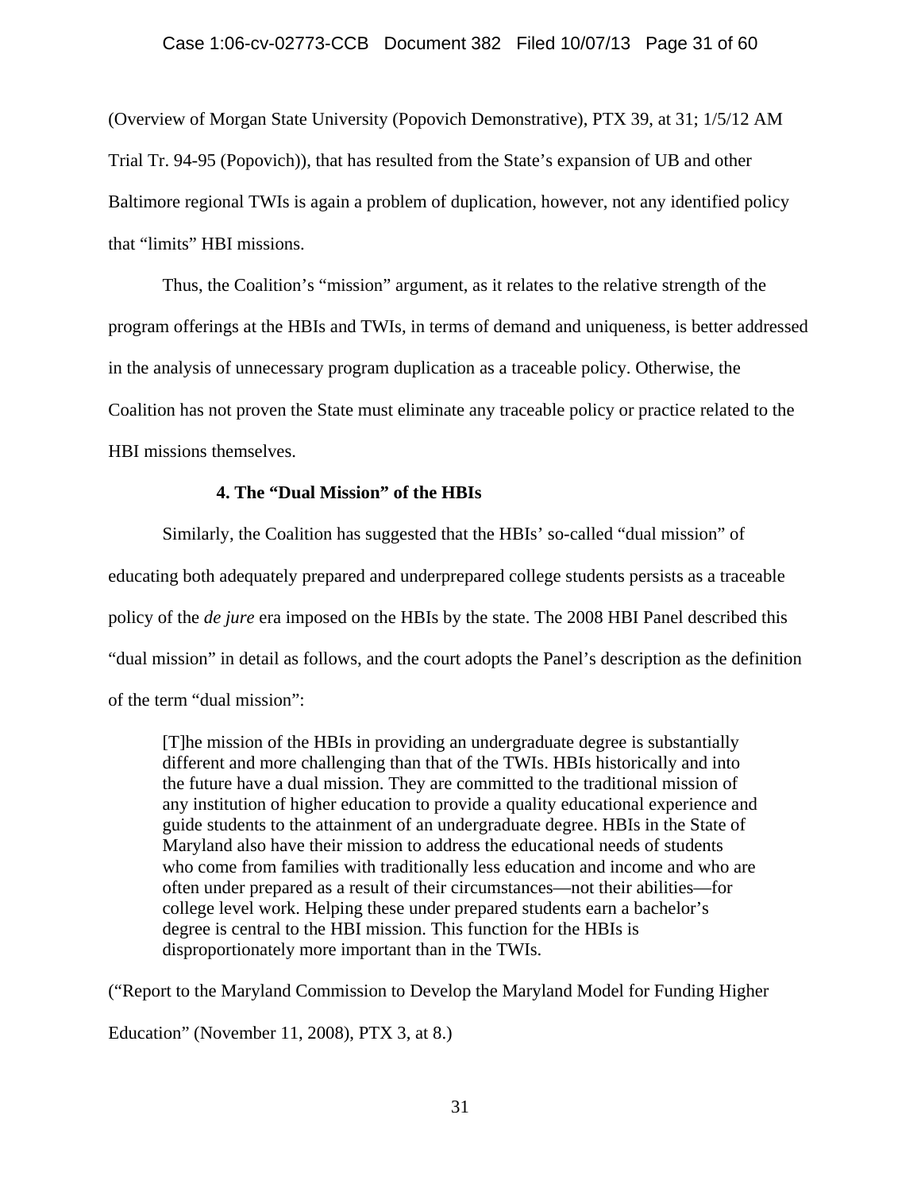(Overview of Morgan State University (Popovich Demonstrative), PTX 39, at 31; 1/5/12 AM Trial Tr. 94-95 (Popovich)), that has resulted from the State's expansion of UB and other Baltimore regional TWIs is again a problem of duplication, however, not any identified policy that "limits" HBI missions.

Thus, the Coalition's "mission" argument, as it relates to the relative strength of the program offerings at the HBIs and TWIs, in terms of demand and uniqueness, is better addressed in the analysis of unnecessary program duplication as a traceable policy. Otherwise, the Coalition has not proven the State must eliminate any traceable policy or practice related to the HBI missions themselves.

**4. The "Dual Mission" of the HBIs**

Similarly, the Coalition has suggested that the HBIs' so-called "dual mission" of educating both adequately prepared and underprepared college students persists as a traceable policy of the *de jure* era imposed on the HBIs by the state. The 2008 HBI Panel described this "dual mission" in detail as follows, and the court adopts the Panel's description as the definition of the term "dual mission":

> [T]he mission of the HBIs in providing an undergraduate degree is substantially different and more challenging than that of the TWIs. HBIs historically and into the future have a dual mission. They are committed to the traditional mission of any institution of higher education to provide a quality educational experience and guide students to the attainment of an undergraduate degree. HBIs in the State of Maryland also have their mission to address the educational needs of students who come from families with traditionally less education and income and who are often under prepared as a result of their circumstances—not their abilities—for college level work. Helping these under prepared students earn a bachelor's degree is central to the HBI mission. This function for the HBIs is disproportionately more important than in the TWIs.

("Report to the Maryland Commission to Develop the Maryland Model for Funding Higher Education" (November 11, 2008), PTX 3, at 8.)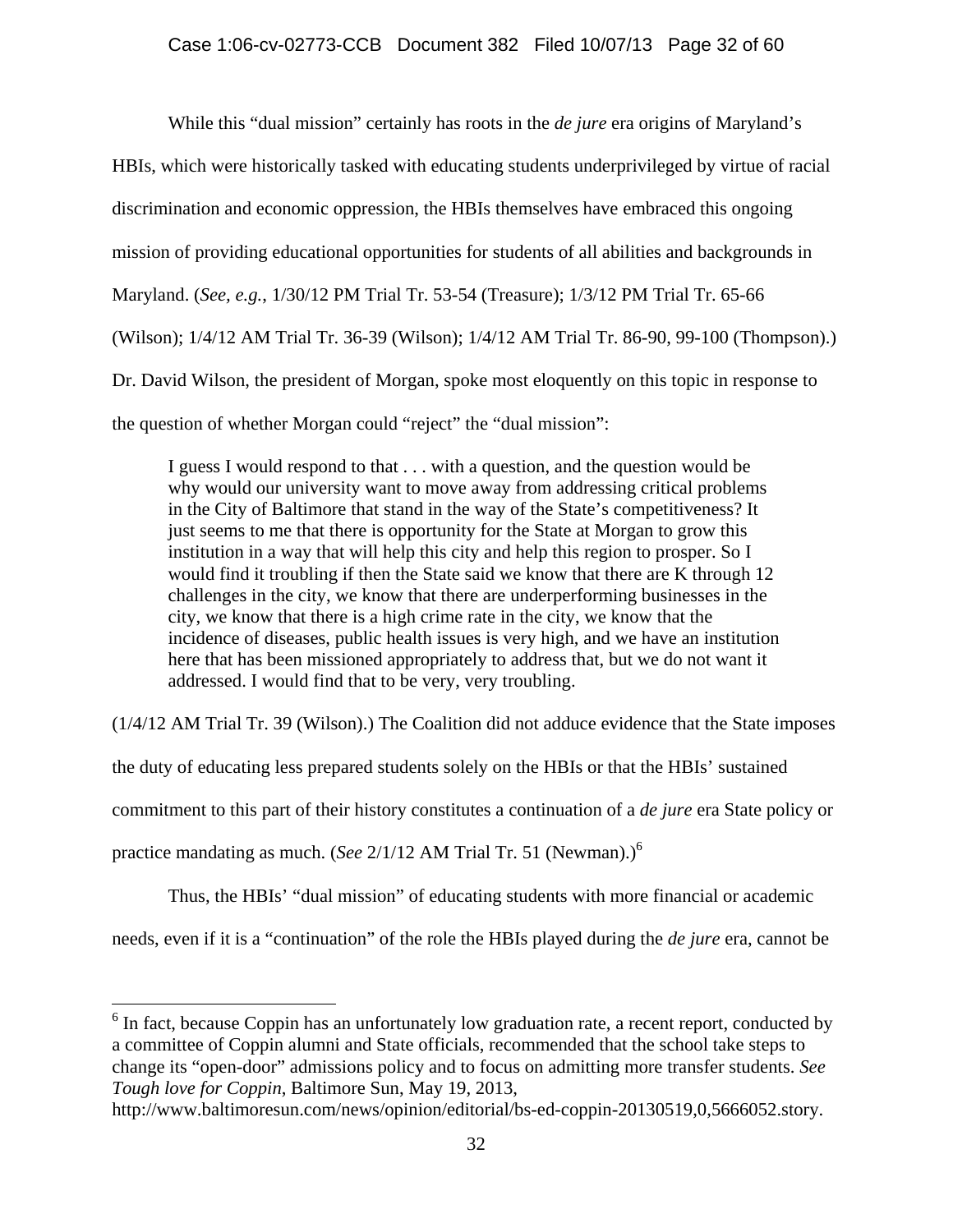While this "dual mission" certainly has roots in the *de jure* era origins of Maryland's HBIs, which were historically tasked with educating students underprivileged by virtue of racial discrimination and economic oppression, the HBIs themselves have embraced this ongoing mission of providing educational opportunities for students of all abilities and backgrounds in Maryland. (*See, e.g.*, 1/30/12 PM Trial Tr. 53-54 (Treasure); 1/3/12 PM Trial Tr. 65-66 (Wilson); 1/4/12 AM Trial Tr. 36-39 (Wilson); 1/4/12 AM Trial Tr. 86-90, 99-100 (Thompson).) Dr. David Wilson, the president of Morgan, spoke most eloquently on this topic in response to the question of whether Morgan could "reject" the "dual mission":

> I guess I would respond to that . . . with a question, and the question would be why would our university want to move away from addressing critical problems in the City of Baltimore that stand in the way of the State's competitiveness? It just seems to me that there is opportunity for the State at Morgan to grow this institution in a way that will help this city and help this region to prosper. So I would find it troubling if then the State said we know that there are K through 12 challenges in the city, we know that there are underperforming businesses in the city, we know that there is a high crime rate in the city, we know that the incidence of diseases, public health issues is very high, and we have an institution here that has been missioned appropriately to address that, but we do not want it addressed. I would find that to be very, very troubling.

(1/4/12 AM Trial Tr. 39 (Wilson).) The Coalition did not adduce evidence that the State imposes the duty of educating less prepared students solely on the HBIs or that the HBIs' sustained commitment to this part of their history constitutes a continuation of a *de jure* era State policy or practice mandating as much. (*See* 2/1/12 AM Trial Tr. 51 (Newman).)[6]

Thus, the HBIs' "dual mission" of educating students with more financial or academic needs, even if it is a "continuation" of the role the HBIs played during the *de jure* era, cannot be

---

[6] In fact, because Coppin has an unfortunately low graduation rate, a recent report, conducted by a committee of Coppin alumni and State officials, recommended that the school take steps to change its "open-door" admissions policy and to focus on admitting more transfer students. *See Tough love for Coppin*, Baltimore Sun, May 19, 2013, http://www.baltimoresun.com/news/opinion/editorial/bs-ed-coppin-20130519,0,5666052.story.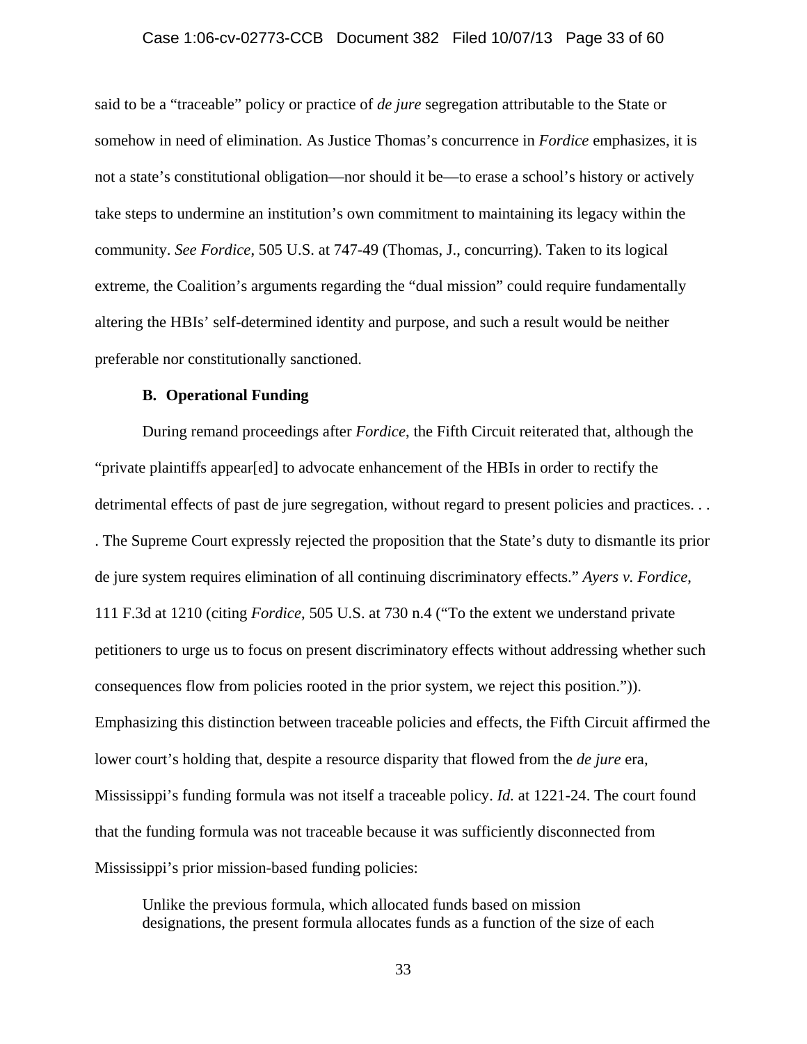said to be a "traceable" policy or practice of *de jure* segregation attributable to the State or somehow in need of elimination. As Justice Thomas's concurrence in *Fordice* emphasizes, it is not a state's constitutional obligation—nor should it be—to erase a school's history or actively take steps to undermine an institution's own commitment to maintaining its legacy within the community. *See Fordice*, 505 U.S. at 747-49 (Thomas, J., concurring). Taken to its logical extreme, the Coalition's arguments regarding the "dual mission" could require fundamentally altering the HBIs' self-determined identity and purpose, and such a result would be neither preferable nor constitutionally sanctioned.

### B. Operational Funding

During remand proceedings after *Fordice*, the Fifth Circuit reiterated that, although the "private plaintiffs appear[ed] to advocate enhancement of the HBIs in order to rectify the detrimental effects of past de jure segregation, without regard to present policies and practices. . . . The Supreme Court expressly rejected the proposition that the State's duty to dismantle its prior de jure system requires elimination of all continuing discriminatory effects." *Ayers v. Fordice*, 111 F.3d at 1210 (citing *Fordice*, 505 U.S. at 730 n.4 ("To the extent we understand private petitioners to urge us to focus on present discriminatory effects without addressing whether such consequences flow from policies rooted in the prior system, we reject this position.")). Emphasizing this distinction between traceable policies and effects, the Fifth Circuit affirmed the lower court's holding that, despite a resource disparity that flowed from the *de jure* era, Mississippi's funding formula was not itself a traceable policy. *Id.* at 1221-24. The court found that the funding formula was not traceable because it was sufficiently disconnected from Mississippi's prior mission-based funding policies:

> Unlike the previous formula, which allocated funds based on mission designations, the present formula allocates funds as a function of the size of each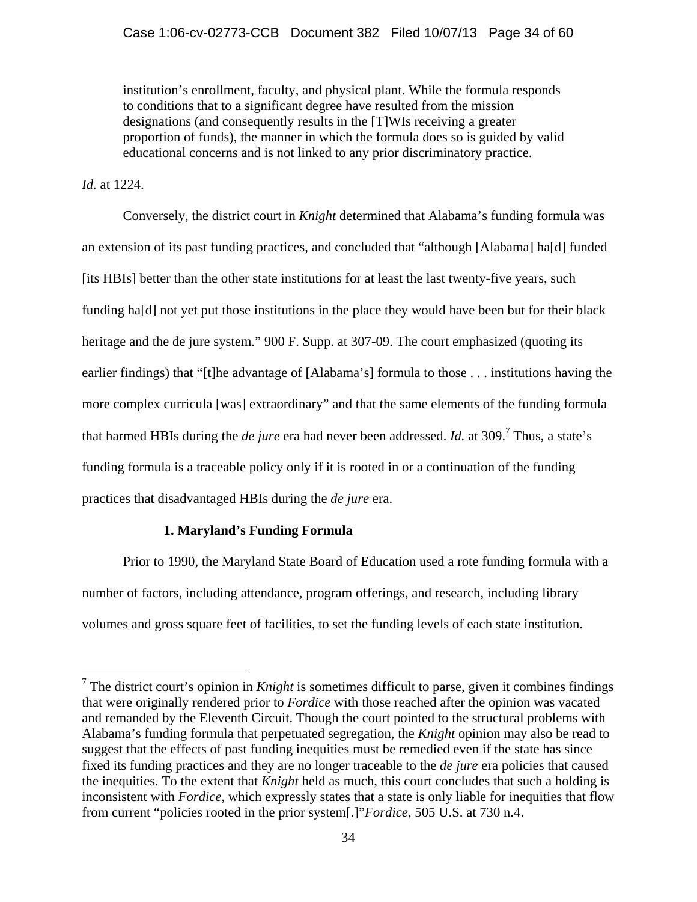institution's enrollment, faculty, and physical plant. While the formula responds to conditions that to a significant degree have resulted from the mission designations (and consequently results in the [T]WIs receiving a greater proportion of funds), the manner in which the formula does so is guided by valid educational concerns and is not linked to any prior discriminatory practice.

*Id.* at 1224.

Conversely, the district court in *Knight* determined that Alabama's funding formula was an extension of its past funding practices, and concluded that "although [Alabama] ha[d] funded [its HBIs] better than the other state institutions for at least the last twenty-five years, such funding ha[d] not yet put those institutions in the place they would have been but for their black heritage and the de jure system." 900 F. Supp. at 307-09. The court emphasized (quoting its earlier findings) that "[t]he advantage of [Alabama's] formula to those . . . institutions having the more complex curricula [was] extraordinary" and that the same elements of the funding formula that harmed HBIs during the *de jure* era had never been addressed. *Id.* at 309.[7] Thus, a state's funding formula is a traceable policy only if it is rooted in or a continuation of the funding practices that disadvantaged HBIs during the *de jure* era.

**1. Maryland's Funding Formula**

Prior to 1990, the Maryland State Board of Education used a rote funding formula with a number of factors, including attendance, program offerings, and research, including library volumes and gross square feet of facilities, to set the funding levels of each state institution.

---

[7] The district court's opinion in *Knight* is sometimes difficult to parse, given it combines findings that were originally rendered prior to *Fordice* with those reached after the opinion was vacated and remanded by the Eleventh Circuit. Though the court pointed to the structural problems with Alabama's funding formula that perpetuated segregation, the *Knight* opinion may also be read to suggest that the effects of past funding inequities must be remedied even if the state has since fixed its funding practices and they are no longer traceable to the *de jure* era policies that caused the inequities. To the extent that *Knight* held as much, this court concludes that such a holding is inconsistent with *Fordice*, which expressly states that a state is only liable for inequities that flow from current "policies rooted in the prior system[.]"*Fordice*, 505 U.S. at 730 n.4.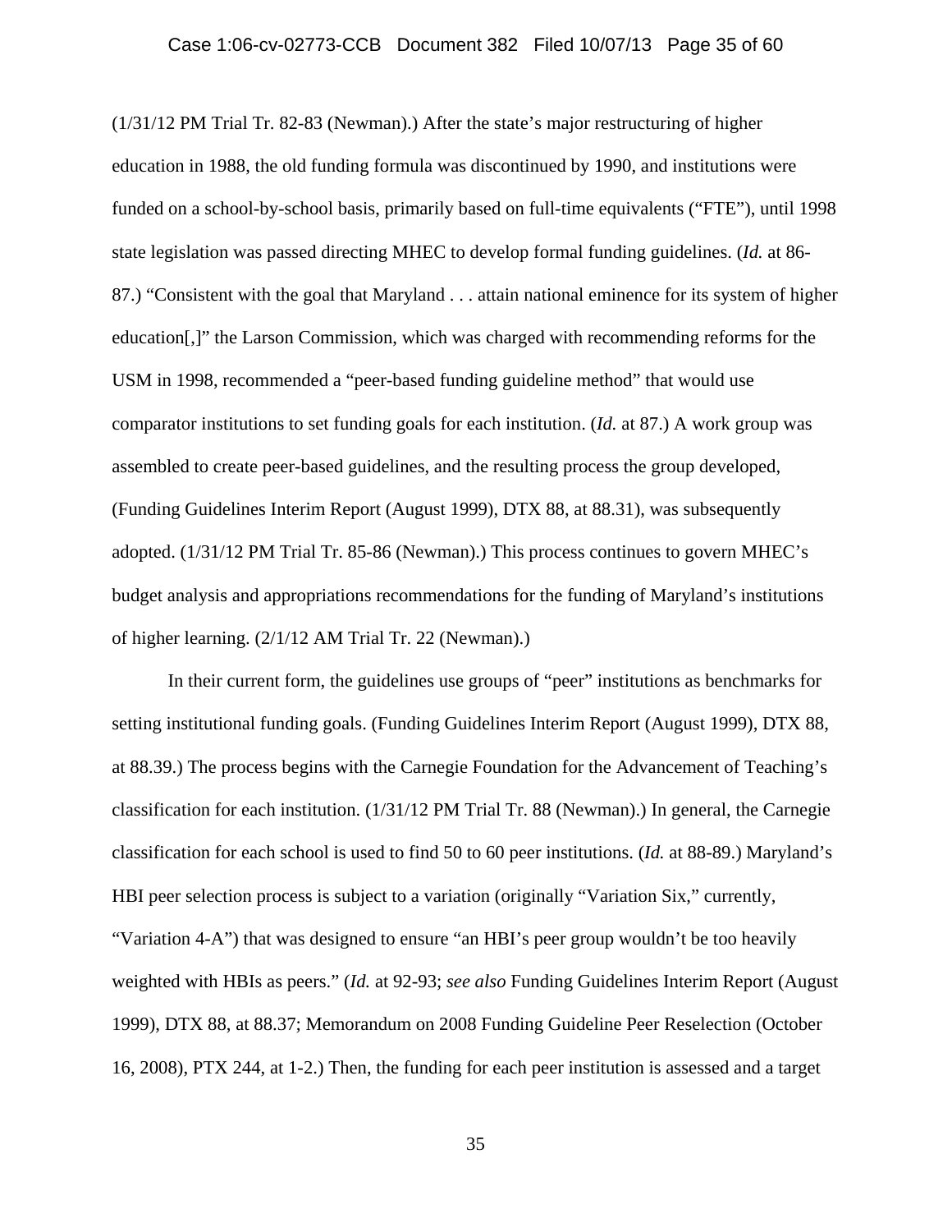(1/31/12 PM Trial Tr. 82-83 (Newman).) After the state's major restructuring of higher education in 1988, the old funding formula was discontinued by 1990, and institutions were funded on a school-by-school basis, primarily based on full-time equivalents ("FTE"), until 1998 state legislation was passed directing MHEC to develop formal funding guidelines. (*Id.* at 86-87.) "Consistent with the goal that Maryland . . . attain national eminence for its system of higher education[,]" the Larson Commission, which was charged with recommending reforms for the USM in 1998, recommended a "peer-based funding guideline method" that would use comparator institutions to set funding goals for each institution. (*Id.* at 87.) A work group was assembled to create peer-based guidelines, and the resulting process the group developed, (Funding Guidelines Interim Report (August 1999), DTX 88, at 88.31), was subsequently adopted. (1/31/12 PM Trial Tr. 85-86 (Newman).) This process continues to govern MHEC's budget analysis and appropriations recommendations for the funding of Maryland's institutions of higher learning. (2/1/12 AM Trial Tr. 22 (Newman).)

In their current form, the guidelines use groups of "peer" institutions as benchmarks for setting institutional funding goals. (Funding Guidelines Interim Report (August 1999), DTX 88, at 88.39.) The process begins with the Carnegie Foundation for the Advancement of Teaching's classification for each institution. (1/31/12 PM Trial Tr. 88 (Newman).) In general, the Carnegie classification for each school is used to find 50 to 60 peer institutions. (*Id.* at 88-89.) Maryland's HBI peer selection process is subject to a variation (originally "Variation Six," currently, "Variation 4-A") that was designed to ensure "an HBI's peer group wouldn't be too heavily weighted with HBIs as peers." (*Id.* at 92-93; *see also* Funding Guidelines Interim Report (August 1999), DTX 88, at 88.37; Memorandum on 2008 Funding Guideline Peer Reselection (October 16, 2008), PTX 244, at 1-2.) Then, the funding for each peer institution is assessed and a target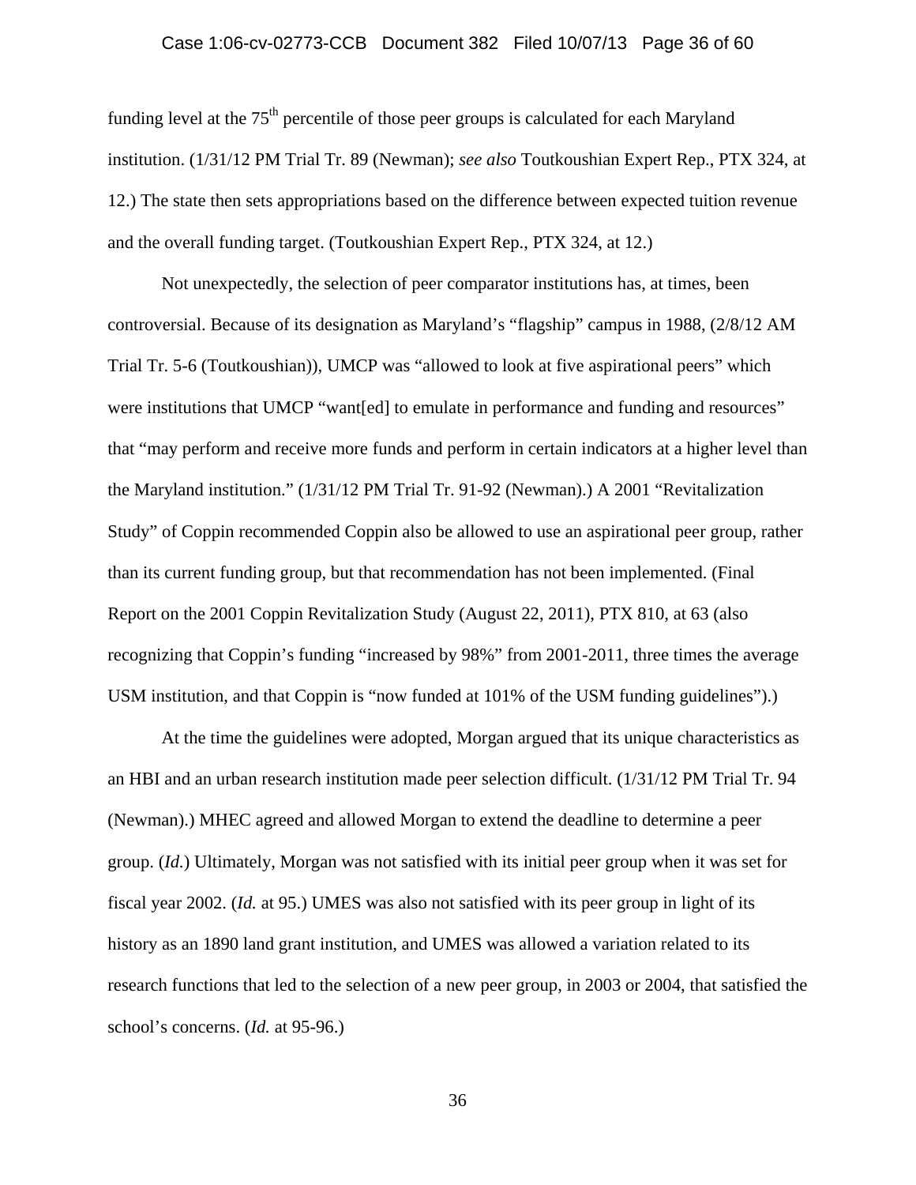funding level at the 75th percentile of those peer groups is calculated for each Maryland institution. (1/31/12 PM Trial Tr. 89 (Newman); *see also* Toutkoushian Expert Rep., PTX 324, at 12.) The state then sets appropriations based on the difference between expected tuition revenue and the overall funding target. (Toutkoushian Expert Rep., PTX 324, at 12.)

Not unexpectedly, the selection of peer comparator institutions has, at times, been controversial. Because of its designation as Maryland's "flagship" campus in 1988, (2/8/12 AM Trial Tr. 5-6 (Toutkoushian)), UMCP was "allowed to look at five aspirational peers" which were institutions that UMCP "want[ed] to emulate in performance and funding and resources" that "may perform and receive more funds and perform in certain indicators at a higher level than the Maryland institution." (1/31/12 PM Trial Tr. 91-92 (Newman).) A 2001 "Revitalization Study" of Coppin recommended Coppin also be allowed to use an aspirational peer group, rather than its current funding group, but that recommendation has not been implemented. (Final Report on the 2001 Coppin Revitalization Study (August 22, 2011), PTX 810, at 63 (also recognizing that Coppin's funding "increased by 98%" from 2001-2011, three times the average USM institution, and that Coppin is "now funded at 101% of the USM funding guidelines").)

At the time the guidelines were adopted, Morgan argued that its unique characteristics as an HBI and an urban research institution made peer selection difficult. (1/31/12 PM Trial Tr. 94 (Newman).) MHEC agreed and allowed Morgan to extend the deadline to determine a peer group. (*Id.*) Ultimately, Morgan was not satisfied with its initial peer group when it was set for fiscal year 2002. (*Id.* at 95.) UMES was also not satisfied with its peer group in light of its history as an 1890 land grant institution, and UMES was allowed a variation related to its research functions that led to the selection of a new peer group, in 2003 or 2004, that satisfied the school's concerns. (*Id.* at 95-96.)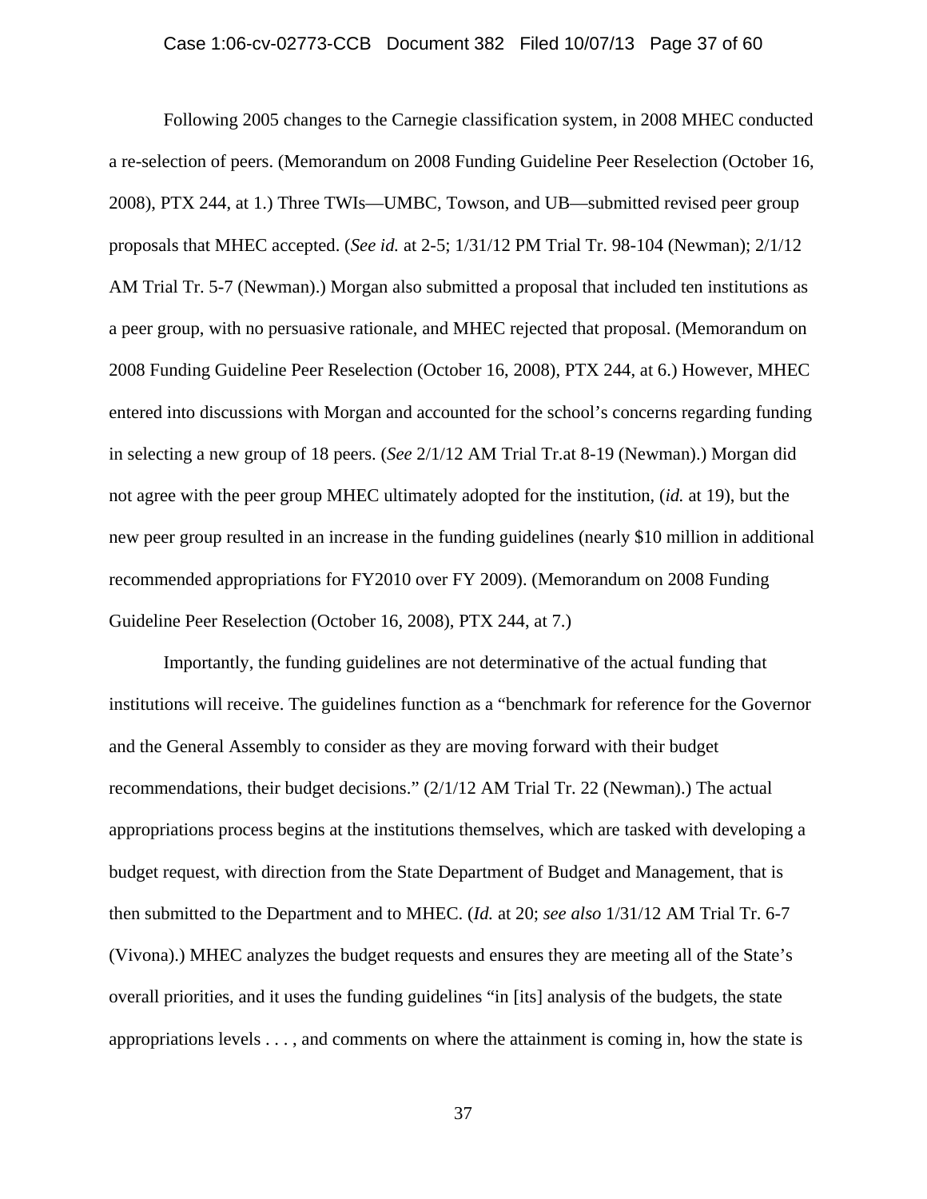Following 2005 changes to the Carnegie classification system, in 2008 MHEC conducted a re-selection of peers. (Memorandum on 2008 Funding Guideline Peer Reselection (October 16, 2008), PTX 244, at 1.) Three TWIs—UMBC, Towson, and UB—submitted revised peer group proposals that MHEC accepted. (*See id.* at 2-5; 1/31/12 PM Trial Tr. 98-104 (Newman); 2/1/12 AM Trial Tr. 5-7 (Newman).) Morgan also submitted a proposal that included ten institutions as a peer group, with no persuasive rationale, and MHEC rejected that proposal. (Memorandum on 2008 Funding Guideline Peer Reselection (October 16, 2008), PTX 244, at 6.) However, MHEC entered into discussions with Morgan and accounted for the school's concerns regarding funding in selecting a new group of 18 peers. (*See* 2/1/12 AM Trial Tr.at 8-19 (Newman).) Morgan did not agree with the peer group MHEC ultimately adopted for the institution, (*id.* at 19), but the new peer group resulted in an increase in the funding guidelines (nearly $10 million in additional recommended appropriations for FY2010 over FY 2009). (Memorandum on 2008 Funding Guideline Peer Reselection (October 16, 2008), PTX 244, at 7.)

Importantly, the funding guidelines are not determinative of the actual funding that institutions will receive. The guidelines function as a "benchmark for reference for the Governor and the General Assembly to consider as they are moving forward with their budget recommendations, their budget decisions." (2/1/12 AM Trial Tr. 22 (Newman).) The actual appropriations process begins at the institutions themselves, which are tasked with developing a budget request, with direction from the State Department of Budget and Management, that is then submitted to the Department and to MHEC. (*Id.* at 20; *see also* 1/31/12 AM Trial Tr. 6-7 (Vivona).) MHEC analyzes the budget requests and ensures they are meeting all of the State's overall priorities, and it uses the funding guidelines "in [its] analysis of the budgets, the state appropriations levels . . . , and comments on where the attainment is coming in, how the state is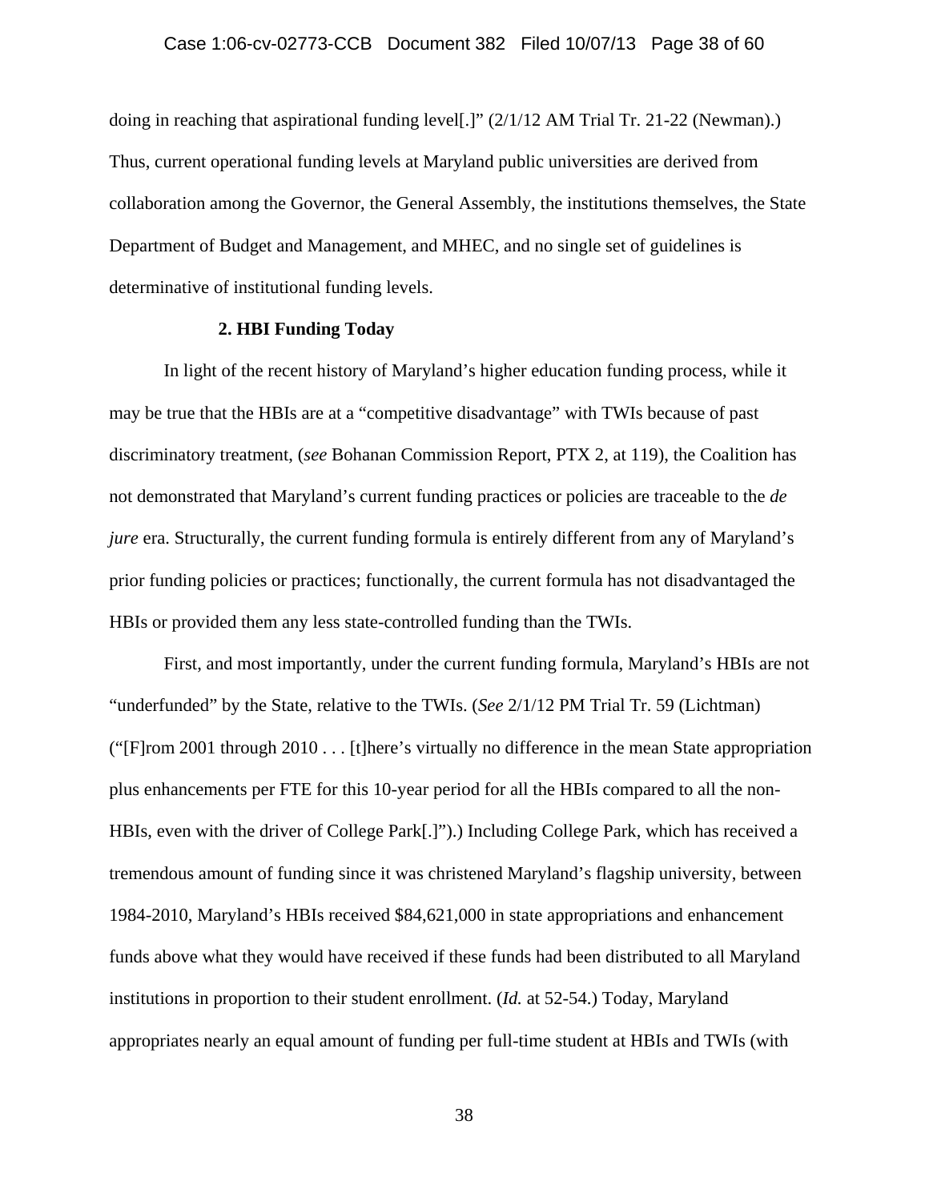doing in reaching that aspirational funding level[.]" (2/1/12 AM Trial Tr. 21-22 (Newman).) Thus, current operational funding levels at Maryland public universities are derived from collaboration among the Governor, the General Assembly, the institutions themselves, the State Department of Budget and Management, and MHEC, and no single set of guidelines is determinative of institutional funding levels.

### 2. HBI Funding Today

In light of the recent history of Maryland's higher education funding process, while it may be true that the HBIs are at a "competitive disadvantage" with TWIs because of past discriminatory treatment, (*see* Bohanan Commission Report, PTX 2, at 119), the Coalition has not demonstrated that Maryland's current funding practices or policies are traceable to the *de jure* era. Structurally, the current funding formula is entirely different from any of Maryland's prior funding policies or practices; functionally, the current formula has not disadvantaged the HBIs or provided them any less state-controlled funding than the TWIs.

First, and most importantly, under the current funding formula, Maryland's HBIs are not "underfunded" by the State, relative to the TWIs. (*See* 2/1/12 PM Trial Tr. 59 (Lichtman) ("[F]rom 2001 through 2010 . . . [t]here's virtually no difference in the mean State appropriation plus enhancements per FTE for this 10-year period for all the HBIs compared to all the non-HBIs, even with the driver of College Park[.]").) Including College Park, which has received a tremendous amount of funding since it was christened Maryland's flagship university, between 1984-2010, Maryland's HBIs received $84,621,000 in state appropriations and enhancement funds above what they would have received if these funds had been distributed to all Maryland institutions in proportion to their student enrollment. (*Id.* at 52-54.) Today, Maryland appropriates nearly an equal amount of funding per full-time student at HBIs and TWIs (with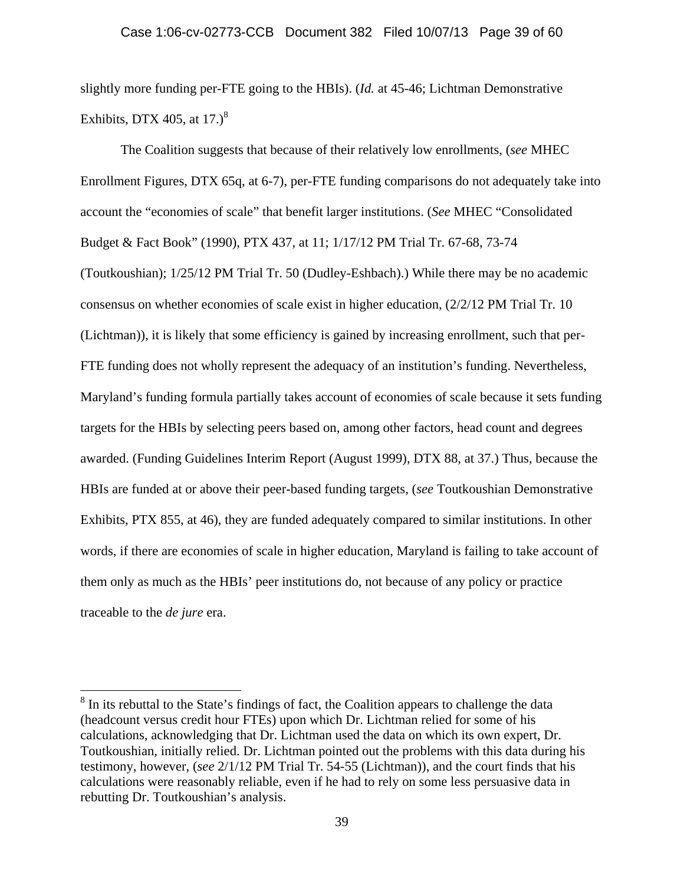slightly more funding per-FTE going to the HBIs). (*Id.* at 45-46; Lichtman Demonstrative Exhibits, DTX 405, at 17.)[8]

The Coalition suggests that because of their relatively low enrollments, (*see* MHEC Enrollment Figures, DTX 65q, at 6-7), per-FTE funding comparisons do not adequately take into account the "economies of scale" that benefit larger institutions. (*See* MHEC "Consolidated Budget & Fact Book" (1990), PTX 437, at 11; 1/17/12 PM Trial Tr. 67-68, 73-74 (Toutkoushian); 1/25/12 PM Trial Tr. 50 (Dudley-Eshbach).) While there may be no academic consensus on whether economies of scale exist in higher education, (2/2/12 PM Trial Tr. 10 (Lichtman)), it is likely that some efficiency is gained by increasing enrollment, such that per-FTE funding does not wholly represent the adequacy of an institution's funding. Nevertheless, Maryland's funding formula partially takes account of economies of scale because it sets funding targets for the HBIs by selecting peers based on, among other factors, head count and degrees awarded. (Funding Guidelines Interim Report (August 1999), DTX 88, at 37.) Thus, because the HBIs are funded at or above their peer-based funding targets, (*see* Toutkoushian Demonstrative Exhibits, PTX 855, at 46), they are funded adequately compared to similar institutions. In other words, if there are economies of scale in higher education, Maryland is failing to take account of them only as much as the HBIs' peer institutions do, not because of any policy or practice traceable to the *de jure* era.

---

[8] In its rebuttal to the State's findings of fact, the Coalition appears to challenge the data (headcount versus credit hour FTEs) upon which Dr. Lichtman relied for some of his calculations, acknowledging that Dr. Lichtman used the data on which its own expert, Dr. Toutkoushian, initially relied. Dr. Lichtman pointed out the problems with this data during his testimony, however, (*see* 2/1/12 PM Trial Tr. 54-55 (Lichtman)), and the court finds that his calculations were reasonably reliable, even if he had to rely on some less persuasive data in rebutting Dr. Toutkoushian's analysis.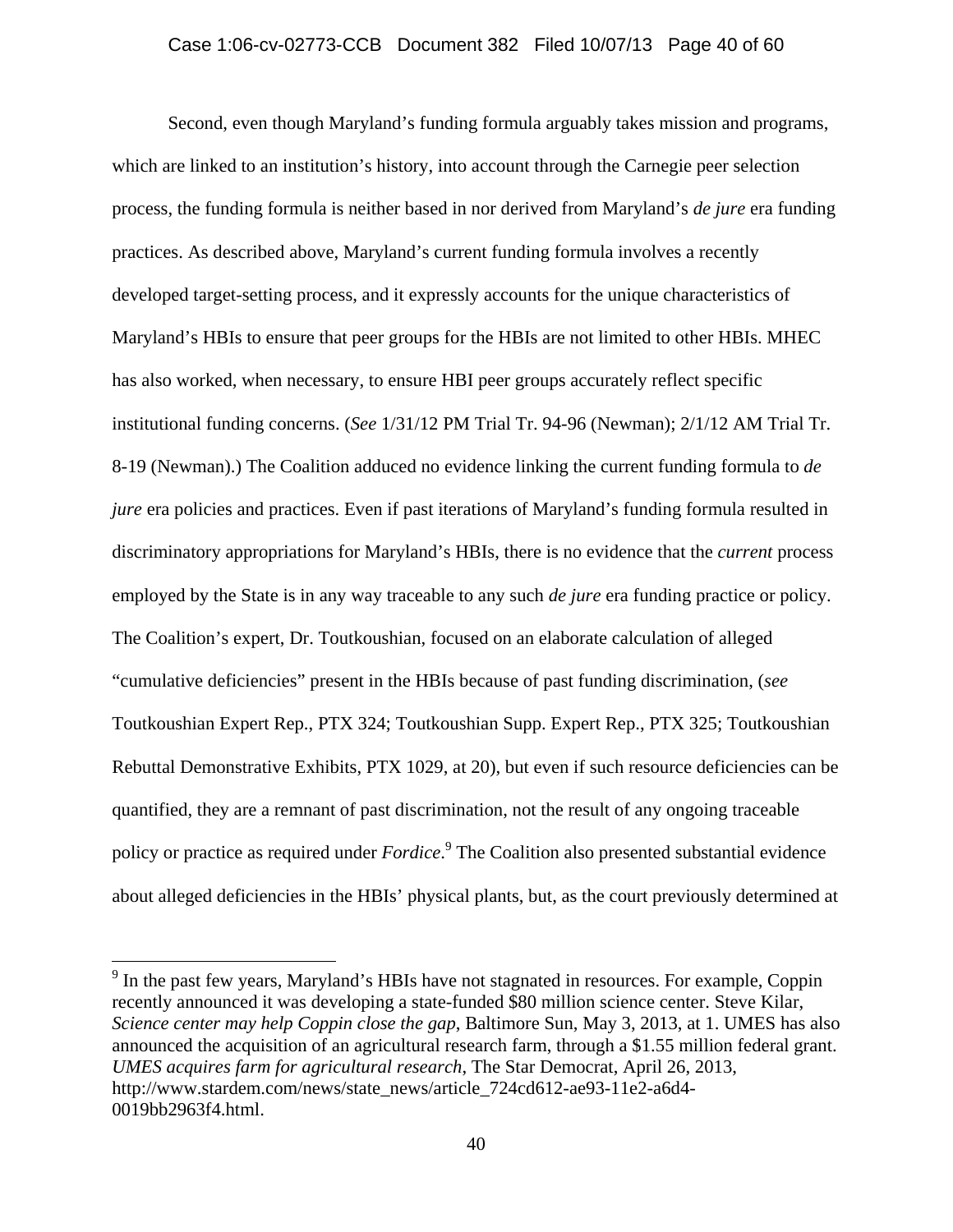Second, even though Maryland's funding formula arguably takes mission and programs, which are linked to an institution's history, into account through the Carnegie peer selection process, the funding formula is neither based in nor derived from Maryland's *de jure* era funding practices. As described above, Maryland's current funding formula involves a recently developed target-setting process, and it expressly accounts for the unique characteristics of Maryland's HBIs to ensure that peer groups for the HBIs are not limited to other HBIs. MHEC has also worked, when necessary, to ensure HBI peer groups accurately reflect specific institutional funding concerns. (*See* 1/31/12 PM Trial Tr. 94-96 (Newman); 2/1/12 AM Trial Tr. 8-19 (Newman).) The Coalition adduced no evidence linking the current funding formula to *de jure* era policies and practices. Even if past iterations of Maryland's funding formula resulted in discriminatory appropriations for Maryland's HBIs, there is no evidence that the *current* process employed by the State is in any way traceable to any such *de jure* era funding practice or policy. The Coalition's expert, Dr. Toutkoushian, focused on an elaborate calculation of alleged "cumulative deficiencies" present in the HBIs because of past funding discrimination, (*see* Toutkoushian Expert Rep., PTX 324; Toutkoushian Supp. Expert Rep., PTX 325; Toutkoushian Rebuttal Demonstrative Exhibits, PTX 1029, at 20), but even if such resource deficiencies can be quantified, they are a remnant of past discrimination, not the result of any ongoing traceable policy or practice as required under *Fordice*.[9] The Coalition also presented substantial evidence about alleged deficiencies in the HBIs' physical plants, but, as the court previously determined at

---

[9] In the past few years, Maryland's HBIs have not stagnated in resources. For example, Coppin recently announced it was developing a state-funded $80 million science center. Steve Kilar, *Science center may help Coppin close the gap*, Baltimore Sun, May 3, 2013, at 1. UMES has also announced the acquisition of an agricultural research farm, through a $1.55 million federal grant. *UMES acquires farm for agricultural research*, The Star Democrat, April 26, 2013, http://www.stardem.com/news/state_news/article_724cd612-ae93-11e2-a6d4-0019bb2963f4.html.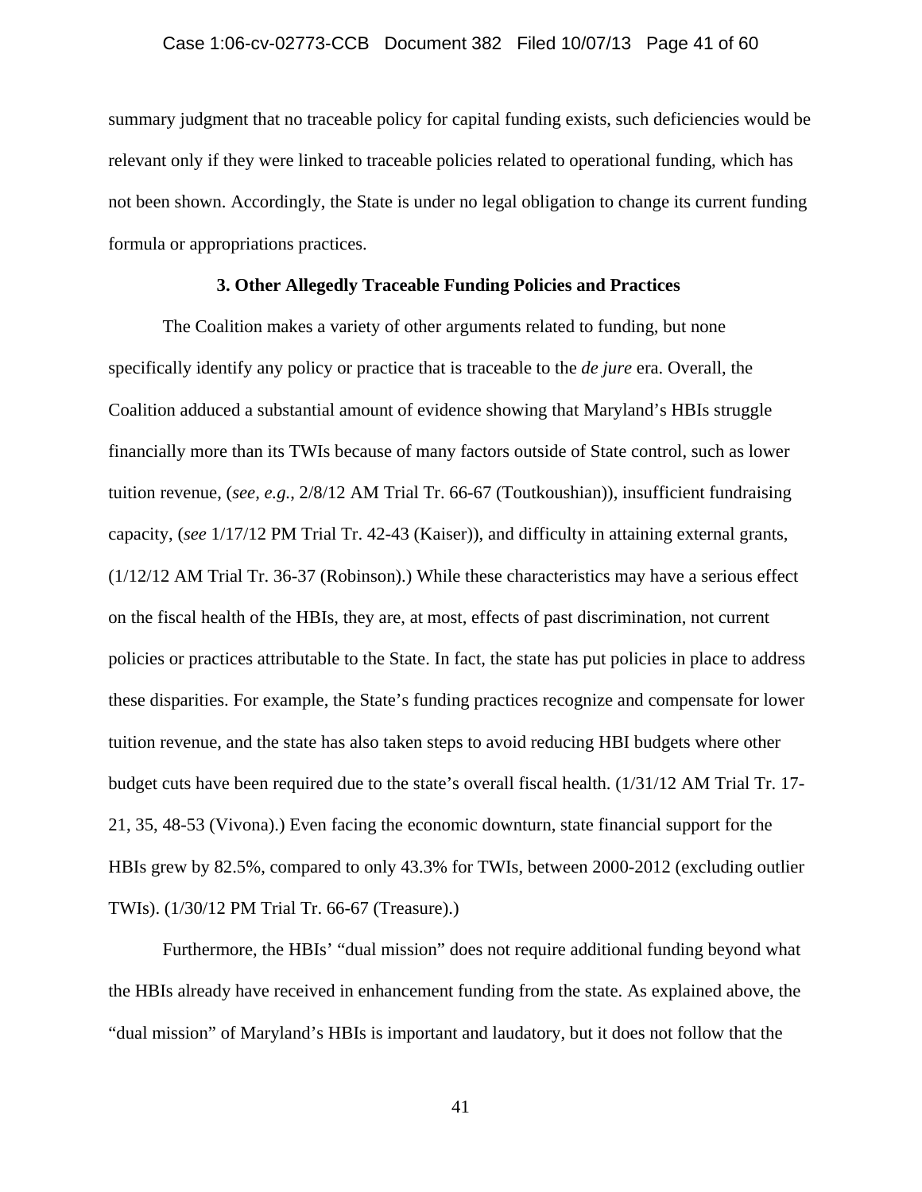summary judgment that no traceable policy for capital funding exists, such deficiencies would be relevant only if they were linked to traceable policies related to operational funding, which has not been shown. Accordingly, the State is under no legal obligation to change its current funding formula or appropriations practices.

### 3. Other Allegedly Traceable Funding Policies and Practices

The Coalition makes a variety of other arguments related to funding, but none specifically identify any policy or practice that is traceable to the *de jure* era. Overall, the Coalition adduced a substantial amount of evidence showing that Maryland's HBIs struggle financially more than its TWIs because of many factors outside of State control, such as lower tuition revenue, (*see, e.g.*, 2/8/12 AM Trial Tr. 66-67 (Toutkoushian)), insufficient fundraising capacity, (*see* 1/17/12 PM Trial Tr. 42-43 (Kaiser)), and difficulty in attaining external grants, (1/12/12 AM Trial Tr. 36-37 (Robinson).) While these characteristics may have a serious effect on the fiscal health of the HBIs, they are, at most, effects of past discrimination, not current policies or practices attributable to the State. In fact, the state has put policies in place to address these disparities. For example, the State's funding practices recognize and compensate for lower tuition revenue, and the state has also taken steps to avoid reducing HBI budgets where other budget cuts have been required due to the state's overall fiscal health. (1/31/12 AM Trial Tr. 17-21, 35, 48-53 (Vivona).) Even facing the economic downturn, state financial support for the HBIs grew by 82.5%, compared to only 43.3% for TWIs, between 2000-2012 (excluding outlier TWIs). (1/30/12 PM Trial Tr. 66-67 (Treasure).)

Furthermore, the HBIs' "dual mission" does not require additional funding beyond what the HBIs already have received in enhancement funding from the state. As explained above, the "dual mission" of Maryland's HBIs is important and laudatory, but it does not follow that the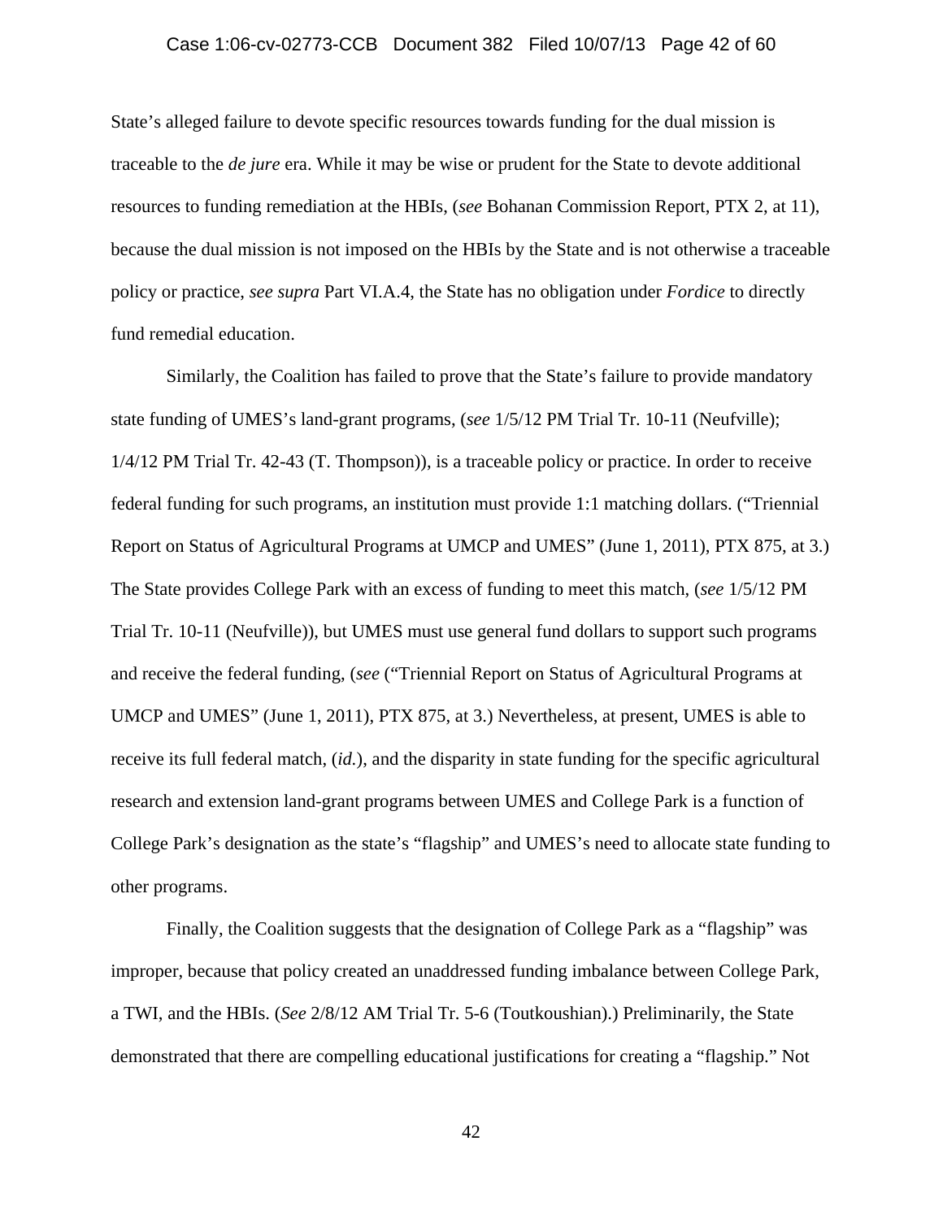State's alleged failure to devote specific resources towards funding for the dual mission is traceable to the *de jure* era. While it may be wise or prudent for the State to devote additional resources to funding remediation at the HBIs, (*see* Bohanan Commission Report, PTX 2, at 11), because the dual mission is not imposed on the HBIs by the State and is not otherwise a traceable policy or practice, *see supra* Part VI.A.4, the State has no obligation under *Fordice* to directly fund remedial education.

Similarly, the Coalition has failed to prove that the State's failure to provide mandatory state funding of UMES's land-grant programs, (*see* 1/5/12 PM Trial Tr. 10-11 (Neufville); 1/4/12 PM Trial Tr. 42-43 (T. Thompson)), is a traceable policy or practice. In order to receive federal funding for such programs, an institution must provide 1:1 matching dollars. ("Triennial Report on Status of Agricultural Programs at UMCP and UMES" (June 1, 2011), PTX 875, at 3.) The State provides College Park with an excess of funding to meet this match, (*see* 1/5/12 PM Trial Tr. 10-11 (Neufville)), but UMES must use general fund dollars to support such programs and receive the federal funding, (*see* ("Triennial Report on Status of Agricultural Programs at UMCP and UMES" (June 1, 2011), PTX 875, at 3.) Nevertheless, at present, UMES is able to receive its full federal match, (*id.*), and the disparity in state funding for the specific agricultural research and extension land-grant programs between UMES and College Park is a function of College Park's designation as the state's "flagship" and UMES's need to allocate state funding to other programs.

Finally, the Coalition suggests that the designation of College Park as a "flagship" was improper, because that policy created an unaddressed funding imbalance between College Park, a TWI, and the HBIs. (*See* 2/8/12 AM Trial Tr. 5-6 (Toutkoushian).) Preliminarily, the State demonstrated that there are compelling educational justifications for creating a "flagship." Not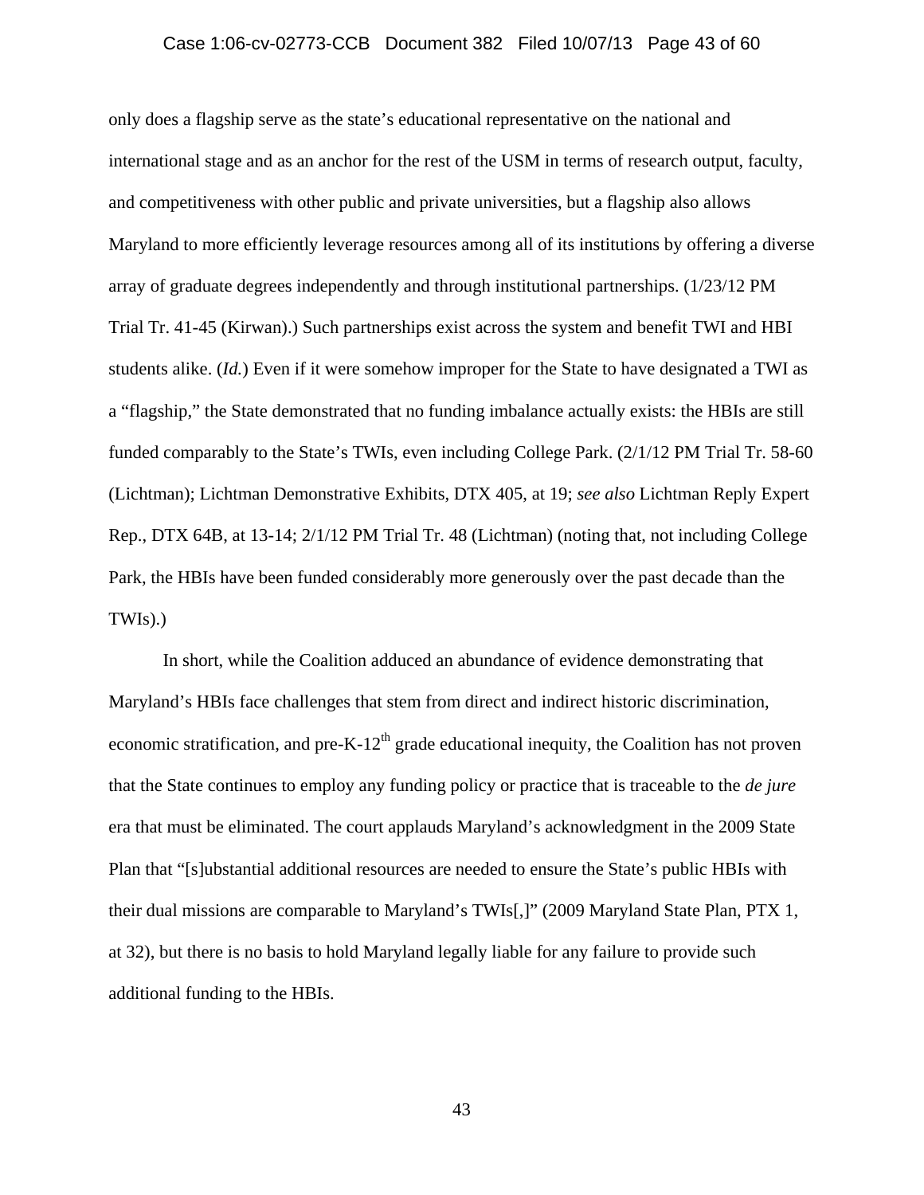only does a flagship serve as the state's educational representative on the national and international stage and as an anchor for the rest of the USM in terms of research output, faculty, and competitiveness with other public and private universities, but a flagship also allows Maryland to more efficiently leverage resources among all of its institutions by offering a diverse array of graduate degrees independently and through institutional partnerships. (1/23/12 PM Trial Tr. 41-45 (Kirwan).) Such partnerships exist across the system and benefit TWI and HBI students alike. (*Id.*) Even if it were somehow improper for the State to have designated a TWI as a "flagship," the State demonstrated that no funding imbalance actually exists: the HBIs are still funded comparably to the State's TWIs, even including College Park. (2/1/12 PM Trial Tr. 58-60 (Lichtman); Lichtman Demonstrative Exhibits, DTX 405, at 19; *see also* Lichtman Reply Expert Rep., DTX 64B, at 13-14; 2/1/12 PM Trial Tr. 48 (Lichtman) (noting that, not including College Park, the HBIs have been funded considerably more generously over the past decade than the TWIs).)

In short, while the Coalition adduced an abundance of evidence demonstrating that Maryland's HBIs face challenges that stem from direct and indirect historic discrimination, economic stratification, and pre-K-12th grade educational inequity, the Coalition has not proven that the State continues to employ any funding policy or practice that is traceable to the *de jure* era that must be eliminated. The court applauds Maryland's acknowledgment in the 2009 State Plan that "[s]ubstantial additional resources are needed to ensure the State's public HBIs with their dual missions are comparable to Maryland's TWIs[,]" (2009 Maryland State Plan, PTX 1, at 32), but there is no basis to hold Maryland legally liable for any failure to provide such additional funding to the HBIs.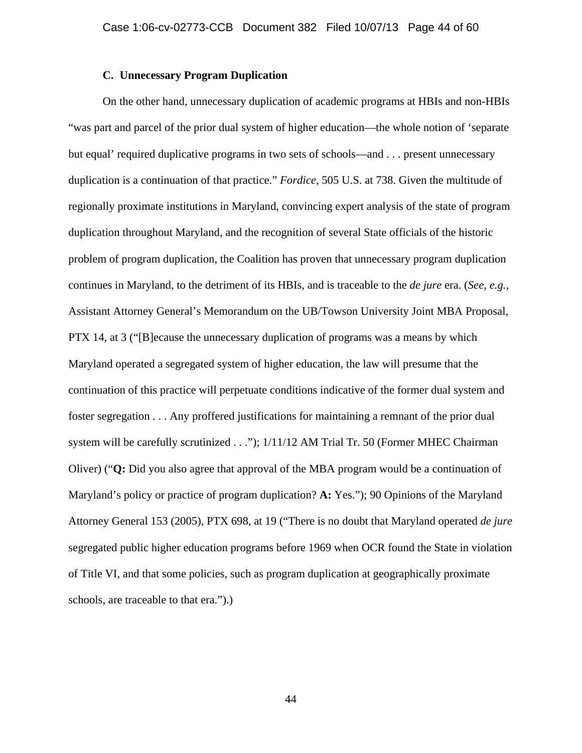### C. Unnecessary Program Duplication

On the other hand, unnecessary duplication of academic programs at HBIs and non-HBIs "was part and parcel of the prior dual system of higher education—the whole notion of 'separate but equal' required duplicative programs in two sets of schools—and . . . present unnecessary duplication is a continuation of that practice." *Fordice*, 505 U.S. at 738. Given the multitude of regionally proximate institutions in Maryland, convincing expert analysis of the state of program duplication throughout Maryland, and the recognition of several State officials of the historic problem of program duplication, the Coalition has proven that unnecessary program duplication continues in Maryland, to the detriment of its HBIs, and is traceable to the *de jure* era. (*See, e.g.*, Assistant Attorney General's Memorandum on the UB/Towson University Joint MBA Proposal, PTX 14, at 3 ("[B]ecause the unnecessary duplication of programs was a means by which Maryland operated a segregated system of higher education, the law will presume that the continuation of this practice will perpetuate conditions indicative of the former dual system and foster segregation . . . Any proffered justifications for maintaining a remnant of the prior dual system will be carefully scrutinized . . ."); 1/11/12 AM Trial Tr. 50 (Former MHEC Chairman Oliver) ("**Q:** Did you also agree that approval of the MBA program would be a continuation of Maryland's policy or practice of program duplication? **A:** Yes."); 90 Opinions of the Maryland Attorney General 153 (2005), PTX 698, at 19 ("There is no doubt that Maryland operated *de jure* segregated public higher education programs before 1969 when OCR found the State in violation of Title VI, and that some policies, such as program duplication at geographically proximate schools, are traceable to that era.").)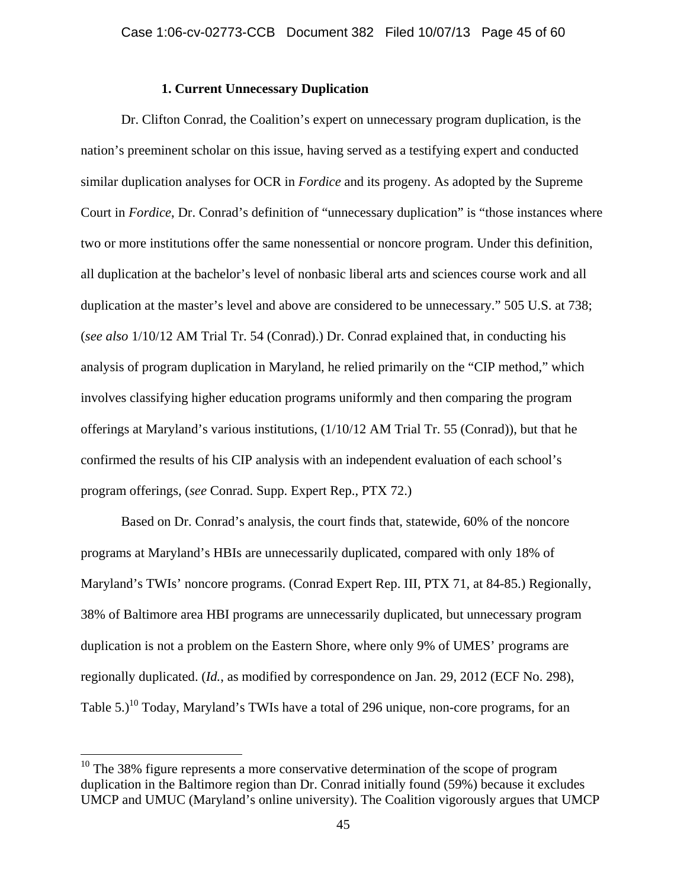### 1. Current Unnecessary Duplication

Dr. Clifton Conrad, the Coalition's expert on unnecessary program duplication, is the nation's preeminent scholar on this issue, having served as a testifying expert and conducted similar duplication analyses for OCR in *Fordice* and its progeny. As adopted by the Supreme Court in *Fordice*, Dr. Conrad's definition of "unnecessary duplication" is "those instances where two or more institutions offer the same nonessential or noncore program. Under this definition, all duplication at the bachelor's level of nonbasic liberal arts and sciences course work and all duplication at the master's level and above are considered to be unnecessary." 505 U.S. at 738; (*see also* 1/10/12 AM Trial Tr. 54 (Conrad).) Dr. Conrad explained that, in conducting his analysis of program duplication in Maryland, he relied primarily on the "CIP method," which involves classifying higher education programs uniformly and then comparing the program offerings at Maryland's various institutions, (1/10/12 AM Trial Tr. 55 (Conrad)), but that he confirmed the results of his CIP analysis with an independent evaluation of each school's program offerings, (*see* Conrad. Supp. Expert Rep., PTX 72.)

Based on Dr. Conrad's analysis, the court finds that, statewide, 60% of the noncore programs at Maryland's HBIs are unnecessarily duplicated, compared with only 18% of Maryland's TWIs' noncore programs. (Conrad Expert Rep. III, PTX 71, at 84-85.) Regionally, 38% of Baltimore area HBI programs are unnecessarily duplicated, but unnecessary program duplication is not a problem on the Eastern Shore, where only 9% of UMES' programs are regionally duplicated. (*Id.*, as modified by correspondence on Jan. 29, 2012 (ECF No. 298), Table 5.)[10] Today, Maryland's TWIs have a total of 296 unique, non-core programs, for an

[10] The 38% figure represents a more conservative determination of the scope of program duplication in the Baltimore region than Dr. Conrad initially found (59%) because it excludes UMCP and UMUC (Maryland's online university). The Coalition vigorously argues that UMCP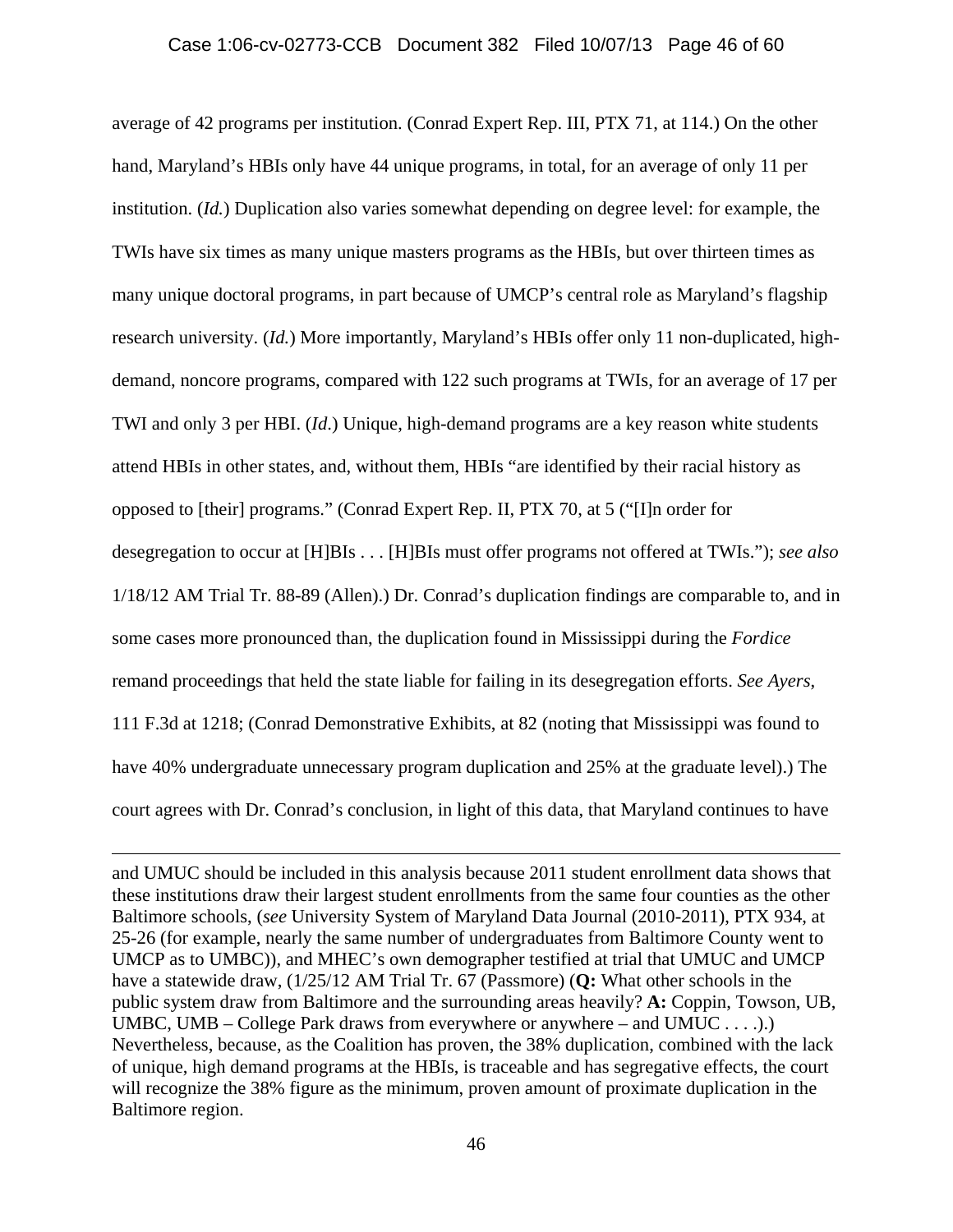average of 42 programs per institution. (Conrad Expert Rep. III, PTX 71, at 114.) On the other hand, Maryland's HBIs only have 44 unique programs, in total, for an average of only 11 per institution. (*Id.*) Duplication also varies somewhat depending on degree level: for example, the TWIs have six times as many unique masters programs as the HBIs, but over thirteen times as many unique doctoral programs, in part because of UMCP's central role as Maryland's flagship research university. (*Id.*) More importantly, Maryland's HBIs offer only 11 non-duplicated, high-demand, noncore programs, compared with 122 such programs at TWIs, for an average of 17 per TWI and only 3 per HBI. (*Id.*) Unique, high-demand programs are a key reason white students attend HBIs in other states, and, without them, HBIs "are identified by their racial history as opposed to [their] programs." (Conrad Expert Rep. II, PTX 70, at 5 ("[I]n order for desegregation to occur at [H]BIs . . . [H]BIs must offer programs not offered at TWIs."); *see also* 1/18/12 AM Trial Tr. 88-89 (Allen).) Dr. Conrad's duplication findings are comparable to, and in some cases more pronounced than, the duplication found in Mississippi during the *Fordice* remand proceedings that held the state liable for failing in its desegregation efforts. *See Ayers*, 111 F.3d at 1218; (Conrad Demonstrative Exhibits, at 82 (noting that Mississippi was found to have 40% undergraduate unnecessary program duplication and 25% at the graduate level).) The court agrees with Dr. Conrad's conclusion, in light of this data, that Maryland continues to have

---

and UMUC should be included in this analysis because 2011 student enrollment data shows that these institutions draw their largest student enrollments from the same four counties as the other Baltimore schools, (*see* University System of Maryland Data Journal (2010-2011), PTX 934, at 25-26 (for example, nearly the same number of undergraduates from Baltimore County went to UMCP as to UMBC)), and MHEC's own demographer testified at trial that UMUC and UMCP have a statewide draw, (1/25/12 AM Trial Tr. 67 (Passmore) (**Q:** What other schools in the public system draw from Baltimore and the surrounding areas heavily? **A:** Coppin, Towson, UB, UMBC, UMB – College Park draws from everywhere or anywhere – and UMUC . . . .).) Nevertheless, because, as the Coalition has proven, the 38% duplication, combined with the lack of unique, high demand programs at the HBIs, is traceable and has segregative effects, the court will recognize the 38% figure as the minimum, proven amount of proximate duplication in the Baltimore region.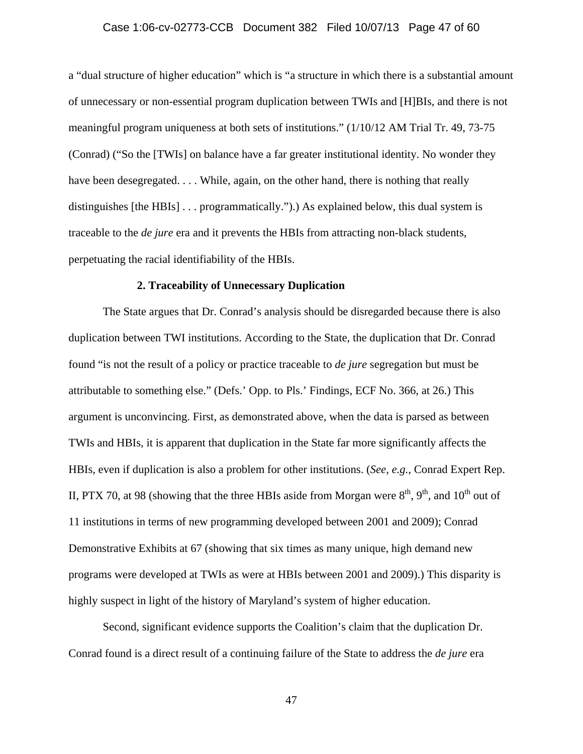a "dual structure of higher education" which is "a structure in which there is a substantial amount of unnecessary or non-essential program duplication between TWIs and [H]BIs, and there is not meaningful program uniqueness at both sets of institutions." (1/10/12 AM Trial Tr. 49, 73-75 (Conrad) ("So the [TWIs] on balance have a far greater institutional identity. No wonder they have been desegregated. . . . While, again, on the other hand, there is nothing that really distinguishes [the HBIs] . . . programmatically.").) As explained below, this dual system is traceable to the *de jure* era and it prevents the HBIs from attracting non-black students, perpetuating the racial identifiability of the HBIs.

**2. Traceability of Unnecessary Duplication**

The State argues that Dr. Conrad's analysis should be disregarded because there is also duplication between TWI institutions. According to the State, the duplication that Dr. Conrad found "is not the result of a policy or practice traceable to *de jure* segregation but must be attributable to something else." (Defs.' Opp. to Pls.' Findings, ECF No. 366, at 26.) This argument is unconvincing. First, as demonstrated above, when the data is parsed as between TWIs and HBIs, it is apparent that duplication in the State far more significantly affects the HBIs, even if duplication is also a problem for other institutions. (*See, e.g.*, Conrad Expert Rep. II, PTX 70, at 98 (showing that the three HBIs aside from Morgan were 8th, 9th, and 10th out of 11 institutions in terms of new programming developed between 2001 and 2009); Conrad Demonstrative Exhibits at 67 (showing that six times as many unique, high demand new programs were developed at TWIs as were at HBIs between 2001 and 2009).) This disparity is highly suspect in light of the history of Maryland's system of higher education.

Second, significant evidence supports the Coalition's claim that the duplication Dr. Conrad found is a direct result of a continuing failure of the State to address the *de jure* era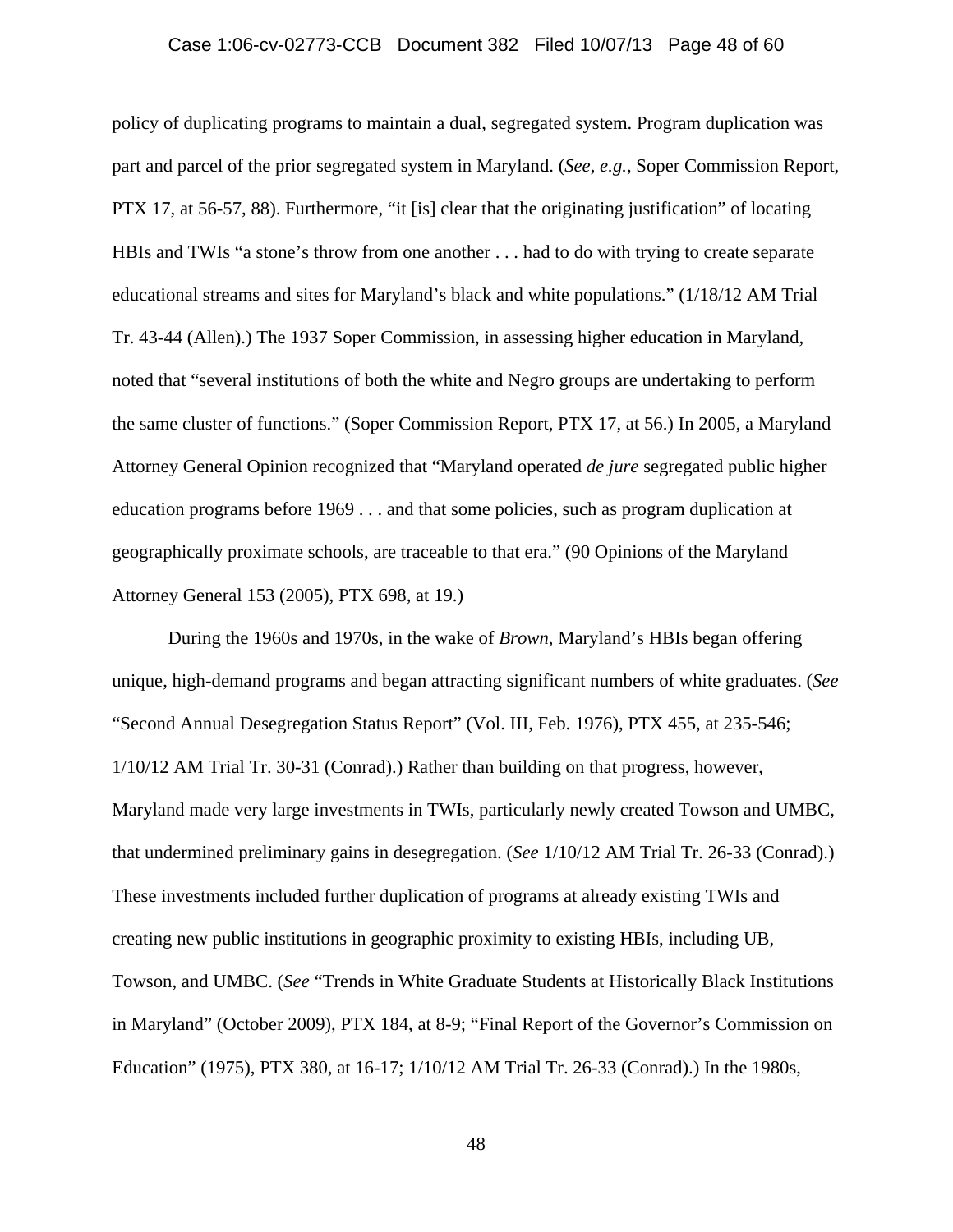policy of duplicating programs to maintain a dual, segregated system. Program duplication was part and parcel of the prior segregated system in Maryland. (*See, e.g.*, Soper Commission Report, PTX 17, at 56-57, 88). Furthermore, "it [is] clear that the originating justification" of locating HBIs and TWIs "a stone's throw from one another . . . had to do with trying to create separate educational streams and sites for Maryland's black and white populations." (1/18/12 AM Trial Tr. 43-44 (Allen).) The 1937 Soper Commission, in assessing higher education in Maryland, noted that "several institutions of both the white and Negro groups are undertaking to perform the same cluster of functions." (Soper Commission Report, PTX 17, at 56.) In 2005, a Maryland Attorney General Opinion recognized that "Maryland operated *de jure* segregated public higher education programs before 1969 . . . and that some policies, such as program duplication at geographically proximate schools, are traceable to that era." (90 Opinions of the Maryland Attorney General 153 (2005), PTX 698, at 19.)

During the 1960s and 1970s, in the wake of *Brown*, Maryland's HBIs began offering unique, high-demand programs and began attracting significant numbers of white graduates. (*See* "Second Annual Desegregation Status Report" (Vol. III, Feb. 1976), PTX 455, at 235-546; 1/10/12 AM Trial Tr. 30-31 (Conrad).) Rather than building on that progress, however, Maryland made very large investments in TWIs, particularly newly created Towson and UMBC, that undermined preliminary gains in desegregation. (*See* 1/10/12 AM Trial Tr. 26-33 (Conrad).) These investments included further duplication of programs at already existing TWIs and creating new public institutions in geographic proximity to existing HBIs, including UB, Towson, and UMBC. (*See* "Trends in White Graduate Students at Historically Black Institutions in Maryland" (October 2009), PTX 184, at 8-9; "Final Report of the Governor's Commission on Education" (1975), PTX 380, at 16-17; 1/10/12 AM Trial Tr. 26-33 (Conrad).) In the 1980s,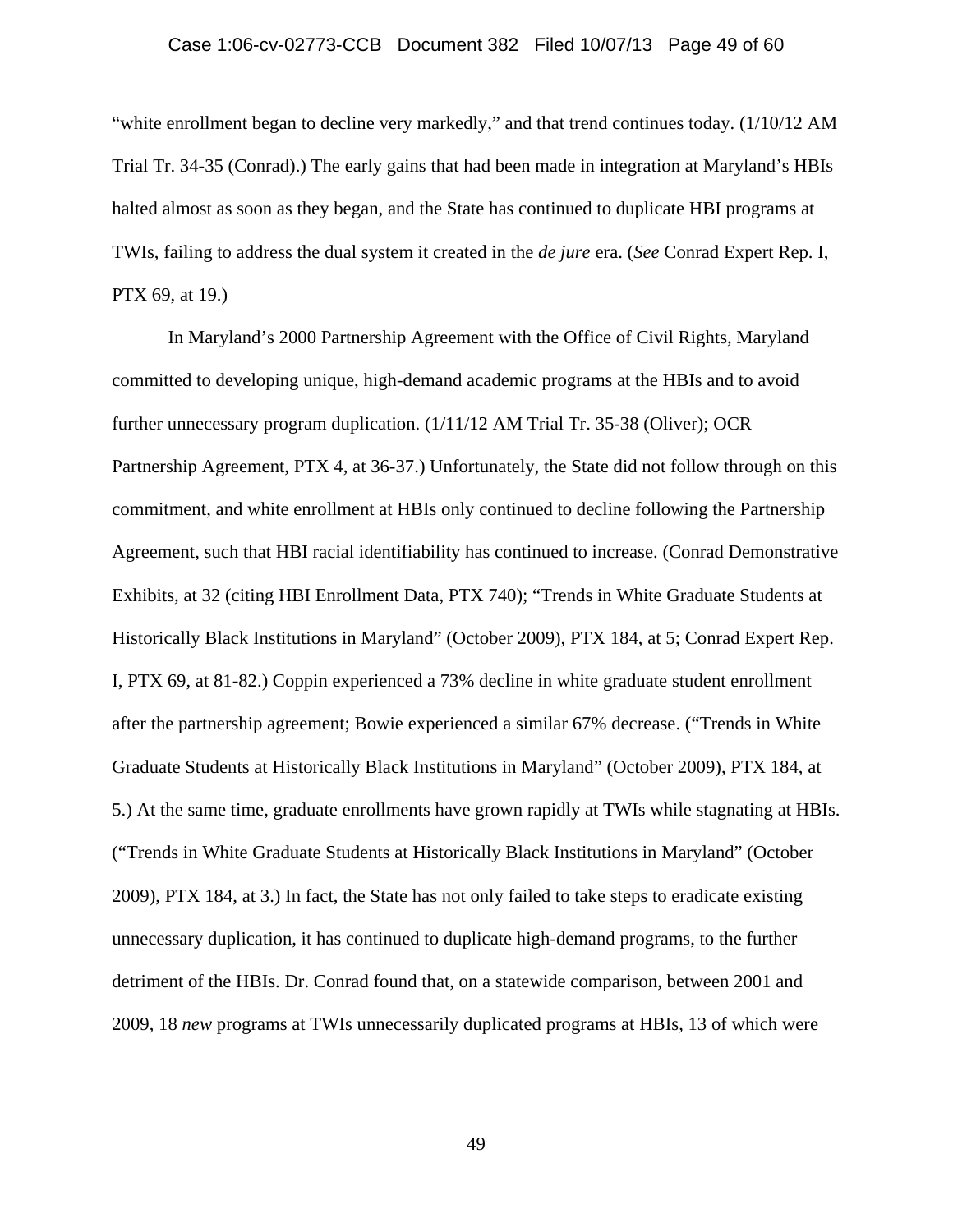"white enrollment began to decline very markedly," and that trend continues today. (1/10/12 AM Trial Tr. 34-35 (Conrad).) The early gains that had been made in integration at Maryland's HBIs halted almost as soon as they began, and the State has continued to duplicate HBI programs at TWIs, failing to address the dual system it created in the *de jure* era. (*See* Conrad Expert Rep. I, PTX 69, at 19.)

In Maryland's 2000 Partnership Agreement with the Office of Civil Rights, Maryland committed to developing unique, high-demand academic programs at the HBIs and to avoid further unnecessary program duplication. (1/11/12 AM Trial Tr. 35-38 (Oliver); OCR Partnership Agreement, PTX 4, at 36-37.) Unfortunately, the State did not follow through on this commitment, and white enrollment at HBIs only continued to decline following the Partnership Agreement, such that HBI racial identifiability has continued to increase. (Conrad Demonstrative Exhibits, at 32 (citing HBI Enrollment Data, PTX 740); "Trends in White Graduate Students at Historically Black Institutions in Maryland" (October 2009), PTX 184, at 5; Conrad Expert Rep. I, PTX 69, at 81-82.) Coppin experienced a 73% decline in white graduate student enrollment after the partnership agreement; Bowie experienced a similar 67% decrease. ("Trends in White Graduate Students at Historically Black Institutions in Maryland" (October 2009), PTX 184, at 5.) At the same time, graduate enrollments have grown rapidly at TWIs while stagnating at HBIs. ("Trends in White Graduate Students at Historically Black Institutions in Maryland" (October 2009), PTX 184, at 3.) In fact, the State has not only failed to take steps to eradicate existing unnecessary duplication, it has continued to duplicate high-demand programs, to the further detriment of the HBIs. Dr. Conrad found that, on a statewide comparison, between 2001 and 2009, 18 *new* programs at TWIs unnecessarily duplicated programs at HBIs, 13 of which were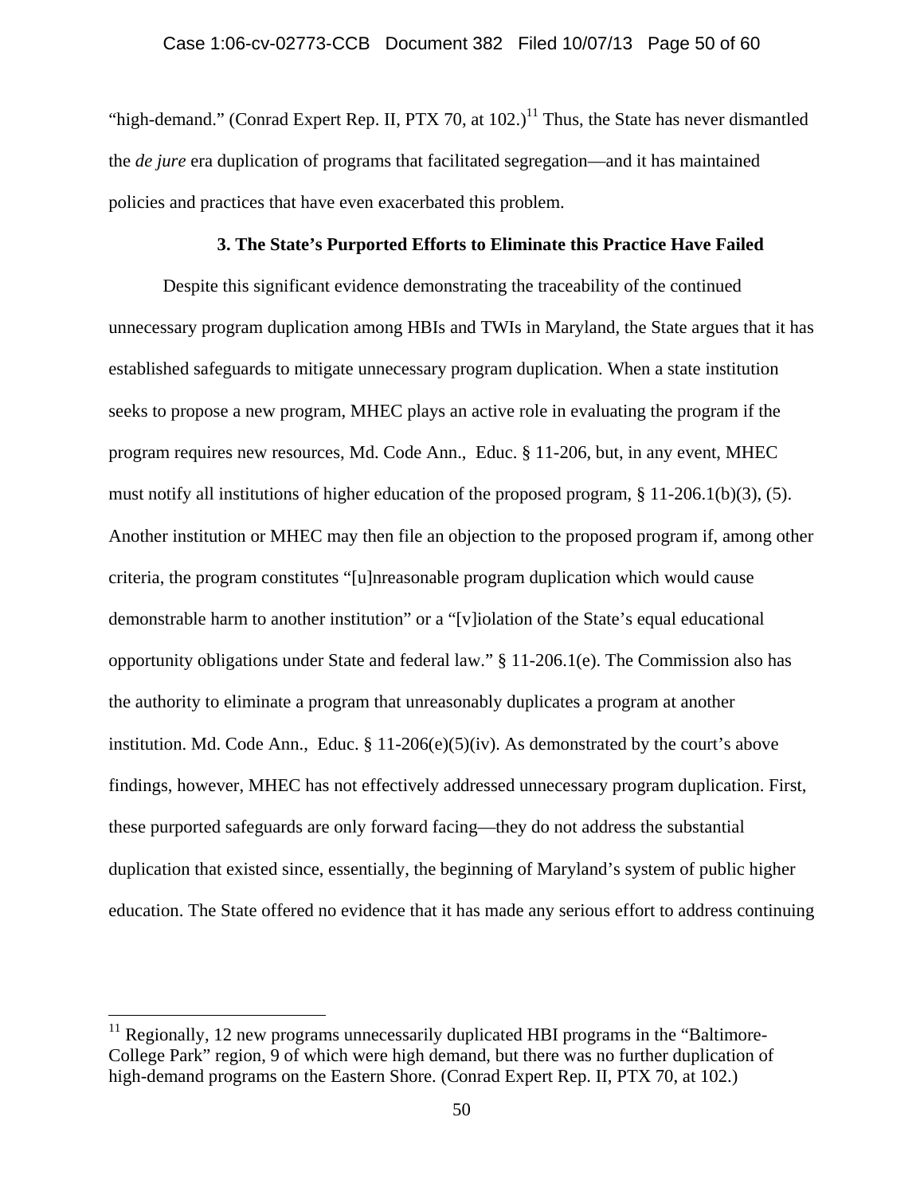"high-demand." (Conrad Expert Rep. II, PTX 70, at 102.)[11] Thus, the State has never dismantled the *de jure* era duplication of programs that facilitated segregation—and it has maintained policies and practices that have even exacerbated this problem.

### 3. The State's Purported Efforts to Eliminate this Practice Have Failed

Despite this significant evidence demonstrating the traceability of the continued unnecessary program duplication among HBIs and TWIs in Maryland, the State argues that it has established safeguards to mitigate unnecessary program duplication. When a state institution seeks to propose a new program, MHEC plays an active role in evaluating the program if the program requires new resources, Md. Code Ann., Educ. § 11-206, but, in any event, MHEC must notify all institutions of higher education of the proposed program, § 11-206.1(b)(3), (5). Another institution or MHEC may then file an objection to the proposed program if, among other criteria, the program constitutes "[u]nreasonable program duplication which would cause demonstrable harm to another institution" or a "[v]iolation of the State's equal educational opportunity obligations under State and federal law." § 11-206.1(e). The Commission also has the authority to eliminate a program that unreasonably duplicates a program at another institution. Md. Code Ann., Educ. § 11-206(e)(5)(iv). As demonstrated by the court's above findings, however, MHEC has not effectively addressed unnecessary program duplication. First, these purported safeguards are only forward facing—they do not address the substantial duplication that existed since, essentially, the beginning of Maryland's system of public higher education. The State offered no evidence that it has made any serious effort to address continuing

[11] Regionally, 12 new programs unnecessarily duplicated HBI programs in the "Baltimore-College Park" region, 9 of which were high demand, but there was no further duplication of high-demand programs on the Eastern Shore. (Conrad Expert Rep. II, PTX 70, at 102.)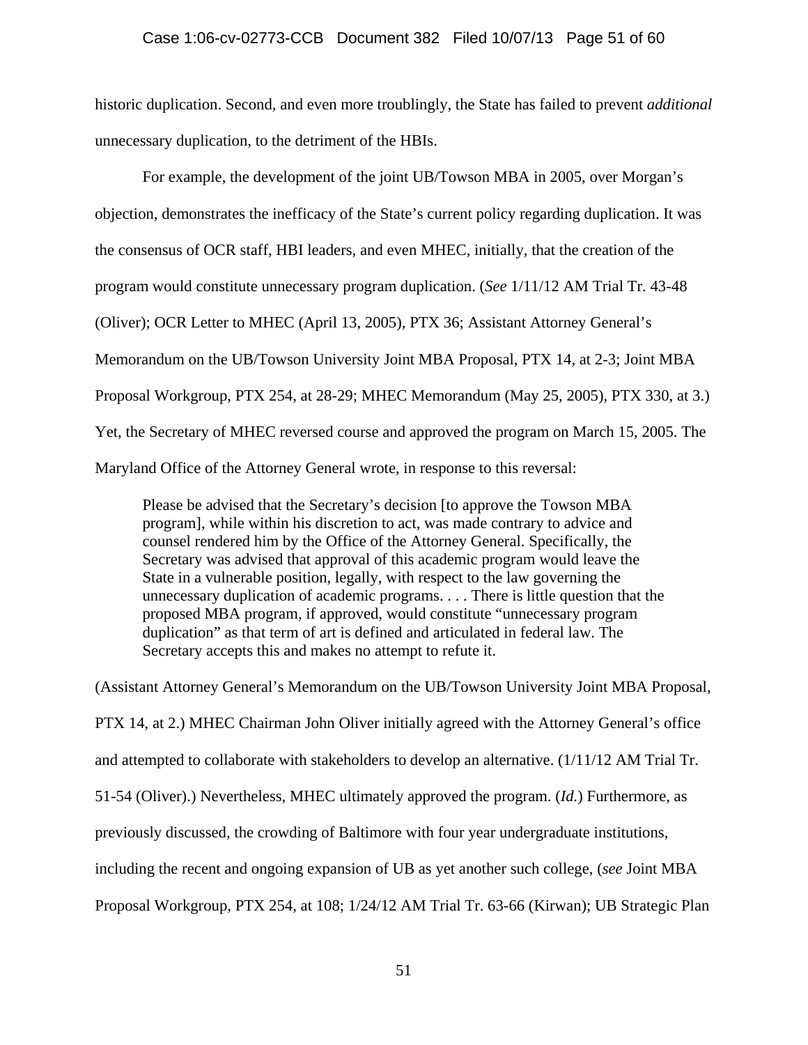historic duplication. Second, and even more troublingly, the State has failed to prevent *additional* unnecessary duplication, to the detriment of the HBIs.

For example, the development of the joint UB/Towson MBA in 2005, over Morgan's objection, demonstrates the inefficacy of the State's current policy regarding duplication. It was the consensus of OCR staff, HBI leaders, and even MHEC, initially, that the creation of the program would constitute unnecessary program duplication. (*See* 1/11/12 AM Trial Tr. 43-48 (Oliver); OCR Letter to MHEC (April 13, 2005), PTX 36; Assistant Attorney General's Memorandum on the UB/Towson University Joint MBA Proposal, PTX 14, at 2-3; Joint MBA Proposal Workgroup, PTX 254, at 28-29; MHEC Memorandum (May 25, 2005), PTX 330, at 3.) Yet, the Secretary of MHEC reversed course and approved the program on March 15, 2005. The Maryland Office of the Attorney General wrote, in response to this reversal:

> Please be advised that the Secretary's decision [to approve the Towson MBA program], while within his discretion to act, was made contrary to advice and counsel rendered him by the Office of the Attorney General. Specifically, the Secretary was advised that approval of this academic program would leave the State in a vulnerable position, legally, with respect to the law governing the unnecessary duplication of academic programs. . . . There is little question that the proposed MBA program, if approved, would constitute "unnecessary program duplication" as that term of art is defined and articulated in federal law. The Secretary accepts this and makes no attempt to refute it.

(Assistant Attorney General's Memorandum on the UB/Towson University Joint MBA Proposal, PTX 14, at 2.) MHEC Chairman John Oliver initially agreed with the Attorney General's office and attempted to collaborate with stakeholders to develop an alternative. (1/11/12 AM Trial Tr. 51-54 (Oliver).) Nevertheless, MHEC ultimately approved the program. (*Id.*) Furthermore, as previously discussed, the crowding of Baltimore with four year undergraduate institutions, including the recent and ongoing expansion of UB as yet another such college, (*see* Joint MBA Proposal Workgroup, PTX 254, at 108; 1/24/12 AM Trial Tr. 63-66 (Kirwan); UB Strategic Plan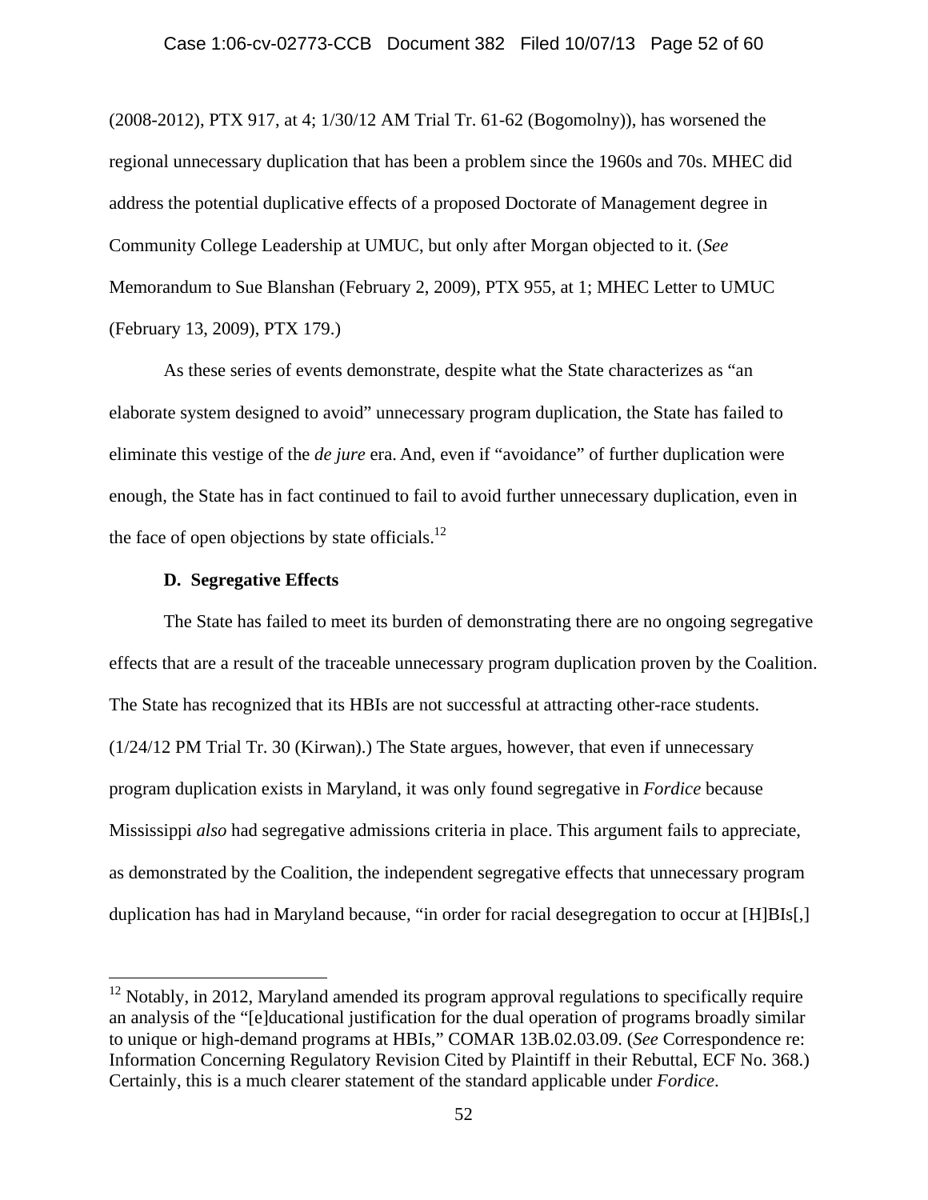(2008-2012), PTX 917, at 4; 1/30/12 AM Trial Tr. 61-62 (Bogomolny)), has worsened the regional unnecessary duplication that has been a problem since the 1960s and 70s. MHEC did address the potential duplicative effects of a proposed Doctorate of Management degree in Community College Leadership at UMUC, but only after Morgan objected to it. (*See* Memorandum to Sue Blanshan (February 2, 2009), PTX 955, at 1; MHEC Letter to UMUC (February 13, 2009), PTX 179.)

As these series of events demonstrate, despite what the State characterizes as "an elaborate system designed to avoid" unnecessary program duplication, the State has failed to eliminate this vestige of the *de jure* era. And, even if "avoidance" of further duplication were enough, the State has in fact continued to fail to avoid further unnecessary duplication, even in the face of open objections by state officials.[12]

**D. Segregative Effects**

The State has failed to meet its burden of demonstrating there are no ongoing segregative effects that are a result of the traceable unnecessary program duplication proven by the Coalition. The State has recognized that its HBIs are not successful at attracting other-race students. (1/24/12 PM Trial Tr. 30 (Kirwan).) The State argues, however, that even if unnecessary program duplication exists in Maryland, it was only found segregative in *Fordice* because Mississippi *also* had segregative admissions criteria in place. This argument fails to appreciate, as demonstrated by the Coalition, the independent segregative effects that unnecessary program duplication has had in Maryland because, "in order for racial desegregation to occur at [H]BIs[,]

---

[12] Notably, in 2012, Maryland amended its program approval regulations to specifically require an analysis of the "[e]ducational justification for the dual operation of programs broadly similar to unique or high-demand programs at HBIs," COMAR 13B.02.03.09. (*See* Correspondence re: Information Concerning Regulatory Revision Cited by Plaintiff in their Rebuttal, ECF No. 368.) Certainly, this is a much clearer statement of the standard applicable under *Fordice*.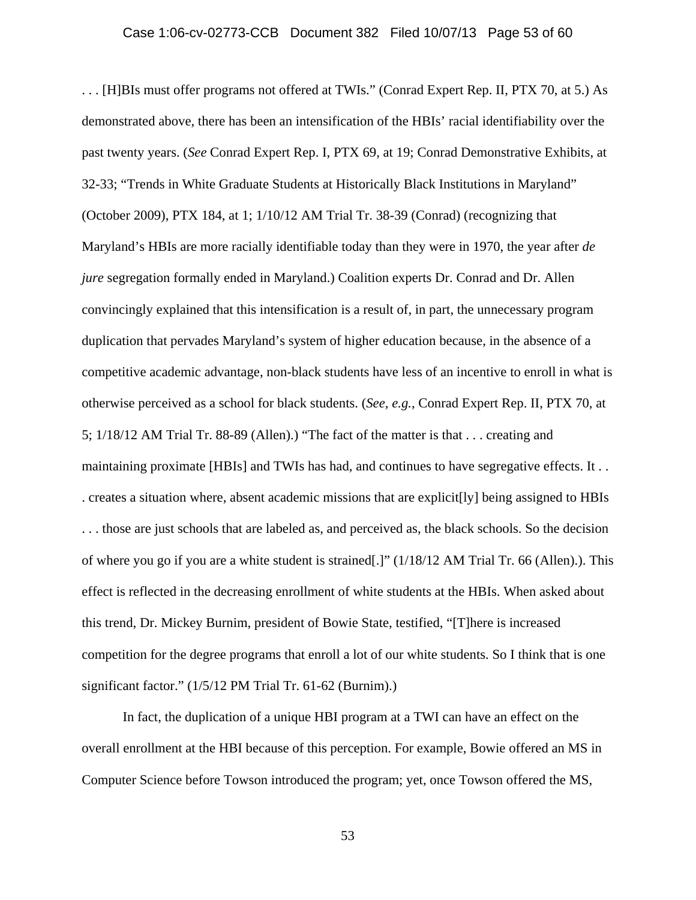. . . [H]BIs must offer programs not offered at TWIs." (Conrad Expert Rep. II, PTX 70, at 5.) As demonstrated above, there has been an intensification of the HBIs' racial identifiability over the past twenty years. (*See* Conrad Expert Rep. I, PTX 69, at 19; Conrad Demonstrative Exhibits, at 32-33; "Trends in White Graduate Students at Historically Black Institutions in Maryland" (October 2009), PTX 184, at 1; 1/10/12 AM Trial Tr. 38-39 (Conrad) (recognizing that Maryland's HBIs are more racially identifiable today than they were in 1970, the year after *de jure* segregation formally ended in Maryland.) Coalition experts Dr. Conrad and Dr. Allen convincingly explained that this intensification is a result of, in part, the unnecessary program duplication that pervades Maryland's system of higher education because, in the absence of a competitive academic advantage, non-black students have less of an incentive to enroll in what is otherwise perceived as a school for black students. (*See, e.g.*, Conrad Expert Rep. II, PTX 70, at 5; 1/18/12 AM Trial Tr. 88-89 (Allen).) "The fact of the matter is that . . . creating and maintaining proximate [HBIs] and TWIs has had, and continues to have segregative effects. It . . . creates a situation where, absent academic missions that are explicit[ly] being assigned to HBIs . . . those are just schools that are labeled as, and perceived as, the black schools. So the decision of where you go if you are a white student is strained[.]" (1/18/12 AM Trial Tr. 66 (Allen).). This effect is reflected in the decreasing enrollment of white students at the HBIs. When asked about this trend, Dr. Mickey Burnim, president of Bowie State, testified, "[T]here is increased competition for the degree programs that enroll a lot of our white students. So I think that is one significant factor." (1/5/12 PM Trial Tr. 61-62 (Burnim).)

In fact, the duplication of a unique HBI program at a TWI can have an effect on the overall enrollment at the HBI because of this perception. For example, Bowie offered an MS in Computer Science before Towson introduced the program; yet, once Towson offered the MS,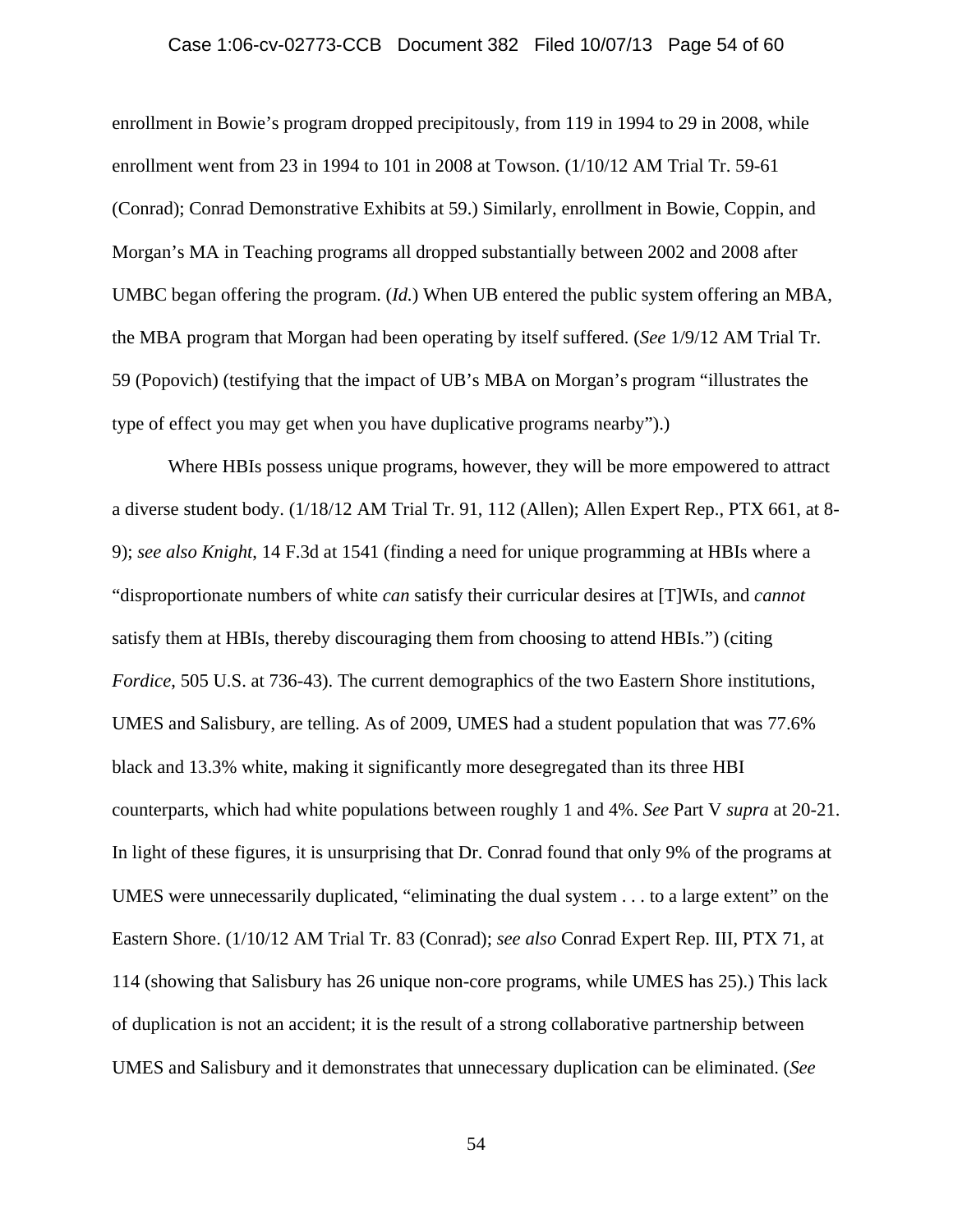enrollment in Bowie's program dropped precipitously, from 119 in 1994 to 29 in 2008, while enrollment went from 23 in 1994 to 101 in 2008 at Towson. (1/10/12 AM Trial Tr. 59-61 (Conrad); Conrad Demonstrative Exhibits at 59.) Similarly, enrollment in Bowie, Coppin, and Morgan's MA in Teaching programs all dropped substantially between 2002 and 2008 after UMBC began offering the program. (*Id.*) When UB entered the public system offering an MBA, the MBA program that Morgan had been operating by itself suffered. (*See* 1/9/12 AM Trial Tr. 59 (Popovich) (testifying that the impact of UB's MBA on Morgan's program "illustrates the type of effect you may get when you have duplicative programs nearby").)

Where HBIs possess unique programs, however, they will be more empowered to attract a diverse student body. (1/18/12 AM Trial Tr. 91, 112 (Allen); Allen Expert Rep., PTX 661, at 8-9); *see also Knight*, 14 F.3d at 1541 (finding a need for unique programming at HBIs where a "disproportionate numbers of white *can* satisfy their curricular desires at [T]WIs, and *cannot* satisfy them at HBIs, thereby discouraging them from choosing to attend HBIs.") (citing *Fordice*, 505 U.S. at 736-43). The current demographics of the two Eastern Shore institutions, UMES and Salisbury, are telling. As of 2009, UMES had a student population that was 77.6% black and 13.3% white, making it significantly more desegregated than its three HBI counterparts, which had white populations between roughly 1 and 4%. *See* Part V *supra* at 20-21. In light of these figures, it is unsurprising that Dr. Conrad found that only 9% of the programs at UMES were unnecessarily duplicated, "eliminating the dual system . . . to a large extent" on the Eastern Shore. (1/10/12 AM Trial Tr. 83 (Conrad); *see also* Conrad Expert Rep. III, PTX 71, at 114 (showing that Salisbury has 26 unique non-core programs, while UMES has 25).) This lack of duplication is not an accident; it is the result of a strong collaborative partnership between UMES and Salisbury and it demonstrates that unnecessary duplication can be eliminated. (*See*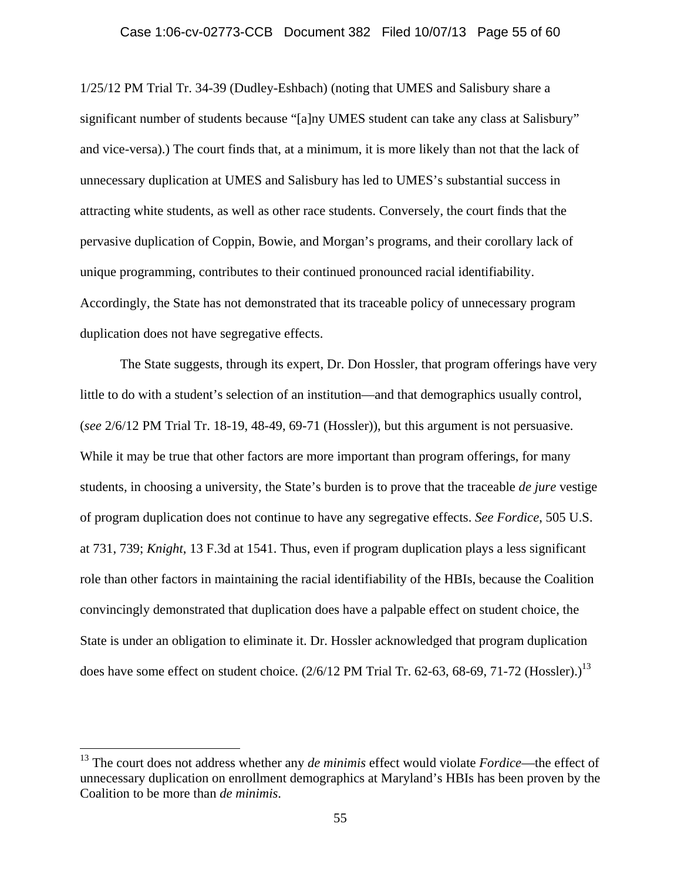1/25/12 PM Trial Tr. 34-39 (Dudley-Eshbach) (noting that UMES and Salisbury share a significant number of students because "[a]ny UMES student can take any class at Salisbury" and vice-versa).) The court finds that, at a minimum, it is more likely than not that the lack of unnecessary duplication at UMES and Salisbury has led to UMES's substantial success in attracting white students, as well as other race students. Conversely, the court finds that the pervasive duplication of Coppin, Bowie, and Morgan's programs, and their corollary lack of unique programming, contributes to their continued pronounced racial identifiability. Accordingly, the State has not demonstrated that its traceable policy of unnecessary program duplication does not have segregative effects.

The State suggests, through its expert, Dr. Don Hossler, that program offerings have very little to do with a student's selection of an institution—and that demographics usually control, (*see* 2/6/12 PM Trial Tr. 18-19, 48-49, 69-71 (Hossler)), but this argument is not persuasive. While it may be true that other factors are more important than program offerings, for many students, in choosing a university, the State's burden is to prove that the traceable *de jure* vestige of program duplication does not continue to have any segregative effects. *See Fordice*, 505 U.S. at 731, 739; *Knight*, 13 F.3d at 1541. Thus, even if program duplication plays a less significant role than other factors in maintaining the racial identifiability of the HBIs, because the Coalition convincingly demonstrated that duplication does have a palpable effect on student choice, the State is under an obligation to eliminate it. Dr. Hossler acknowledged that program duplication does have some effect on student choice. (2/6/12 PM Trial Tr. 62-63, 68-69, 71-72 (Hossler).)[13]

---

[13] The court does not address whether any *de minimis* effect would violate *Fordice*—the effect of unnecessary duplication on enrollment demographics at Maryland's HBIs has been proven by the Coalition to be more than *de minimis*.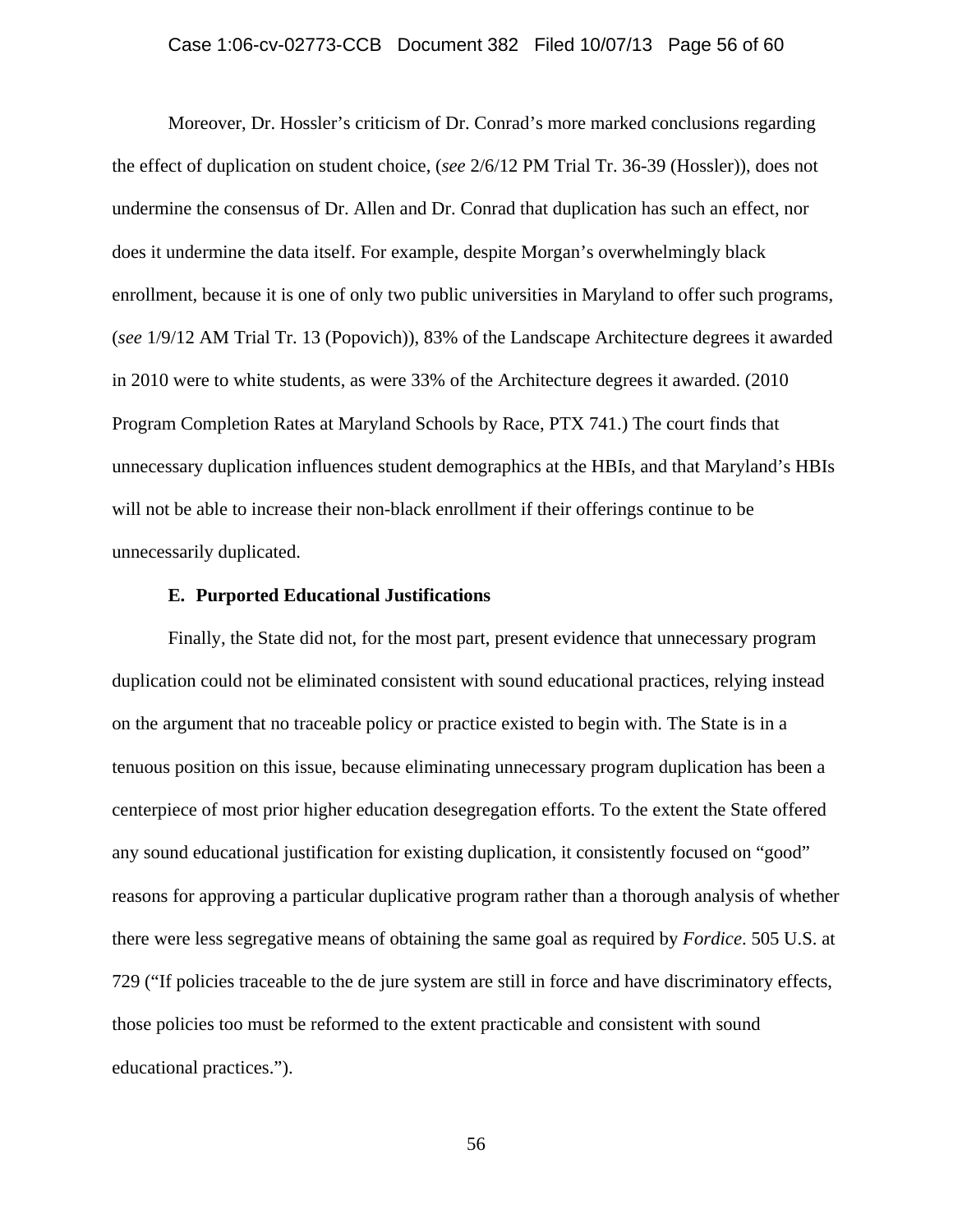Moreover, Dr. Hossler's criticism of Dr. Conrad's more marked conclusions regarding the effect of duplication on student choice, (*see* 2/6/12 PM Trial Tr. 36-39 (Hossler)), does not undermine the consensus of Dr. Allen and Dr. Conrad that duplication has such an effect, nor does it undermine the data itself. For example, despite Morgan's overwhelmingly black enrollment, because it is one of only two public universities in Maryland to offer such programs, (*see* 1/9/12 AM Trial Tr. 13 (Popovich)), 83% of the Landscape Architecture degrees it awarded in 2010 were to white students, as were 33% of the Architecture degrees it awarded. (2010 Program Completion Rates at Maryland Schools by Race, PTX 741.) The court finds that unnecessary duplication influences student demographics at the HBIs, and that Maryland's HBIs will not be able to increase their non-black enrollment if their offerings continue to be unnecessarily duplicated.

### E. Purported Educational Justifications

Finally, the State did not, for the most part, present evidence that unnecessary program duplication could not be eliminated consistent with sound educational practices, relying instead on the argument that no traceable policy or practice existed to begin with. The State is in a tenuous position on this issue, because eliminating unnecessary program duplication has been a centerpiece of most prior higher education desegregation efforts. To the extent the State offered any sound educational justification for existing duplication, it consistently focused on "good" reasons for approving a particular duplicative program rather than a thorough analysis of whether there were less segregative means of obtaining the same goal as required by *Fordice*. 505 U.S. at 729 ("If policies traceable to the de jure system are still in force and have discriminatory effects, those policies too must be reformed to the extent practicable and consistent with sound educational practices.").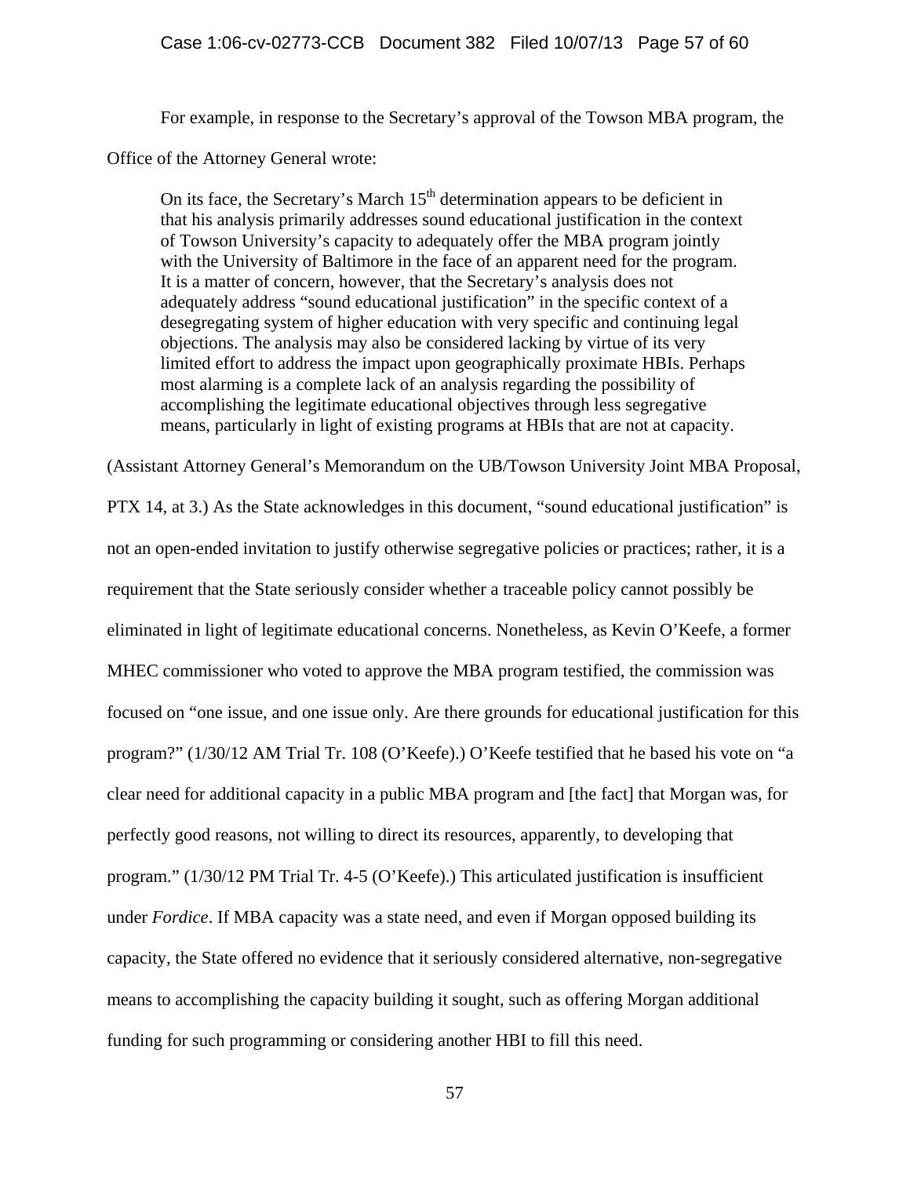For example, in response to the Secretary's approval of the Towson MBA program, the Office of the Attorney General wrote:

> On its face, the Secretary's March 15th determination appears to be deficient in that his analysis primarily addresses sound educational justification in the context of Towson University's capacity to adequately offer the MBA program jointly with the University of Baltimore in the face of an apparent need for the program. It is a matter of concern, however, that the Secretary's analysis does not adequately address "sound educational justification" in the specific context of a desegregating system of higher education with very specific and continuing legal objections. The analysis may also be considered lacking by virtue of its very limited effort to address the impact upon geographically proximate HBIs. Perhaps most alarming is a complete lack of an analysis regarding the possibility of accomplishing the legitimate educational objectives through less segregative means, particularly in light of existing programs at HBIs that are not at capacity.

(Assistant Attorney General's Memorandum on the UB/Towson University Joint MBA Proposal, PTX 14, at 3.) As the State acknowledges in this document, "sound educational justification" is not an open-ended invitation to justify otherwise segregative policies or practices; rather, it is a requirement that the State seriously consider whether a traceable policy cannot possibly be eliminated in light of legitimate educational concerns. Nonetheless, as Kevin O'Keefe, a former MHEC commissioner who voted to approve the MBA program testified, the commission was focused on "one issue, and one issue only. Are there grounds for educational justification for this program?" (1/30/12 AM Trial Tr. 108 (O'Keefe).) O'Keefe testified that he based his vote on "a clear need for additional capacity in a public MBA program and [the fact] that Morgan was, for perfectly good reasons, not willing to direct its resources, apparently, to developing that program." (1/30/12 PM Trial Tr. 4-5 (O'Keefe).) This articulated justification is insufficient under *Fordice*. If MBA capacity was a state need, and even if Morgan opposed building its capacity, the State offered no evidence that it seriously considered alternative, non-segregative means to accomplishing the capacity building it sought, such as offering Morgan additional funding for such programming or considering another HBI to fill this need.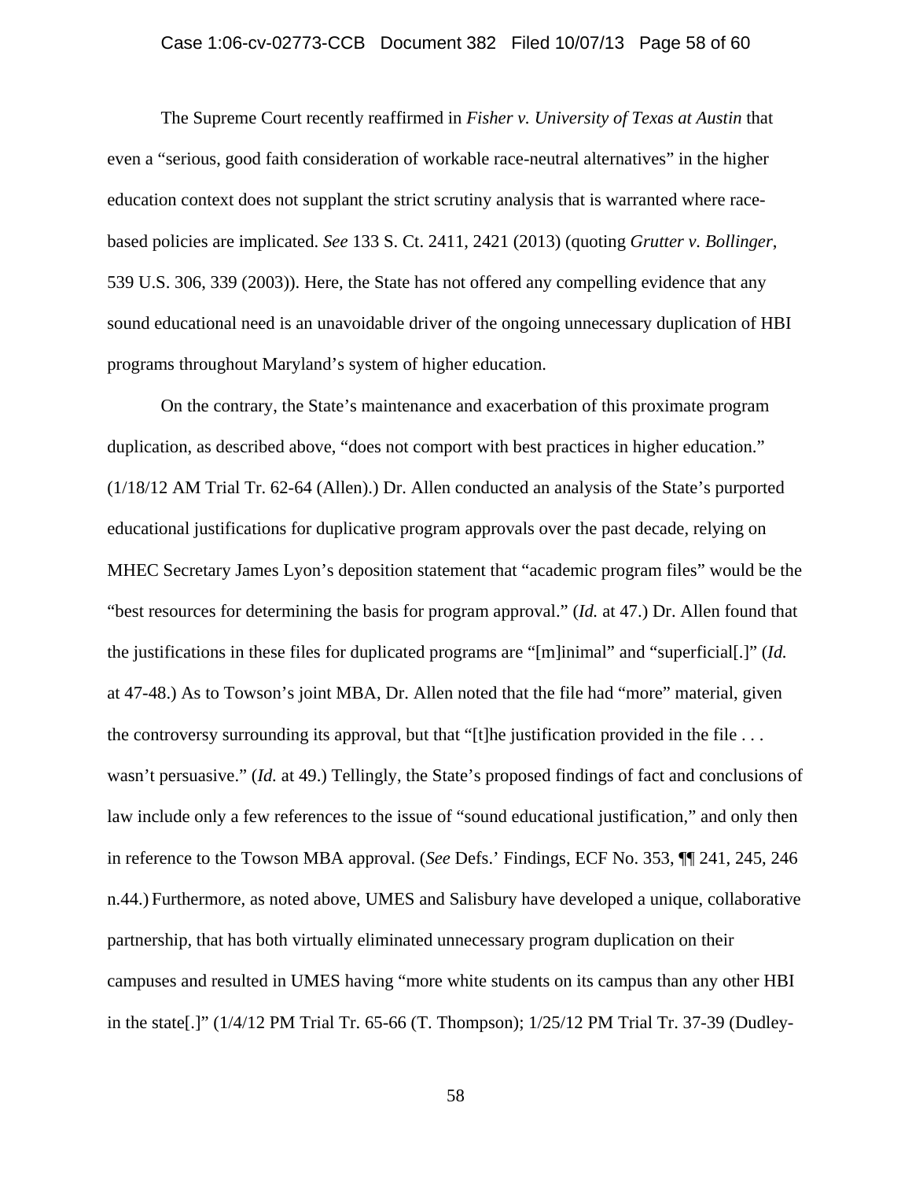The Supreme Court recently reaffirmed in *Fisher v. University of Texas at Austin* that even a "serious, good faith consideration of workable race-neutral alternatives" in the higher education context does not supplant the strict scrutiny analysis that is warranted where race-based policies are implicated. *See* 133 S. Ct. 2411, 2421 (2013) (quoting *Grutter v. Bollinger*, 539 U.S. 306, 339 (2003)). Here, the State has not offered any compelling evidence that any sound educational need is an unavoidable driver of the ongoing unnecessary duplication of HBI programs throughout Maryland's system of higher education.

On the contrary, the State's maintenance and exacerbation of this proximate program duplication, as described above, "does not comport with best practices in higher education." (1/18/12 AM Trial Tr. 62-64 (Allen).) Dr. Allen conducted an analysis of the State's purported educational justifications for duplicative program approvals over the past decade, relying on MHEC Secretary James Lyon's deposition statement that "academic program files" would be the "best resources for determining the basis for program approval." (*Id.* at 47.) Dr. Allen found that the justifications in these files for duplicated programs are "[m]inimal" and "superficial[.]" (*Id.* at 47-48.) As to Towson's joint MBA, Dr. Allen noted that the file had "more" material, given the controversy surrounding its approval, but that "[t]he justification provided in the file . . . wasn't persuasive." (*Id.* at 49.) Tellingly, the State's proposed findings of fact and conclusions of law include only a few references to the issue of "sound educational justification," and only then in reference to the Towson MBA approval. (*See* Defs.' Findings, ECF No. 353, ¶¶ 241, 245, 246 n.44.) Furthermore, as noted above, UMES and Salisbury have developed a unique, collaborative partnership, that has both virtually eliminated unnecessary program duplication on their campuses and resulted in UMES having "more white students on its campus than any other HBI in the state[.]" (1/4/12 PM Trial Tr. 65-66 (T. Thompson); 1/25/12 PM Trial Tr. 37-39 (Dudley-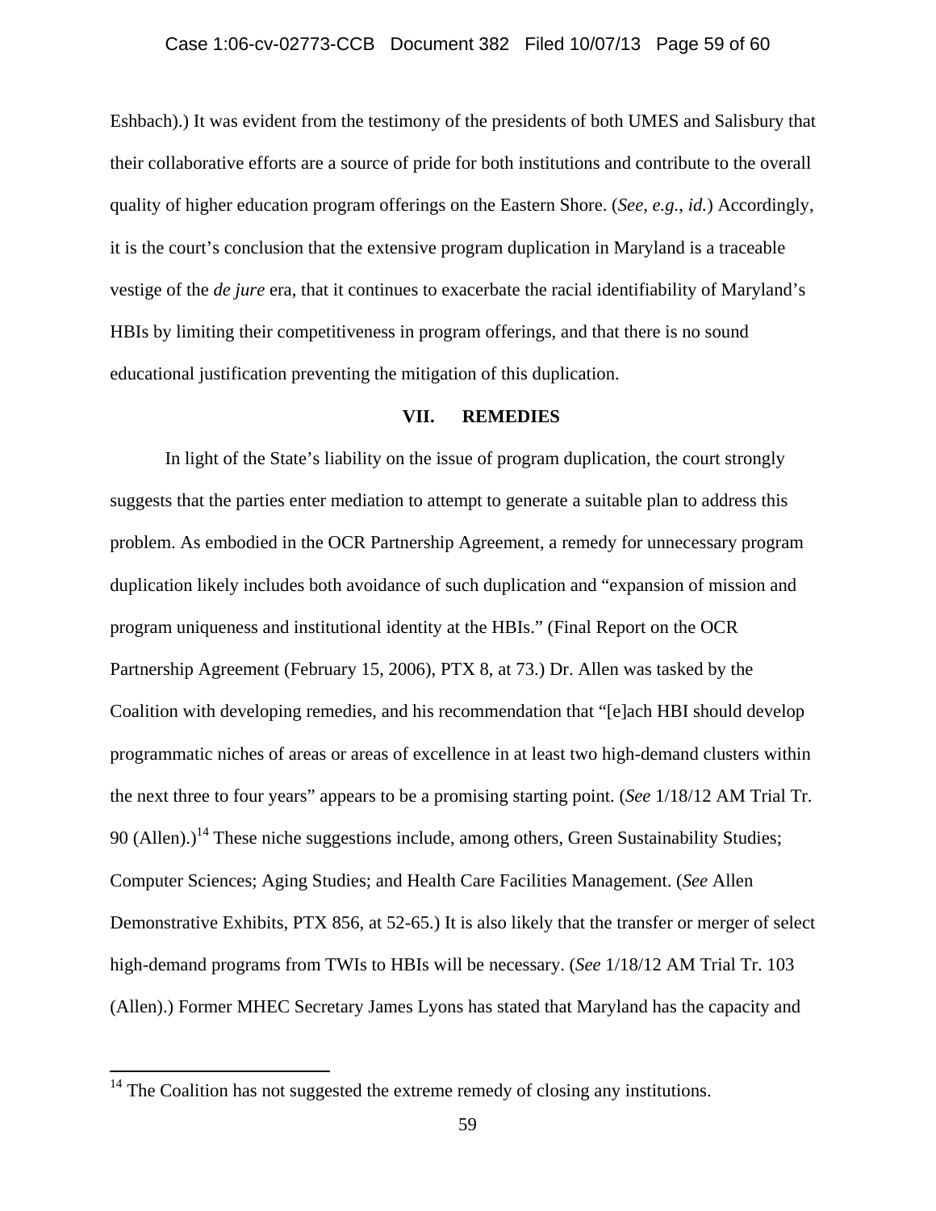Eshbach).) It was evident from the testimony of the presidents of both UMES and Salisbury that their collaborative efforts are a source of pride for both institutions and contribute to the overall quality of higher education program offerings on the Eastern Shore. (*See*, *e.g.*, *id.*) Accordingly, it is the court's conclusion that the extensive program duplication in Maryland is a traceable vestige of the *de jure* era, that it continues to exacerbate the racial identifiability of Maryland's HBIs by limiting their competitiveness in program offerings, and that there is no sound educational justification preventing the mitigation of this duplication.

## VII. REMEDIES

In light of the State's liability on the issue of program duplication, the court strongly suggests that the parties enter mediation to attempt to generate a suitable plan to address this problem. As embodied in the OCR Partnership Agreement, a remedy for unnecessary program duplication likely includes both avoidance of such duplication and "expansion of mission and program uniqueness and institutional identity at the HBIs." (Final Report on the OCR Partnership Agreement (February 15, 2006), PTX 8, at 73.) Dr. Allen was tasked by the Coalition with developing remedies, and his recommendation that "[e]ach HBI should develop programmatic niches of areas or areas of excellence in at least two high-demand clusters within the next three to four years" appears to be a promising starting point. (*See* 1/18/12 AM Trial Tr. 90 (Allen).)[14] These niche suggestions include, among others, Green Sustainability Studies; Computer Sciences; Aging Studies; and Health Care Facilities Management. (*See* Allen Demonstrative Exhibits, PTX 856, at 52-65.) It is also likely that the transfer or merger of select high-demand programs from TWIs to HBIs will be necessary. (*See* 1/18/12 AM Trial Tr. 103 (Allen).) Former MHEC Secretary James Lyons has stated that Maryland has the capacity and

[14] The Coalition has not suggested the extreme remedy of closing any institutions.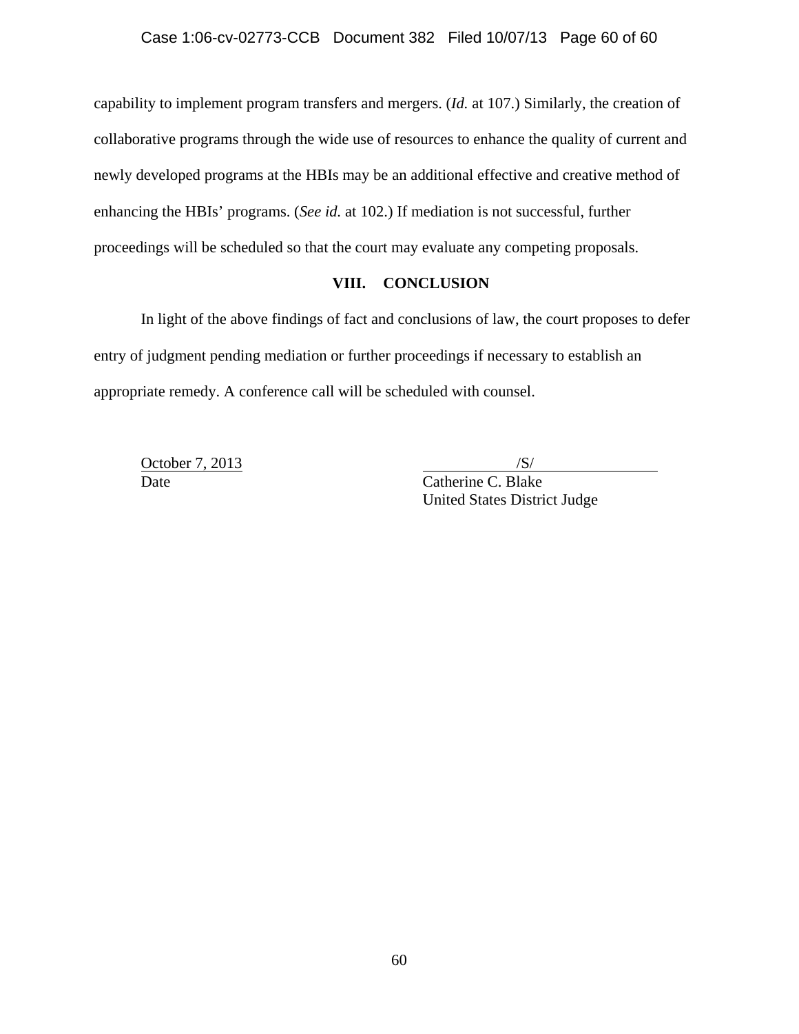capability to implement program transfers and mergers. (*Id.* at 107.) Similarly, the creation of collaborative programs through the wide use of resources to enhance the quality of current and newly developed programs at the HBIs may be an additional effective and creative method of enhancing the HBIs' programs. (*See id.* at 102.) If mediation is not successful, further proceedings will be scheduled so that the court may evaluate any competing proposals.

## VIII. CONCLUSION

In light of the above findings of fact and conclusions of law, the court proposes to defer entry of judgment pending mediation or further proceedings if necessary to establish an appropriate remedy. A conference call will be scheduled with counsel.

October 7, 2013
Date

/S/
Catherine C. Blake
United States District Judge